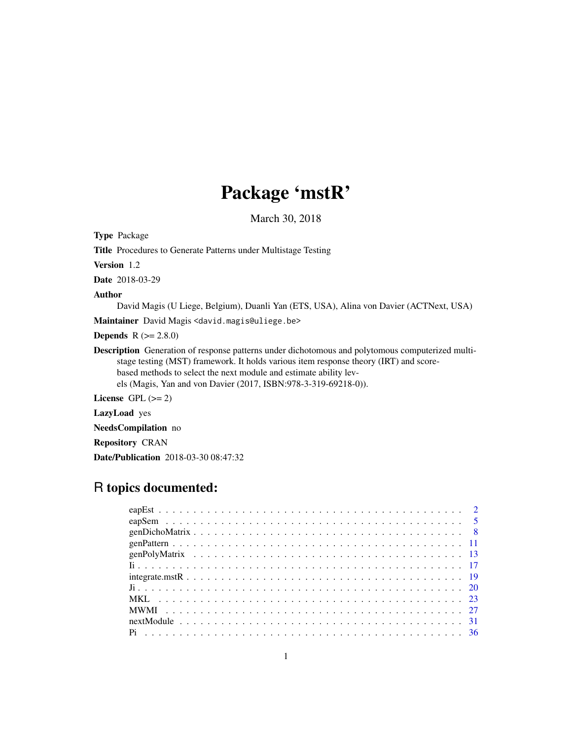# Package 'mstR'

March 30, 2018

**Type** Package

**Title** Procedures to Generate Patterns under Multistage Testing

**Version** 1.2

**Date** 2018-03-29

**Author** David Magis (U Liege, Belgium), Duanli Yan (ETS, USA), Alina von Davier (ACTNext, USA)

**Maintainer** David Magis <david.magis@uliege.be>

**Depends** R (>= 2.8.0)

**Description** Generation of response patterns under dichotomous and polytomous computerized multi-stage testing (MST) framework. It holds various item response theory (IRT) and score-based methods to select the next module and estimate ability levels (Magis, Yan and von Davier (2017, ISBN:978-3-319-69218-0)).

**License** GPL (>= 2)

**LazyLoad** yes

**NeedsCompilation** no

**Repository** CRAN

**Date/Publication** 2018-03-30 08:47:32

## R topics documented:

| | |
|---|---|
| eapEst | 2 |
| eapSem | 5 |
| genDichoMatrix | 8 |
| genPattern | 11 |
| genPolyMatrix | 13 |
| Ii | 17 |
| integrate.mstR | 19 |
| Ji | 20 |
| MKL | 23 |
| MWMI | 27 |
| nextModule | 31 |
| Pi | 36 |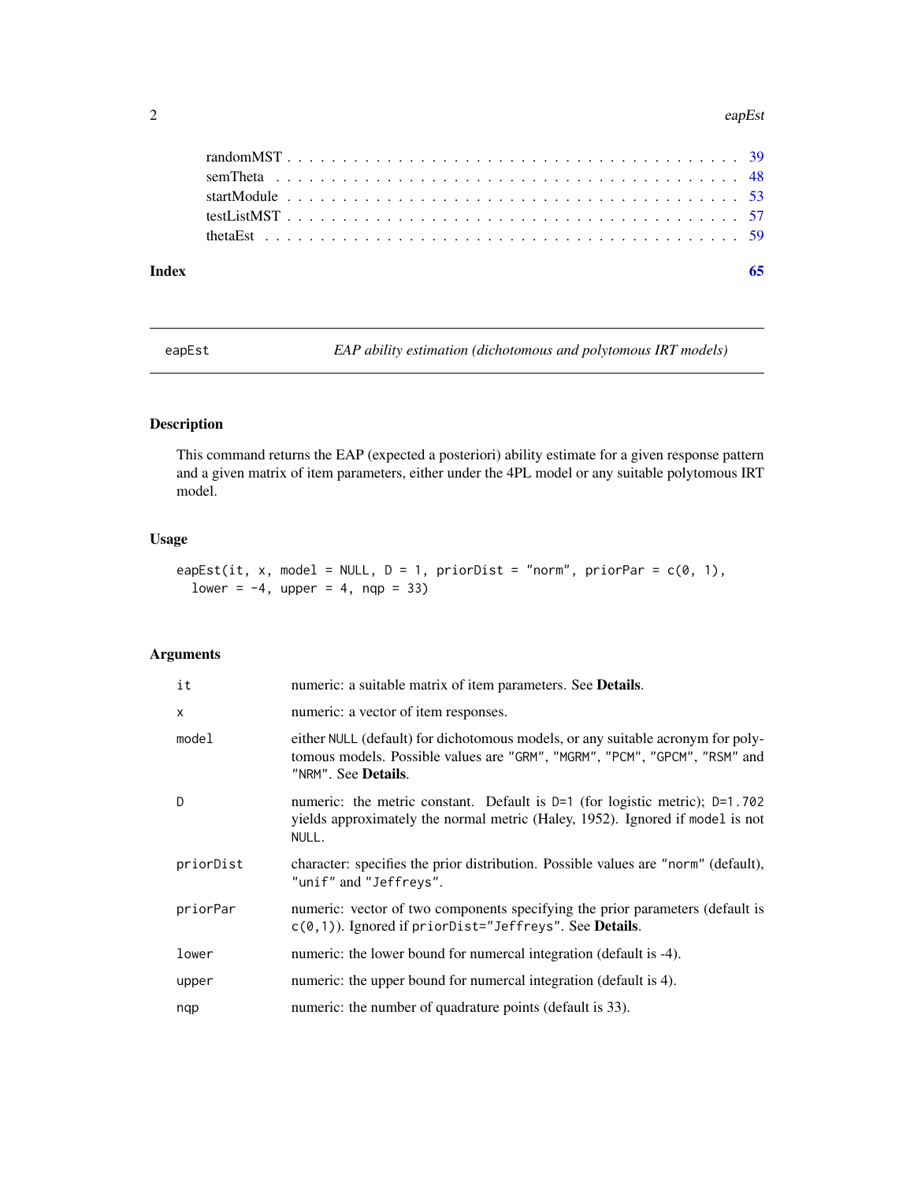| | |
|---|---|
| randomMST | 39 |
| semTheta | 48 |
| startModule | 53 |
| testListMST | 57 |
| thetaEst | 59 |

**Index** **65**

---

`eapEst` *EAP ability estimation (dichotomous and polytomous IRT models)*

---

## Description

This command returns the EAP (expected a posteriori) ability estimate for a given response pattern and a given matrix of item parameters, either under the 4PL model or any suitable polytomous IRT model.

## Usage

```
eapEst(it, x, model = NULL, D = 1, priorDist = "norm", priorPar = c(0, 1),
  lower = -4, upper = 4, nqp = 33)
```

## Arguments

| | |
|---|---|
| `it` | numeric: a suitable matrix of item parameters. See **Details**. |
| `x` | numeric: a vector of item responses. |
| `model` | either `NULL` (default) for dichotomous models, or any suitable acronym for polytomous models. Possible values are `"GRM"`, `"MGRM"`, `"PCM"`, `"GPCM"`, `"RSM"` and `"NRM"`. See **Details**. |
| `D` | numeric: the metric constant. Default is `D=1` (for logistic metric); `D=1.702` yields approximately the normal metric (Haley, 1952). Ignored if `model` is not `NULL`. |
| `priorDist` | character: specifies the prior distribution. Possible values are `"norm"` (default), `"unif"` and `"Jeffreys"`. |
| `priorPar` | numeric: vector of two components specifying the prior parameters (default is `c(0,1)`). Ignored if `priorDist="Jeffreys"`. See **Details**. |
| `lower` | numeric: the lower bound for numercal integration (default is -4). |
| `upper` | numeric: the upper bound for numercal integration (default is 4). |
| `nqp` | numeric: the number of quadrature points (default is 33). |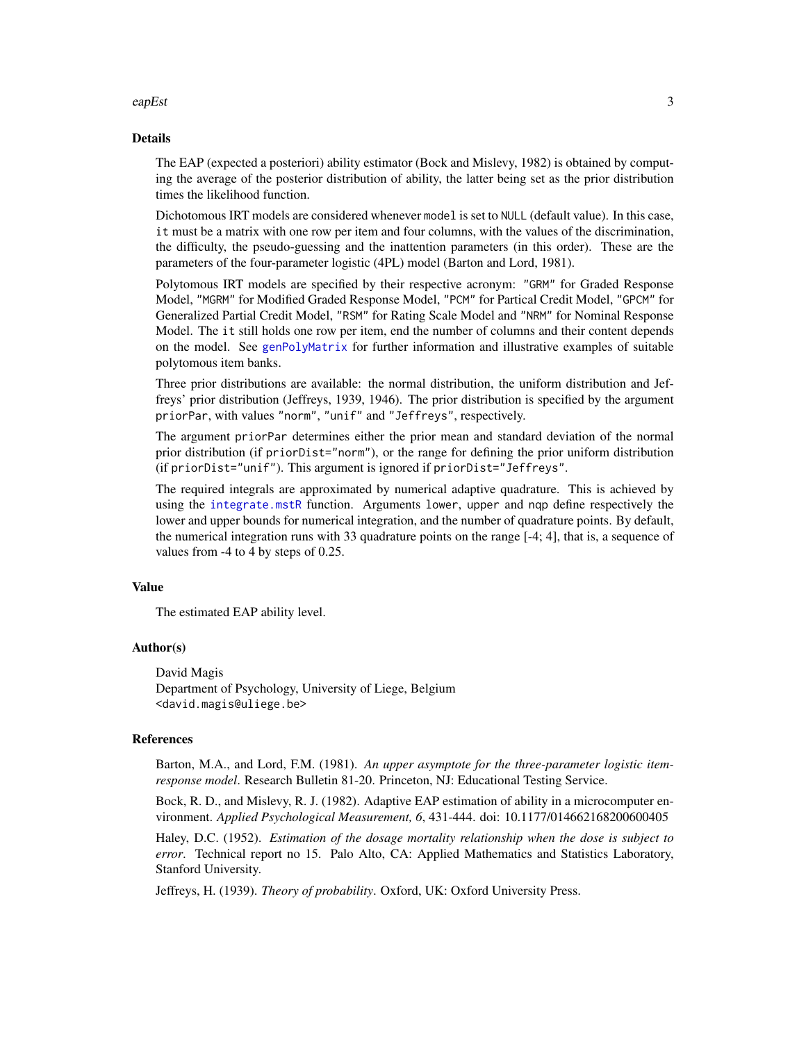## Details

The EAP (expected a posteriori) ability estimator (Bock and Mislevy, 1982) is obtained by computing the average of the posterior distribution of ability, the latter being set as the prior distribution times the likelihood function.

Dichotomous IRT models are considered whenever `model` is set to `NULL` (default value). In this case, `it` must be a matrix with one row per item and four columns, with the values of the discrimination, the difficulty, the pseudo-guessing and the inattention parameters (in this order). These are the parameters of the four-parameter logistic (4PL) model (Barton and Lord, 1981).

Polytomous IRT models are specified by their respective acronym: `"GRM"` for Graded Response Model, `"MGRM"` for Modified Graded Response Model, `"PCM"` for Partical Credit Model, `"GPCM"` for Generalized Partial Credit Model, `"RSM"` for Rating Scale Model and `"NRM"` for Nominal Response Model. The `it` still holds one row per item, end the number of columns and their content depends on the model. See `genPolyMatrix` for further information and illustrative examples of suitable polytomous item banks.

Three prior distributions are available: the normal distribution, the uniform distribution and Jeffreys' prior distribution (Jeffreys, 1939, 1946). The prior distribution is specified by the argument `priorPar`, with values `"norm"`, `"unif"` and `"Jeffreys"`, respectively.

The argument `priorPar` determines either the prior mean and standard deviation of the normal prior distribution (if `priorDist="norm"`), or the range for defining the prior uniform distribution (if `priorDist="unif"`). This argument is ignored if `priorDist="Jeffreys"`.

The required integrals are approximated by numerical adaptive quadrature. This is achieved by using the `integrate.mstR` function. Arguments `lower`, `upper` and `nqp` define respectively the lower and upper bounds for numerical integration, and the number of quadrature points. By default, the numerical integration runs with 33 quadrature points on the range [-4; 4], that is, a sequence of values from -4 to 4 by steps of 0.25.

## Value

The estimated EAP ability level.

## Author(s)

David Magis
Department of Psychology, University of Liege, Belgium
<david.magis@uliege.be>

## References

Barton, M.A., and Lord, F.M. (1981). *An upper asymptote for the three-parameter logistic item-response model*. Research Bulletin 81-20. Princeton, NJ: Educational Testing Service.

Bock, R. D., and Mislevy, R. J. (1982). Adaptive EAP estimation of ability in a microcomputer environment. *Applied Psychological Measurement, 6*, 431-444. doi: 10.1177/014662168200600405

Haley, D.C. (1952). *Estimation of the dosage mortality relationship when the dose is subject to error*. Technical report no 15. Palo Alto, CA: Applied Mathematics and Statistics Laboratory, Stanford University.

Jeffreys, H. (1939). *Theory of probability*. Oxford, UK: Oxford University Press.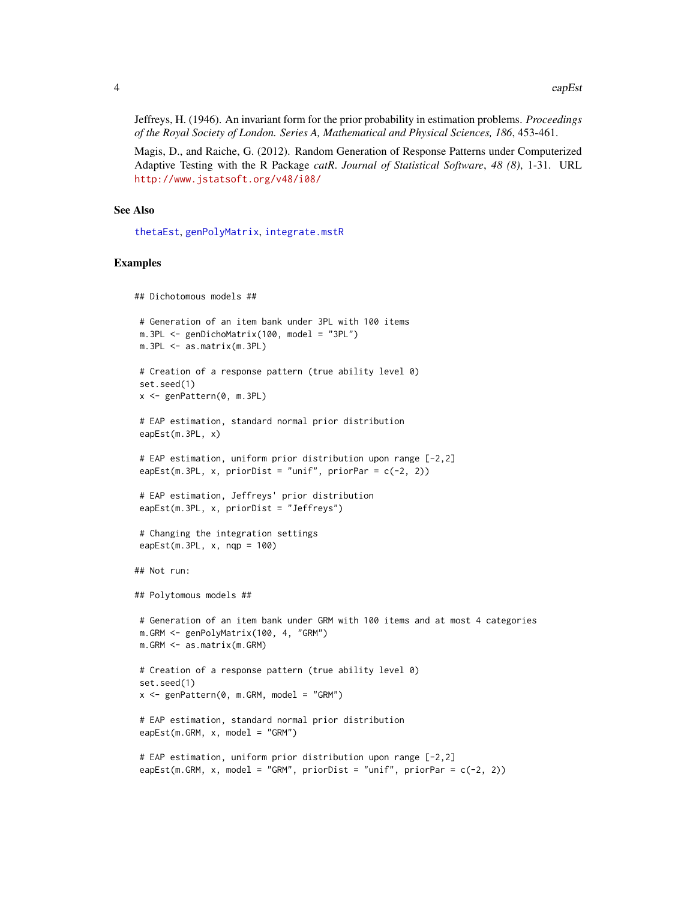Jeffreys, H. (1946). An invariant form for the prior probability in estimation problems. *Proceedings of the Royal Society of London. Series A, Mathematical and Physical Sciences, 186*, 453-461.

Magis, D., and Raiche, G. (2012). Random Generation of Response Patterns under Computerized Adaptive Testing with the R Package *catR*. *Journal of Statistical Software*, *48 (8)*, 1-31. URL http://www.jstatsoft.org/v48/i08/

### See Also

thetaEst, genPolyMatrix, integrate.mstR

### Examples

```
## Dichotomous models ##

 # Generation of an item bank under 3PL with 100 items
 m.3PL <- genDichoMatrix(100, model = "3PL")
 m.3PL <- as.matrix(m.3PL)

 # Creation of a response pattern (true ability level 0)
 set.seed(1)
 x <- genPattern(0, m.3PL)

 # EAP estimation, standard normal prior distribution
 eapEst(m.3PL, x)

 # EAP estimation, uniform prior distribution upon range [-2,2]
 eapEst(m.3PL, x, priorDist = "unif", priorPar = c(-2, 2))

 # EAP estimation, Jeffreys' prior distribution
 eapEst(m.3PL, x, priorDist = "Jeffreys")

 # Changing the integration settings
 eapEst(m.3PL, x, nqp = 100)

## Not run:

## Polytomous models ##

 # Generation of an item bank under GRM with 100 items and at most 4 categories
 m.GRM <- genPolyMatrix(100, 4, "GRM")
 m.GRM <- as.matrix(m.GRM)

 # Creation of a response pattern (true ability level 0)
 set.seed(1)
 x <- genPattern(0, m.GRM, model = "GRM")

 # EAP estimation, standard normal prior distribution
 eapEst(m.GRM, x, model = "GRM")

 # EAP estimation, uniform prior distribution upon range [-2,2]
 eapEst(m.GRM, x, model = "GRM", priorDist = "unif", priorPar = c(-2, 2))
```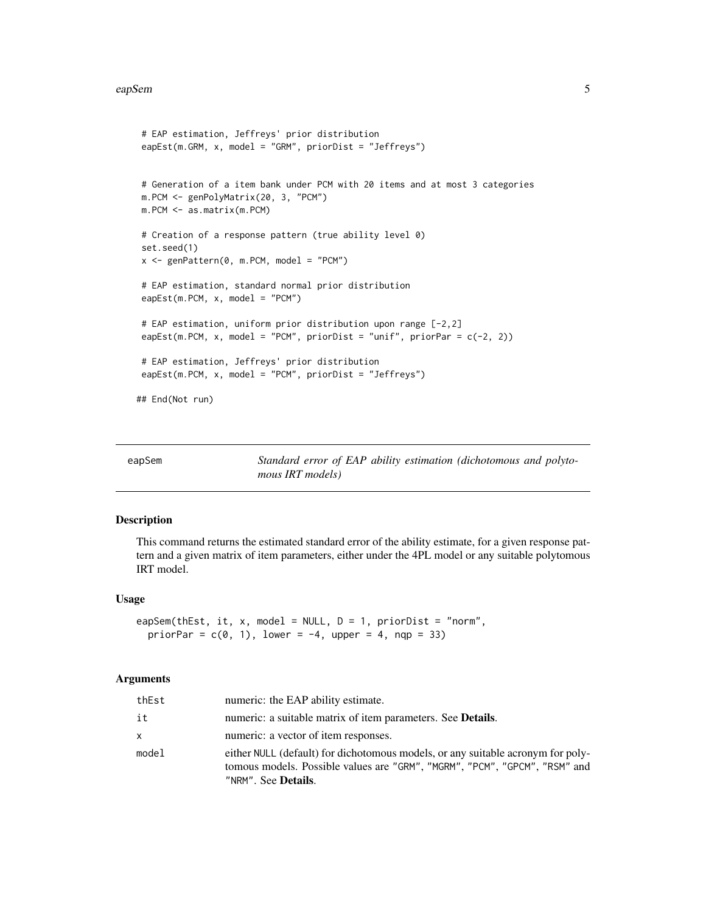```
 # EAP estimation, Jeffreys' prior distribution
 eapEst(m.GRM, x, model = "GRM", priorDist = "Jeffreys")


 # Generation of a item bank under PCM with 20 items and at most 3 categories
 m.PCM <- genPolyMatrix(20, 3, "PCM")
 m.PCM <- as.matrix(m.PCM)

 # Creation of a response pattern (true ability level 0)
 set.seed(1)
 x <- genPattern(0, m.PCM, model = "PCM")

 # EAP estimation, standard normal prior distribution
 eapEst(m.PCM, x, model = "PCM")

 # EAP estimation, uniform prior distribution upon range [-2,2]
 eapEst(m.PCM, x, model = "PCM", priorDist = "unif", priorPar = c(-2, 2))

 # EAP estimation, Jeffreys' prior distribution
 eapEst(m.PCM, x, model = "PCM", priorDist = "Jeffreys")

## End(Not run)
```

---

## eapSem — *Standard error of EAP ability estimation (dichotomous and polytomous IRT models)*

### Description

This command returns the estimated standard error of the ability estimate, for a given response pattern and a given matrix of item parameters, either under the 4PL model or any suitable polytomous IRT model.

### Usage

```
eapSem(thEst, it, x, model = NULL, D = 1, priorDist = "norm",
  priorPar = c(0, 1), lower = -4, upper = 4, nqp = 33)
```

### Arguments

| | |
|---|---|
| thEst | numeric: the EAP ability estimate. |
| it | numeric: a suitable matrix of item parameters. See **Details**. |
| x | numeric: a vector of item responses. |
| model | either NULL (default) for dichotomous models, or any suitable acronym for polytomous models. Possible values are "GRM", "MGRM", "PCM", "GPCM", "RSM" and "NRM". See **Details**. |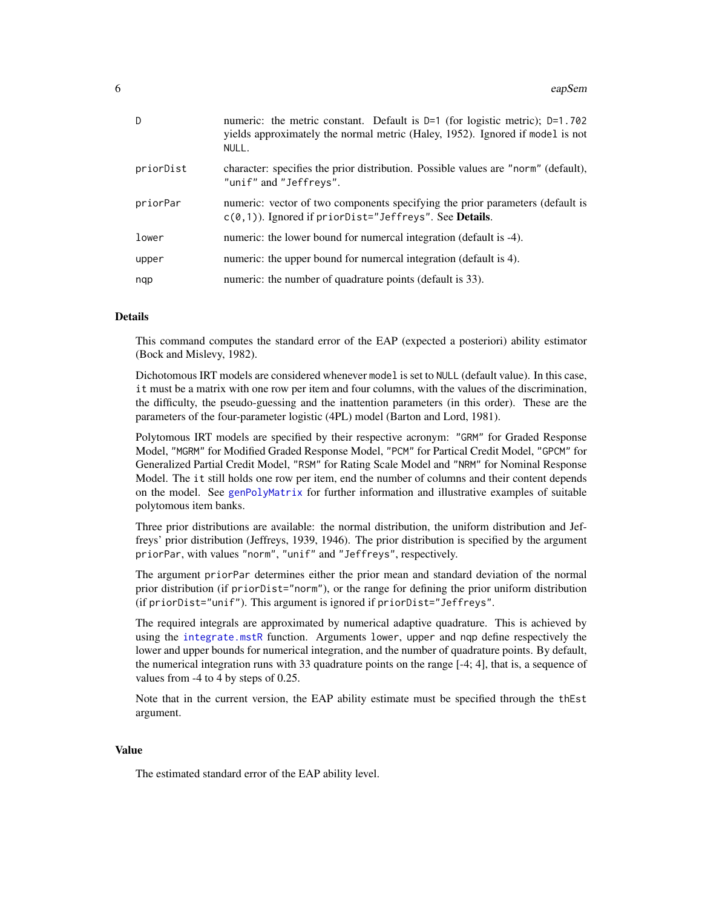| | |
|---|---|
| D | numeric: the metric constant. Default is D=1 (for logistic metric); D=1.702 yields approximately the normal metric (Haley, 1952). Ignored if model is not NULL. |
| priorDist | character: specifies the prior distribution. Possible values are "norm" (default), "unif" and "Jeffreys". |
| priorPar | numeric: vector of two components specifying the prior parameters (default is c(0,1)). Ignored if priorDist="Jeffreys". See **Details**. |
| lower | numeric: the lower bound for numercal integration (default is -4). |
| upper | numeric: the upper bound for numercal integration (default is 4). |
| nqp | numeric: the number of quadrature points (default is 33). |

### Details

This command computes the standard error of the EAP (expected a posteriori) ability estimator (Bock and Mislevy, 1982).

Dichotomous IRT models are considered whenever model is set to NULL (default value). In this case, it must be a matrix with one row per item and four columns, with the values of the discrimination, the difficulty, the pseudo-guessing and the inattention parameters (in this order). These are the parameters of the four-parameter logistic (4PL) model (Barton and Lord, 1981).

Polytomous IRT models are specified by their respective acronym: "GRM" for Graded Response Model, "MGRM" for Modified Graded Response Model, "PCM" for Partical Credit Model, "GPCM" for Generalized Partial Credit Model, "RSM" for Rating Scale Model and "NRM" for Nominal Response Model. The it still holds one row per item, end the number of columns and their content depends on the model. See genPolyMatrix for further information and illustrative examples of suitable polytomous item banks.

Three prior distributions are available: the normal distribution, the uniform distribution and Jeffreys' prior distribution (Jeffreys, 1939, 1946). The prior distribution is specified by the argument priorPar, with values "norm", "unif" and "Jeffreys", respectively.

The argument priorPar determines either the prior mean and standard deviation of the normal prior distribution (if priorDist="norm"), or the range for defining the prior uniform distribution (if priorDist="unif"). This argument is ignored if priorDist="Jeffreys".

The required integrals are approximated by numerical adaptive quadrature. This is achieved by using the integrate.mstR function. Arguments lower, upper and nqp define respectively the lower and upper bounds for numerical integration, and the number of quadrature points. By default, the numerical integration runs with 33 quadrature points on the range [-4; 4], that is, a sequence of values from -4 to 4 by steps of 0.25.

Note that in the current version, the EAP ability estimate must be specified through the thEst argument.

### Value

The estimated standard error of the EAP ability level.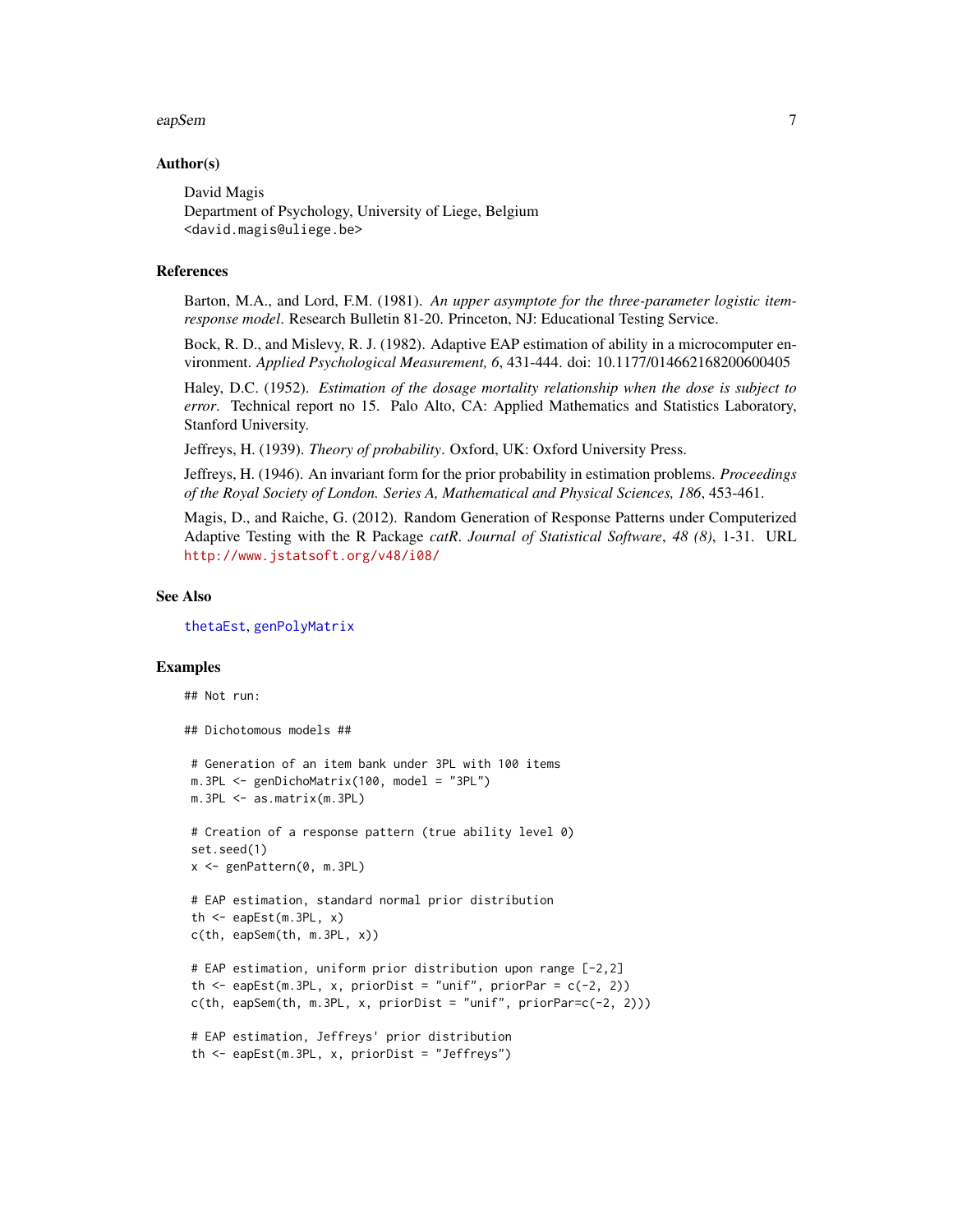### Author(s)

David Magis
Department of Psychology, University of Liege, Belgium
<david.magis@uliege.be>

### References

Barton, M.A., and Lord, F.M. (1981). *An upper asymptote for the three-parameter logistic item-response model*. Research Bulletin 81-20. Princeton, NJ: Educational Testing Service.

Bock, R. D., and Mislevy, R. J. (1982). Adaptive EAP estimation of ability in a microcomputer environment. *Applied Psychological Measurement, 6*, 431-444. doi: 10.1177/014662168200600405

Haley, D.C. (1952). *Estimation of the dosage mortality relationship when the dose is subject to error*. Technical report no 15. Palo Alto, CA: Applied Mathematics and Statistics Laboratory, Stanford University.

Jeffreys, H. (1939). *Theory of probability*. Oxford, UK: Oxford University Press.

Jeffreys, H. (1946). An invariant form for the prior probability in estimation problems. *Proceedings of the Royal Society of London. Series A, Mathematical and Physical Sciences, 186*, 453-461.

Magis, D., and Raiche, G. (2012). Random Generation of Response Patterns under Computerized Adaptive Testing with the R Package *catR*. *Journal of Statistical Software*, *48 (8)*, 1-31. URL http://www.jstatsoft.org/v48/i08/

### See Also

thetaEst, genPolyMatrix

### Examples

```
## Not run:

## Dichotomous models ##

 # Generation of an item bank under 3PL with 100 items
 m.3PL <- genDichoMatrix(100, model = "3PL")
 m.3PL <- as.matrix(m.3PL)

 # Creation of a response pattern (true ability level 0)
 set.seed(1)
 x <- genPattern(0, m.3PL)

 # EAP estimation, standard normal prior distribution
 th <- eapEst(m.3PL, x)
 c(th, eapSem(th, m.3PL, x))

 # EAP estimation, uniform prior distribution upon range [-2,2]
 th <- eapEst(m.3PL, x, priorDist = "unif", priorPar = c(-2, 2))
 c(th, eapSem(th, m.3PL, x, priorDist = "unif", priorPar=c(-2, 2)))

 # EAP estimation, Jeffreys' prior distribution
 th <- eapEst(m.3PL, x, priorDist = "Jeffreys")
```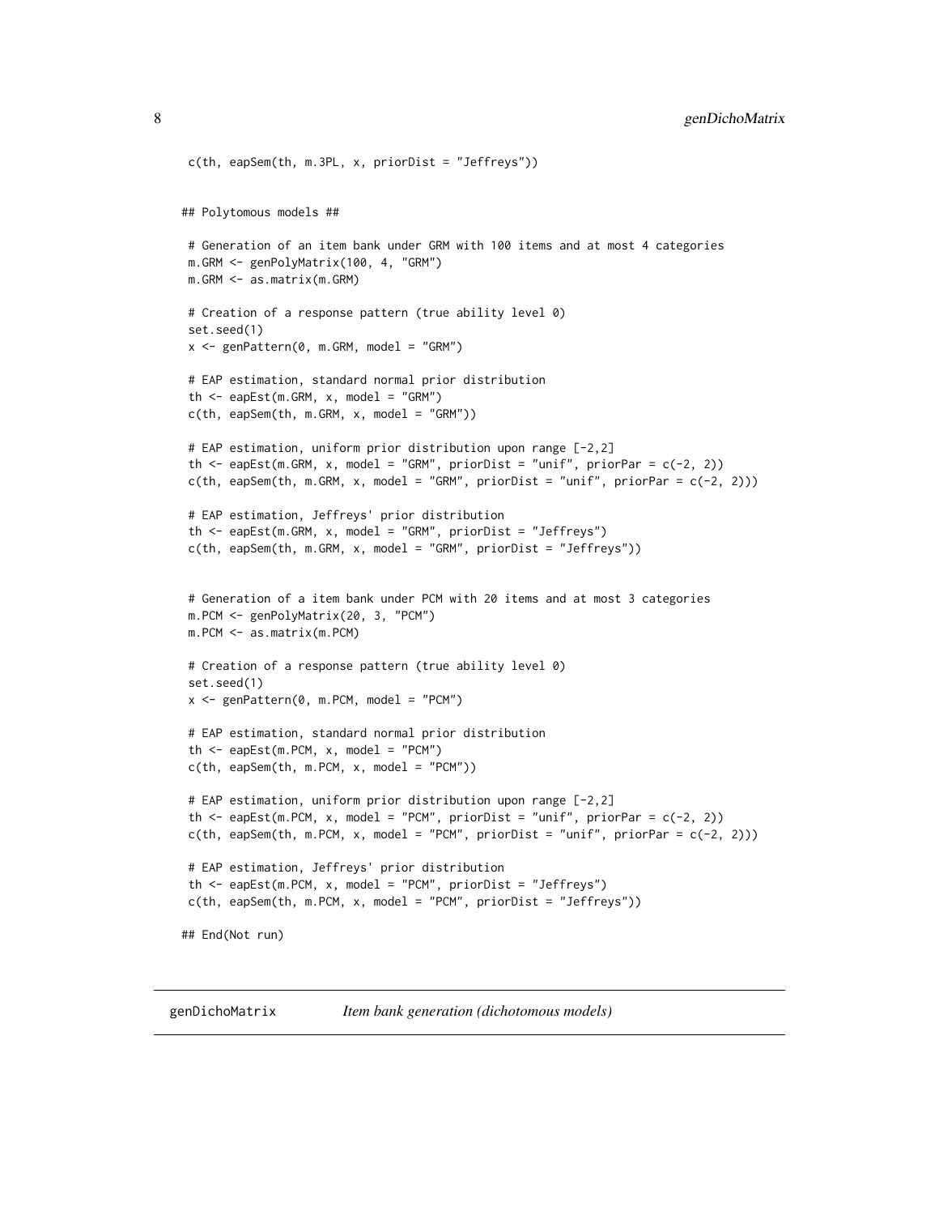```
 c(th, eapSem(th, m.3PL, x, priorDist = "Jeffreys"))


## Polytomous models ##

 # Generation of an item bank under GRM with 100 items and at most 4 categories
 m.GRM <- genPolyMatrix(100, 4, "GRM")
 m.GRM <- as.matrix(m.GRM)

 # Creation of a response pattern (true ability level 0)
 set.seed(1)
 x <- genPattern(0, m.GRM, model = "GRM")

 # EAP estimation, standard normal prior distribution
 th <- eapEst(m.GRM, x, model = "GRM")
 c(th, eapSem(th, m.GRM, x, model = "GRM"))

 # EAP estimation, uniform prior distribution upon range [-2,2]
 th <- eapEst(m.GRM, x, model = "GRM", priorDist = "unif", priorPar = c(-2, 2))
 c(th, eapSem(th, m.GRM, x, model = "GRM", priorDist = "unif", priorPar = c(-2, 2)))

 # EAP estimation, Jeffreys' prior distribution
 th <- eapEst(m.GRM, x, model = "GRM", priorDist = "Jeffreys")
 c(th, eapSem(th, m.GRM, x, model = "GRM", priorDist = "Jeffreys"))


 # Generation of a item bank under PCM with 20 items and at most 3 categories
 m.PCM <- genPolyMatrix(20, 3, "PCM")
 m.PCM <- as.matrix(m.PCM)

 # Creation of a response pattern (true ability level 0)
 set.seed(1)
 x <- genPattern(0, m.PCM, model = "PCM")

 # EAP estimation, standard normal prior distribution
 th <- eapEst(m.PCM, x, model = "PCM")
 c(th, eapSem(th, m.PCM, x, model = "PCM"))

 # EAP estimation, uniform prior distribution upon range [-2,2]
 th <- eapEst(m.PCM, x, model = "PCM", priorDist = "unif", priorPar = c(-2, 2))
 c(th, eapSem(th, m.PCM, x, model = "PCM", priorDist = "unif", priorPar = c(-2, 2)))

 # EAP estimation, Jeffreys' prior distribution
 th <- eapEst(m.PCM, x, model = "PCM", priorDist = "Jeffreys")
 c(th, eapSem(th, m.PCM, x, model = "PCM", priorDist = "Jeffreys"))

## End(Not run)
```

---

genDichoMatrix *Item bank generation (dichotomous models)*

---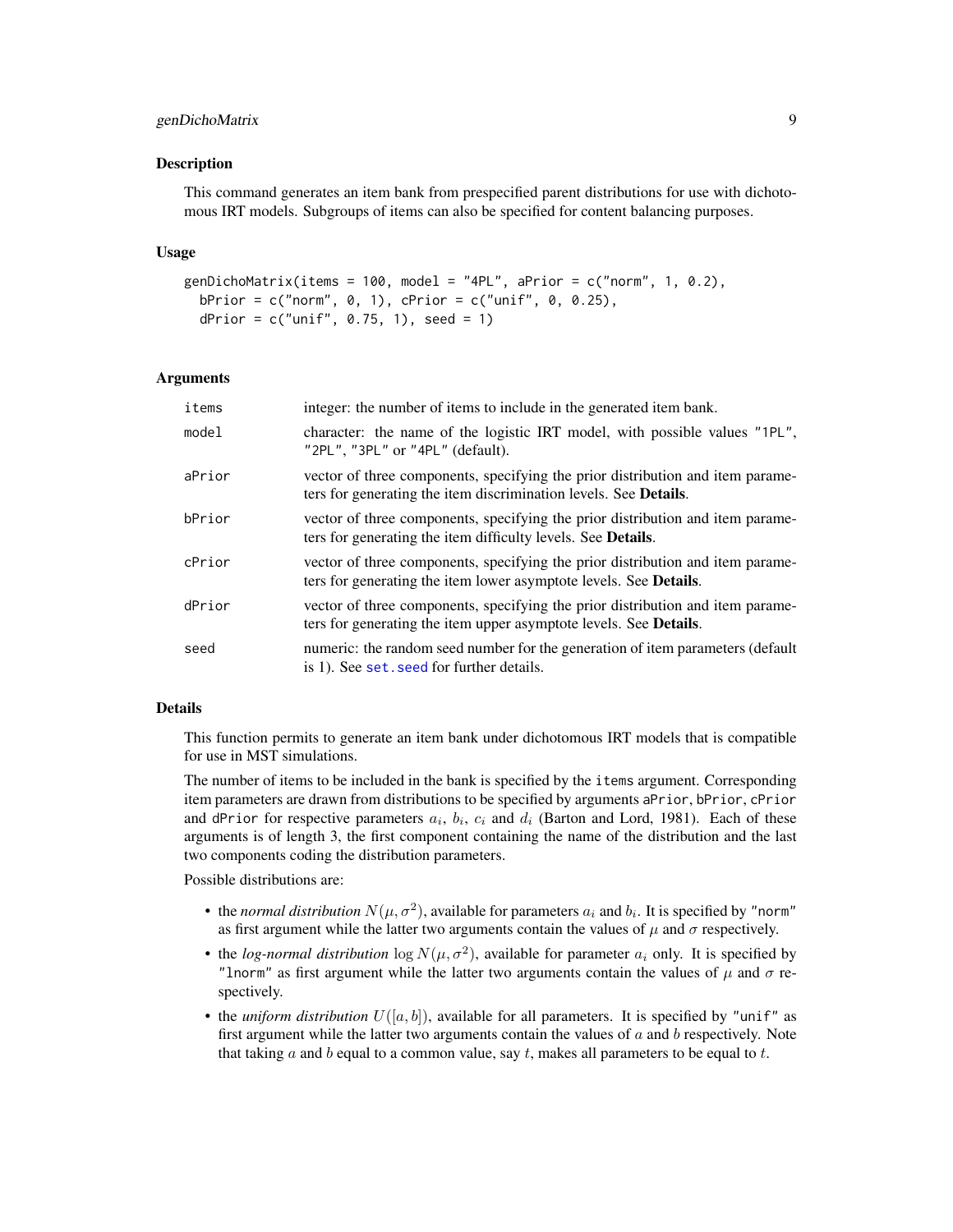## Description

This command generates an item bank from prespecified parent distributions for use with dichotomous IRT models. Subgroups of items can also be specified for content balancing purposes.

## Usage

```
genDichoMatrix(items = 100, model = "4PL", aPrior = c("norm", 1, 0.2),
  bPrior = c("norm", 0, 1), cPrior = c("unif", 0, 0.25),
  dPrior = c("unif", 0.75, 1), seed = 1)
```

## Arguments

| | |
|---|---|
| `items` | integer: the number of items to include in the generated item bank. |
| `model` | character: the name of the logistic IRT model, with possible values `"1PL"`, `"2PL"`, `"3PL"` or `"4PL"` (default). |
| `aPrior` | vector of three components, specifying the prior distribution and item parameters for generating the item discrimination levels. See **Details**. |
| `bPrior` | vector of three components, specifying the prior distribution and item parameters for generating the item difficulty levels. See **Details**. |
| `cPrior` | vector of three components, specifying the prior distribution and item parameters for generating the item lower asymptote levels. See **Details**. |
| `dPrior` | vector of three components, specifying the prior distribution and item parameters for generating the item upper asymptote levels. See **Details**. |
| `seed` | numeric: the random seed number for the generation of item parameters (default is 1). See `set.seed` for further details. |

## Details

This function permits to generate an item bank under dichotomous IRT models that is compatible for use in MST simulations.

The number of items to be included in the bank is specified by the `items` argument. Corresponding item parameters are drawn from distributions to be specified by arguments `aPrior`, `bPrior`, `cPrior` and `dPrior` for respective parameters $a_i$, $b_i$, $c_i$ and $d_i$ (Barton and Lord, 1981). Each of these arguments is of length 3, the first component containing the name of the distribution and the last two components coding the distribution parameters.

Possible distributions are:

- the *normal distribution* $N(\mu, \sigma^2)$, available for parameters $a_i$ and $b_i$. It is specified by `"norm"` as first argument while the latter two arguments contain the values of $\mu$ and $\sigma$ respectively.
- the *log-normal distribution* $\log N(\mu, \sigma^2)$, available for parameter $a_i$ only. It is specified by `"lnorm"` as first argument while the latter two arguments contain the values of $\mu$ and $\sigma$ respectively.
- the *uniform distribution* $U([a, b])$, available for all parameters. It is specified by `"unif"` as first argument while the latter two arguments contain the values of $a$ and $b$ respectively. Note that taking $a$ and $b$ equal to a common value, say $t$, makes all parameters to be equal to $t$.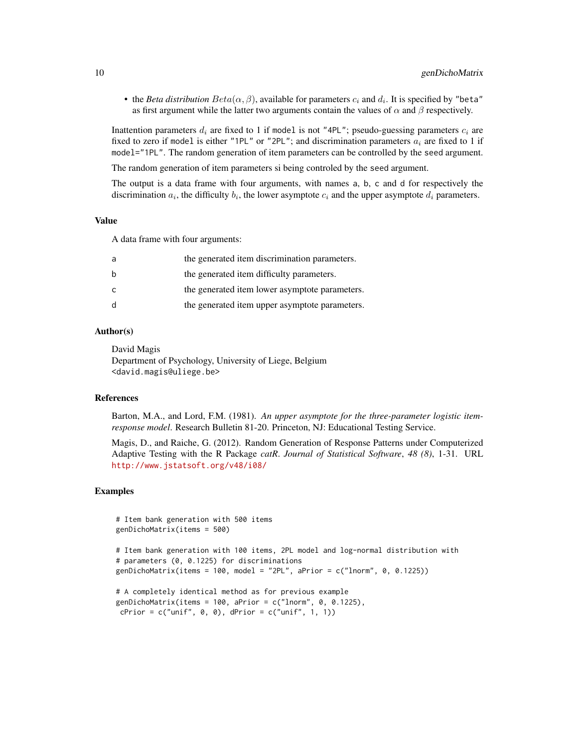- the *Beta distribution* $Beta(\alpha, \beta)$, available for parameters $c_i$ and $d_i$. It is specified by `"beta"` as first argument while the latter two arguments contain the values of $\alpha$ and $\beta$ respectively.

Inattention parameters $d_i$ are fixed to 1 if `model` is not `"4PL"`; pseudo-guessing parameters $c_i$ are fixed to zero if `model` is either `"1PL"` or `"2PL"`; and discrimination parameters $a_i$ are fixed to 1 if `model="1PL"`. The random generation of item parameters can be controlled by the `seed` argument.

The random generation of item parameters si being controled by the `seed` argument.

The output is a data frame with four arguments, with names `a`, `b`, `c` and `d` for respectively the discrimination $a_i$, the difficulty $b_i$, the lower asymptote $c_i$ and the upper asymptote $d_i$ parameters.

## Value

A data frame with four arguments:

| | |
|---|---|
| a | the generated item discrimination parameters. |
| b | the generated item difficulty parameters. |
| c | the generated item lower asymptote parameters. |
| d | the generated item upper asymptote parameters. |

## Author(s)

David Magis
Department of Psychology, University of Liege, Belgium
<david.magis@uliege.be>

## References

Barton, M.A., and Lord, F.M. (1981). *An upper asymptote for the three-parameter logistic item-response model*. Research Bulletin 81-20. Princeton, NJ: Educational Testing Service.

Magis, D., and Raiche, G. (2012). Random Generation of Response Patterns under Computerized Adaptive Testing with the R Package *catR*. *Journal of Statistical Software*, *48 (8)*, 1-31. URL http://www.jstatsoft.org/v48/i08/

## Examples

```
# Item bank generation with 500 items
genDichoMatrix(items = 500)

# Item bank generation with 100 items, 2PL model and log-normal distribution with
# parameters (0, 0.1225) for discriminations
genDichoMatrix(items = 100, model = "2PL", aPrior = c("lnorm", 0, 0.1225))

# A completely identical method as for previous example
genDichoMatrix(items = 100, aPrior = c("lnorm", 0, 0.1225),
 cPrior = c("unif", 0, 0), dPrior = c("unif", 1, 1))
```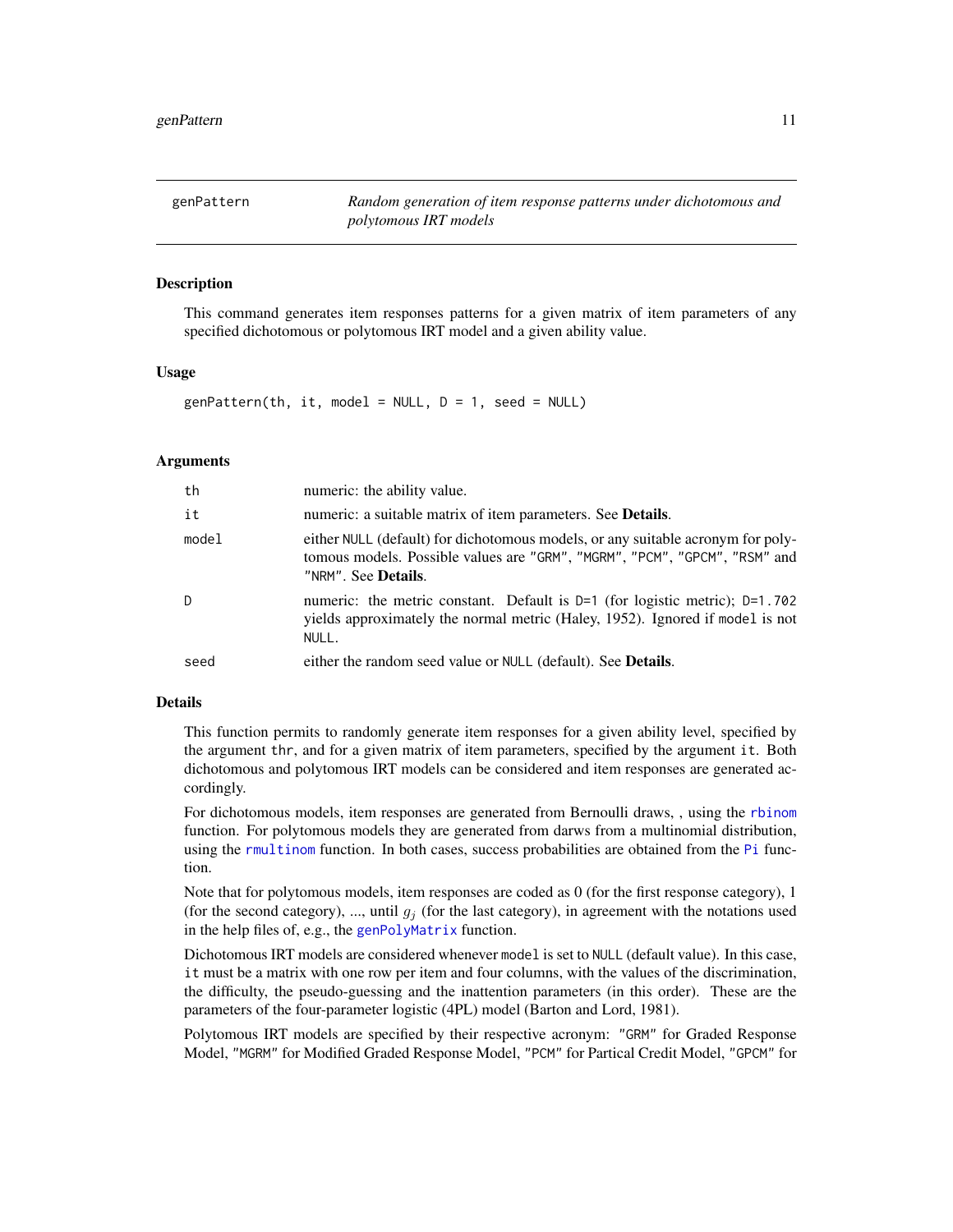## genPattern — *Random generation of item response patterns under dichotomous and polytomous IRT models*

### Description

This command generates item responses patterns for a given matrix of item parameters of any specified dichotomous or polytomous IRT model and a given ability value.

### Usage

```
genPattern(th, it, model = NULL, D = 1, seed = NULL)
```

### Arguments

| | |
|---|---|
| `th` | numeric: the ability value. |
| `it` | numeric: a suitable matrix of item parameters. See **Details**. |
| `model` | either `NULL` (default) for dichotomous models, or any suitable acronym for polytomous models. Possible values are `"GRM"`, `"MGRM"`, `"PCM"`, `"GPCM"`, `"RSM"` and `"NRM"`. See **Details**. |
| `D` | numeric: the metric constant. Default is `D=1` (for logistic metric); `D=1.702` yields approximately the normal metric (Haley, 1952). Ignored if `model` is not `NULL`. |
| `seed` | either the random seed value or `NULL` (default). See **Details**. |

### Details

This function permits to randomly generate item responses for a given ability level, specified by the argument `thr`, and for a given matrix of item parameters, specified by the argument `it`. Both dichotomous and polytomous IRT models can be considered and item responses are generated accordingly.

For dichotomous models, item responses are generated from Bernoulli draws, , using the `rbinom` function. For polytomous models they are generated from darws from a multinomial distribution, using the `rmultinom` function. In both cases, success probabilities are obtained from the `Pi` function.

Note that for polytomous models, item responses are coded as 0 (for the first response category), 1 (for the second category), ..., until $g_j$ (for the last category), in agreement with the notations used in the help files of, e.g., the `genPolyMatrix` function.

Dichotomous IRT models are considered whenever `model` is set to `NULL` (default value). In this case, `it` must be a matrix with one row per item and four columns, with the values of the discrimination, the difficulty, the pseudo-guessing and the inattention parameters (in this order). These are the parameters of the four-parameter logistic (4PL) model (Barton and Lord, 1981).

Polytomous IRT models are specified by their respective acronym: `"GRM"` for Graded Response Model, `"MGRM"` for Modified Graded Response Model, `"PCM"` for Partical Credit Model, `"GPCM"` for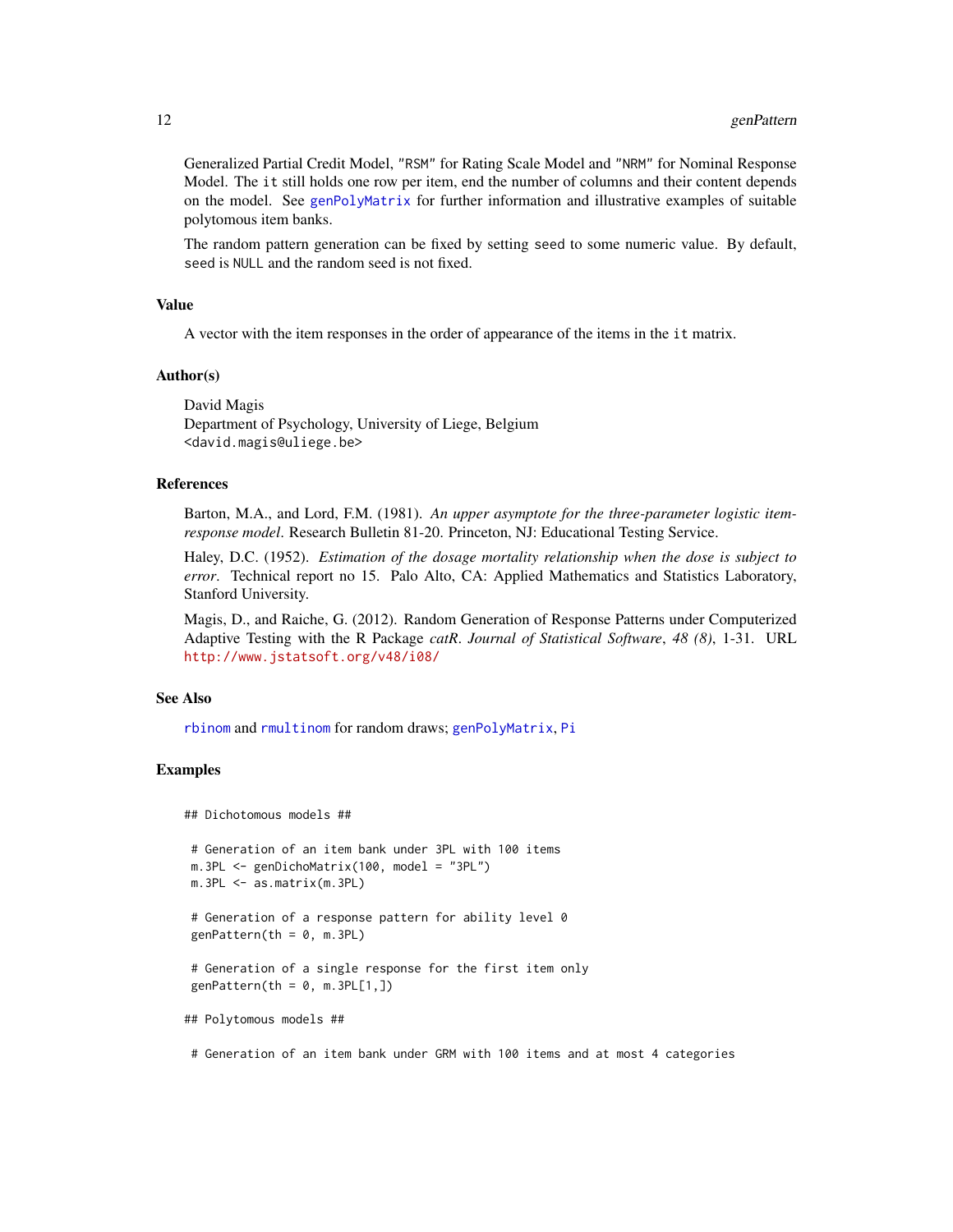Generalized Partial Credit Model, "RSM" for Rating Scale Model and "NRM" for Nominal Response Model. The it still holds one row per item, end the number of columns and their content depends on the model. See genPolyMatrix for further information and illustrative examples of suitable polytomous item banks.

The random pattern generation can be fixed by setting seed to some numeric value. By default, seed is NULL and the random seed is not fixed.

## Value

A vector with the item responses in the order of appearance of the items in the it matrix.

## Author(s)

David Magis
Department of Psychology, University of Liege, Belgium
<david.magis@uliege.be>

## References

Barton, M.A., and Lord, F.M. (1981). *An upper asymptote for the three-parameter logistic item-response model*. Research Bulletin 81-20. Princeton, NJ: Educational Testing Service.

Haley, D.C. (1952). *Estimation of the dosage mortality relationship when the dose is subject to error*. Technical report no 15. Palo Alto, CA: Applied Mathematics and Statistics Laboratory, Stanford University.

Magis, D., and Raiche, G. (2012). Random Generation of Response Patterns under Computerized Adaptive Testing with the R Package *catR*. *Journal of Statistical Software*, *48 (8)*, 1-31. URL http://www.jstatsoft.org/v48/i08/

## See Also

rbinom and rmultinom for random draws; genPolyMatrix, Pi

## Examples

```
## Dichotomous models ##

 # Generation of an item bank under 3PL with 100 items
 m.3PL <- genDichoMatrix(100, model = "3PL")
 m.3PL <- as.matrix(m.3PL)

 # Generation of a response pattern for ability level 0
 genPattern(th = 0, m.3PL)

 # Generation of a single response for the first item only
 genPattern(th = 0, m.3PL[1,])

## Polytomous models ##

 # Generation of an item bank under GRM with 100 items and at most 4 categories
```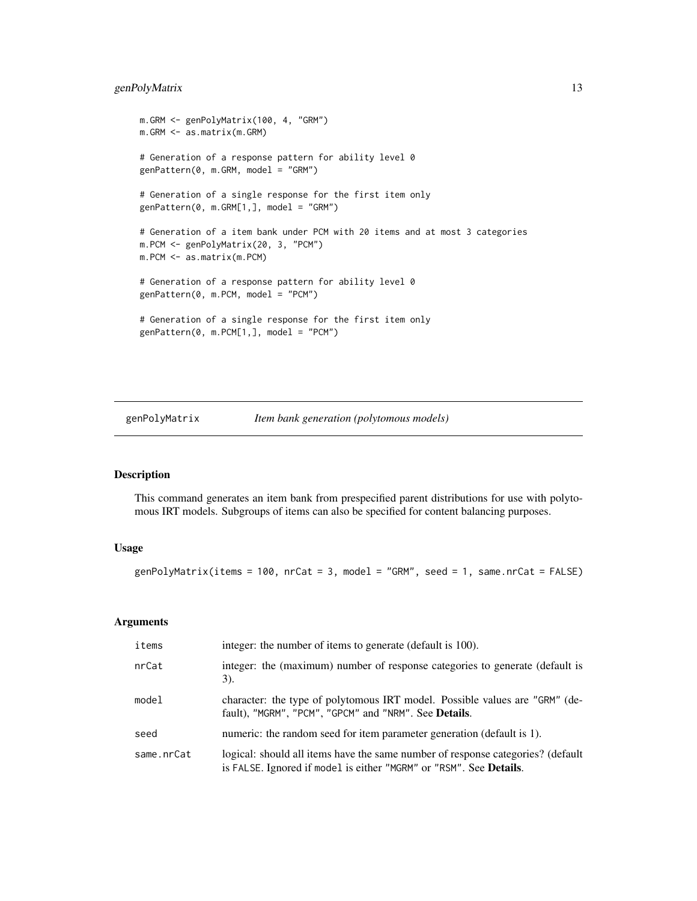```
m.GRM <- genPolyMatrix(100, 4, "GRM")
m.GRM <- as.matrix(m.GRM)

# Generation of a response pattern for ability level 0
genPattern(0, m.GRM, model = "GRM")

# Generation of a single response for the first item only
genPattern(0, m.GRM[1,], model = "GRM")

# Generation of a item bank under PCM with 20 items and at most 3 categories
m.PCM <- genPolyMatrix(20, 3, "PCM")
m.PCM <- as.matrix(m.PCM)

# Generation of a response pattern for ability level 0
genPattern(0, m.PCM, model = "PCM")

# Generation of a single response for the first item only
genPattern(0, m.PCM[1,], model = "PCM")
```

---

## genPolyMatrix *Item bank generation (polytomous models)*

---

### Description

This command generates an item bank from prespecified parent distributions for use with polytomous IRT models. Subgroups of items can also be specified for content balancing purposes.

### Usage

```
genPolyMatrix(items = 100, nrCat = 3, model = "GRM", seed = 1, same.nrCat = FALSE)
```

### Arguments

| | |
|---|---|
| `items` | integer: the number of items to generate (default is 100). |
| `nrCat` | integer: the (maximum) number of response categories to generate (default is 3). |
| `model` | character: the type of polytomous IRT model. Possible values are `"GRM"` (default), `"MGRM"`, `"PCM"`, `"GPCM"` and `"NRM"`. See **Details**. |
| `seed` | numeric: the random seed for item parameter generation (default is 1). |
| `same.nrCat` | logical: should all items have the same number of response categories? (default is `FALSE`. Ignored if `model` is either `"MGRM"` or `"RSM"`. See **Details**. |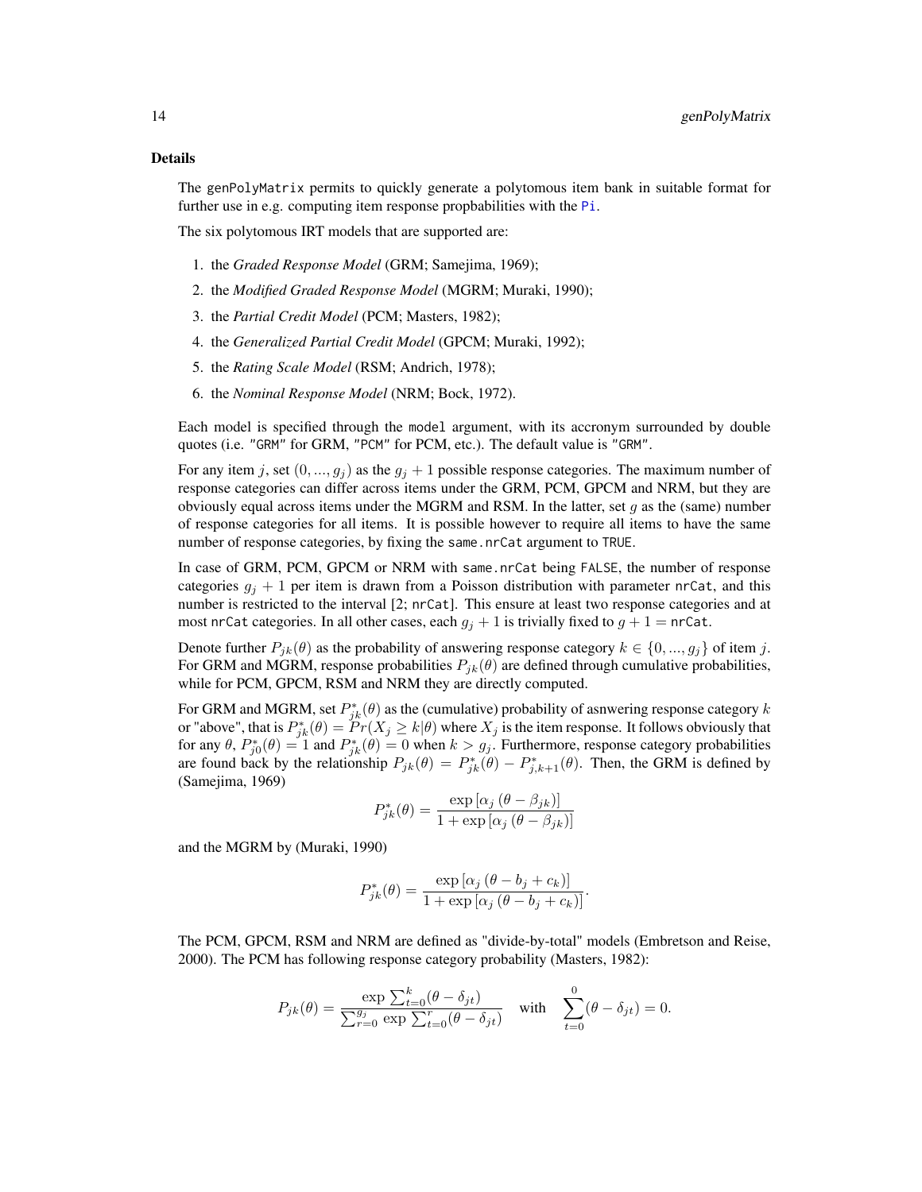### Details

The `genPolyMatrix` permits to quickly generate a polytomous item bank in suitable format for further use in e.g. computing item response propbabilities with the `Pi`.

The six polytomous IRT models that are supported are:

1. the *Graded Response Model* (GRM; Samejima, 1969);
2. the *Modified Graded Response Model* (MGRM; Muraki, 1990);
3. the *Partial Credit Model* (PCM; Masters, 1982);
4. the *Generalized Partial Credit Model* (GPCM; Muraki, 1992);
5. the *Rating Scale Model* (RSM; Andrich, 1978);
6. the *Nominal Response Model* (NRM; Bock, 1972).

Each model is specified through the `model` argument, with its accronym surrounded by double quotes (i.e. `"GRM"` for GRM, `"PCM"` for PCM, etc.). The default value is `"GRM"`.

For any item $j$, set $(0, ..., g_j)$ as the $g_j + 1$ possible response categories. The maximum number of response categories can differ across items under the GRM, PCM, GPCM and NRM, but they are obviously equal across items under the MGRM and RSM. In the latter, set $g$ as the (same) number of response categories for all items. It is possible however to require all items to have the same number of response categories, by fixing the `same.nrCat` argument to `TRUE`.

In case of GRM, PCM, GPCM or NRM with `same.nrCat` being `FALSE`, the number of response categories $g_j + 1$ per item is drawn from a Poisson distribution with parameter `nrCat`, and this number is restricted to the interval [2; `nrCat`]. This ensure at least two response categories and at most `nrCat` categories. In all other cases, each $g_j + 1$ is trivially fixed to $g + 1 =$ `nrCat`.

Denote further $P_{jk}(\theta)$ as the probability of answering response category $k \in \{0, ..., g_j\}$ of item $j$. For GRM and MGRM, response probabilities $P_{jk}(\theta)$ are defined through cumulative probabilities, while for PCM, GPCM, RSM and NRM they are directly computed.

For GRM and MGRM, set $P^*_{jk}(\theta)$ as the (cumulative) probability of asnwering response category $k$ or "above", that is $P^*_{jk}(\theta) = Pr(X_j \geq k|\theta)$ where $X_j$ is the item response. It follows obviously that for any $\theta$, $P^*_{j0}(\theta) = 1$ and $P^*_{jk}(\theta) = 0$ when $k > g_j$. Furthermore, response category probabilities are found back by the relationship $P_{jk}(\theta) = P^*_{jk}(\theta) - P^*_{j,k+1}(\theta)$. Then, the GRM is defined by (Samejima, 1969)

$$P^*_{jk}(\theta) = \frac{\exp\left[\alpha_j\left(\theta - \beta_{jk}\right)\right]}{1 + \exp\left[\alpha_j\left(\theta - \beta_{jk}\right)\right]}$$

and the MGRM by (Muraki, 1990)

$$P^*_{jk}(\theta) = \frac{\exp\left[\alpha_j\left(\theta - b_j + c_k\right)\right]}{1 + \exp\left[\alpha_j\left(\theta - b_j + c_k\right)\right]}.$$

The PCM, GPCM, RSM and NRM are defined as "divide-by-total" models (Embretson and Reise, 2000). The PCM has following response category probability (Masters, 1982):

$$P_{jk}(\theta) = \frac{\exp\sum_{t=0}^{k}(\theta - \delta_{jt})}{\sum_{r=0}^{g_j}\exp\sum_{t=0}^{r}(\theta - \delta_{jt})} \quad \text{with} \quad \sum_{t=0}^{0}(\theta - \delta_{jt}) = 0.$$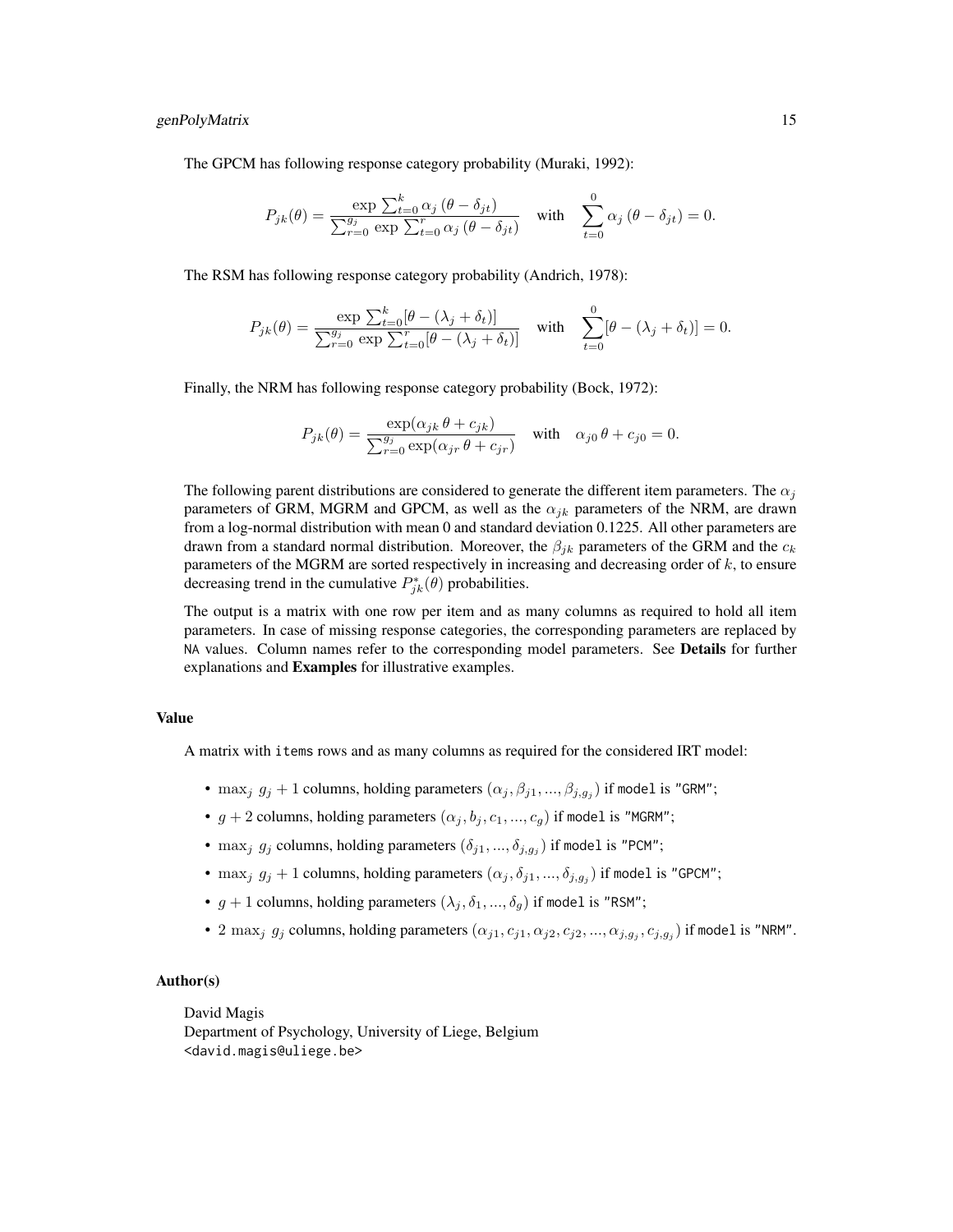The GPCM has following response category probability (Muraki, 1992):

$$P_{jk}(\theta) = \frac{\exp \sum_{t=0}^{k} \alpha_j \left(\theta - \delta_{jt}\right)}{\sum_{r=0}^{g_j} \exp \sum_{t=0}^{r} \alpha_j \left(\theta - \delta_{jt}\right)} \quad \text{with} \quad \sum_{t=0}^{0} \alpha_j \left(\theta - \delta_{jt}\right) = 0.$$

The RSM has following response category probability (Andrich, 1978):

$$P_{jk}(\theta) = \frac{\exp \sum_{t=0}^{k} [\theta - (\lambda_j + \delta_t)]}{\sum_{r=0}^{g_j} \exp \sum_{t=0}^{r} [\theta - (\lambda_j + \delta_t)]} \quad \text{with} \quad \sum_{t=0}^{0} [\theta - (\lambda_j + \delta_t)] = 0.$$

Finally, the NRM has following response category probability (Bock, 1972):

$$P_{jk}(\theta) = \frac{\exp(\alpha_{jk}\,\theta + c_{jk})}{\sum_{r=0}^{g_j} \exp(\alpha_{jr}\,\theta + c_{jr})} \quad \text{with} \quad \alpha_{j0}\,\theta + c_{j0} = 0.$$

The following parent distributions are considered to generate the different item parameters. The $\alpha_j$ parameters of GRM, MGRM and GPCM, as well as the $\alpha_{jk}$ parameters of the NRM, are drawn from a log-normal distribution with mean 0 and standard deviation 0.1225. All other parameters are drawn from a standard normal distribution. Moreover, the $\beta_{jk}$ parameters of the GRM and the $c_k$ parameters of the MGRM are sorted respectively in increasing and decreasing order of $k$, to ensure decreasing trend in the cumulative $P^*_{jk}(\theta)$ probabilities.

The output is a matrix with one row per item and as many columns as required to hold all item parameters. In case of missing response categories, the corresponding parameters are replaced by NA values. Column names refer to the corresponding model parameters. See **Details** for further explanations and **Examples** for illustrative examples.

### Value

A matrix with items rows and as many columns as required for the considered IRT model:

- $\max_j\, g_j + 1$ columns, holding parameters $(\alpha_j, \beta_{j1}, ..., \beta_{j,g_j})$ if model is "GRM";
- $g + 2$ columns, holding parameters $(\alpha_j, b_j, c_1, ..., c_g)$ if model is "MGRM";
- $\max_j\, g_j$ columns, holding parameters $(\delta_{j1}, ..., \delta_{j,g_j})$ if model is "PCM";
- $\max_j\, g_j + 1$ columns, holding parameters $(\alpha_j, \delta_{j1}, ..., \delta_{j,g_j})$ if model is "GPCM";
- $g + 1$ columns, holding parameters $(\lambda_j, \delta_1, ..., \delta_g)$ if model is "RSM";
- $2\, \max_j\, g_j$ columns, holding parameters $(\alpha_{j1}, c_{j1}, \alpha_{j2}, c_{j2}, ..., \alpha_{j,g_j}, c_{j,g_j})$ if model is "NRM".

### Author(s)

David Magis
Department of Psychology, University of Liege, Belgium
<david.magis@uliege.be>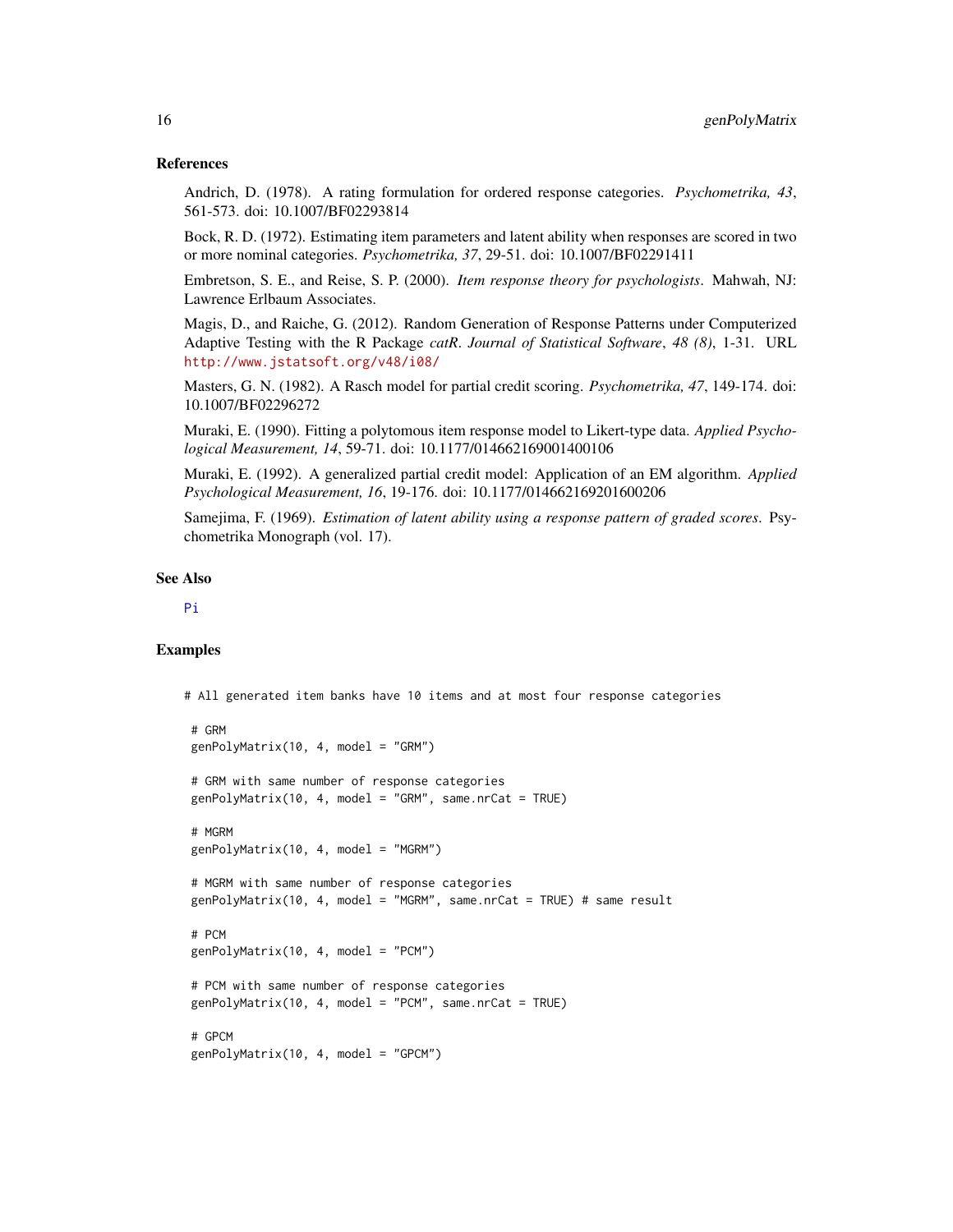## References

Andrich, D. (1978). A rating formulation for ordered response categories. *Psychometrika, 43*, 561-573. doi: 10.1007/BF02293814

Bock, R. D. (1972). Estimating item parameters and latent ability when responses are scored in two or more nominal categories. *Psychometrika, 37*, 29-51. doi: 10.1007/BF02291411

Embretson, S. E., and Reise, S. P. (2000). *Item response theory for psychologists*. Mahwah, NJ: Lawrence Erlbaum Associates.

Magis, D., and Raiche, G. (2012). Random Generation of Response Patterns under Computerized Adaptive Testing with the R Package *catR*. *Journal of Statistical Software*, *48 (8)*, 1-31. URL http://www.jstatsoft.org/v48/i08/

Masters, G. N. (1982). A Rasch model for partial credit scoring. *Psychometrika, 47*, 149-174. doi: 10.1007/BF02296272

Muraki, E. (1990). Fitting a polytomous item response model to Likert-type data. *Applied Psychological Measurement, 14*, 59-71. doi: 10.1177/014662169001400106

Muraki, E. (1992). A generalized partial credit model: Application of an EM algorithm. *Applied Psychological Measurement, 16*, 19-176. doi: 10.1177/014662169201600206

Samejima, F. (1969). *Estimation of latent ability using a response pattern of graded scores*. Psychometrika Monograph (vol. 17).

## See Also

Pi

## Examples

```
# All generated item banks have 10 items and at most four response categories

 # GRM
 genPolyMatrix(10, 4, model = "GRM")

 # GRM with same number of response categories
 genPolyMatrix(10, 4, model = "GRM", same.nrCat = TRUE)

 # MGRM
 genPolyMatrix(10, 4, model = "MGRM")

 # MGRM with same number of response categories
 genPolyMatrix(10, 4, model = "MGRM", same.nrCat = TRUE) # same result

 # PCM
 genPolyMatrix(10, 4, model = "PCM")

 # PCM with same number of response categories
 genPolyMatrix(10, 4, model = "PCM", same.nrCat = TRUE)

 # GPCM
 genPolyMatrix(10, 4, model = "GPCM")
```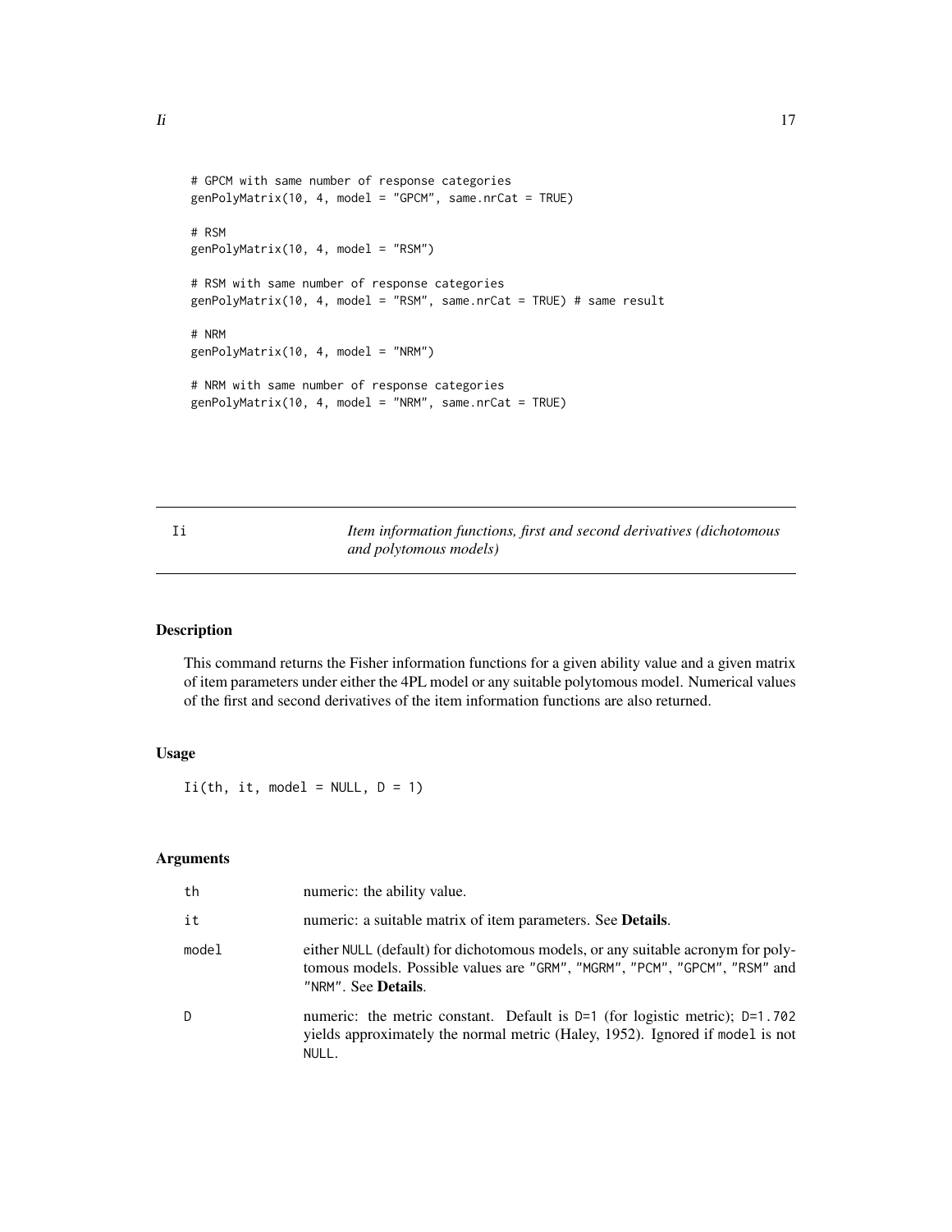```
# GPCM with same number of response categories
genPolyMatrix(10, 4, model = "GPCM", same.nrCat = TRUE)

# RSM
genPolyMatrix(10, 4, model = "RSM")

# RSM with same number of response categories
genPolyMatrix(10, 4, model = "RSM", same.nrCat = TRUE) # same result

# NRM
genPolyMatrix(10, 4, model = "NRM")

# NRM with same number of response categories
genPolyMatrix(10, 4, model = "NRM", same.nrCat = TRUE)
```

---

Ii — *Item information functions, first and second derivatives (dichotomous and polytomous models)*

---

## Description

This command returns the Fisher information functions for a given ability value and a given matrix of item parameters under either the 4PL model or any suitable polytomous model. Numerical values of the first and second derivatives of the item information functions are also returned.

## Usage

```
Ii(th, it, model = NULL, D = 1)
```

## Arguments

| | |
|---|---|
| `th` | numeric: the ability value. |
| `it` | numeric: a suitable matrix of item parameters. See **Details**. |
| `model` | either `NULL` (default) for dichotomous models, or any suitable acronym for polytomous models. Possible values are `"GRM"`, `"MGRM"`, `"PCM"`, `"GPCM"`, `"RSM"` and `"NRM"`. See **Details**. |
| `D` | numeric: the metric constant. Default is `D=1` (for logistic metric); `D=1.702` yields approximately the normal metric (Haley, 1952). Ignored if `model` is not `NULL`. |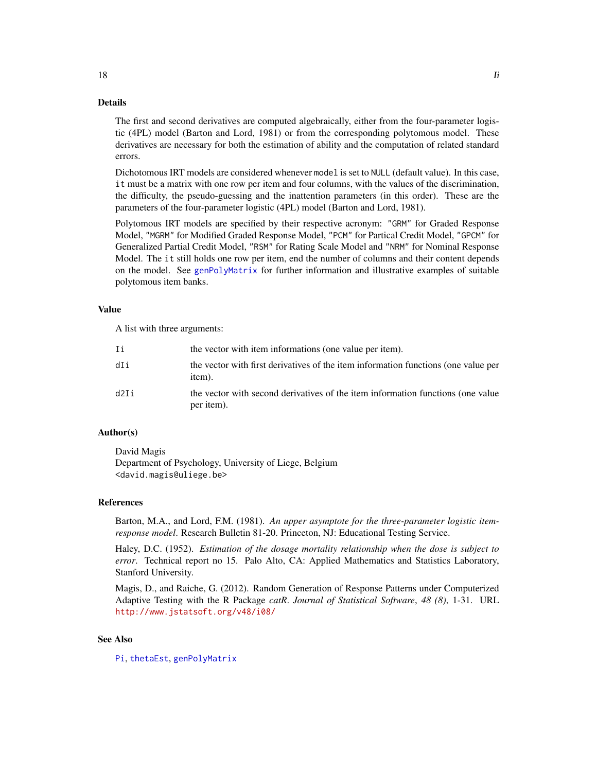### Details

The first and second derivatives are computed algebraically, either from the four-parameter logistic (4PL) model (Barton and Lord, 1981) or from the corresponding polytomous model. These derivatives are necessary for both the estimation of ability and the computation of related standard errors.

Dichotomous IRT models are considered whenever `model` is set to `NULL` (default value). In this case, `it` must be a matrix with one row per item and four columns, with the values of the discrimination, the difficulty, the pseudo-guessing and the inattention parameters (in this order). These are the parameters of the four-parameter logistic (4PL) model (Barton and Lord, 1981).

Polytomous IRT models are specified by their respective acronym: `"GRM"` for Graded Response Model, `"MGRM"` for Modified Graded Response Model, `"PCM"` for Partical Credit Model, `"GPCM"` for Generalized Partial Credit Model, `"RSM"` for Rating Scale Model and `"NRM"` for Nominal Response Model. The `it` still holds one row per item, end the number of columns and their content depends on the model. See `genPolyMatrix` for further information and illustrative examples of suitable polytomous item banks.

### Value

A list with three arguments:

| | |
|---|---|
| `Ii` | the vector with item informations (one value per item). |
| `dIi` | the vector with first derivatives of the item information functions (one value per item). |
| `d2Ii` | the vector with second derivatives of the item information functions (one value per item). |

### Author(s)

David Magis
Department of Psychology, University of Liege, Belgium
`<david.magis@uliege.be>`

### References

Barton, M.A., and Lord, F.M. (1981). *An upper asymptote for the three-parameter logistic item-response model*. Research Bulletin 81-20. Princeton, NJ: Educational Testing Service.

Haley, D.C. (1952). *Estimation of the dosage mortality relationship when the dose is subject to error*. Technical report no 15. Palo Alto, CA: Applied Mathematics and Statistics Laboratory, Stanford University.

Magis, D., and Raiche, G. (2012). Random Generation of Response Patterns under Computerized Adaptive Testing with the R Package *catR*. *Journal of Statistical Software*, *48 (8)*, 1-31. URL http://www.jstatsoft.org/v48/i08/

### See Also

`Pi`, `thetaEst`, `genPolyMatrix`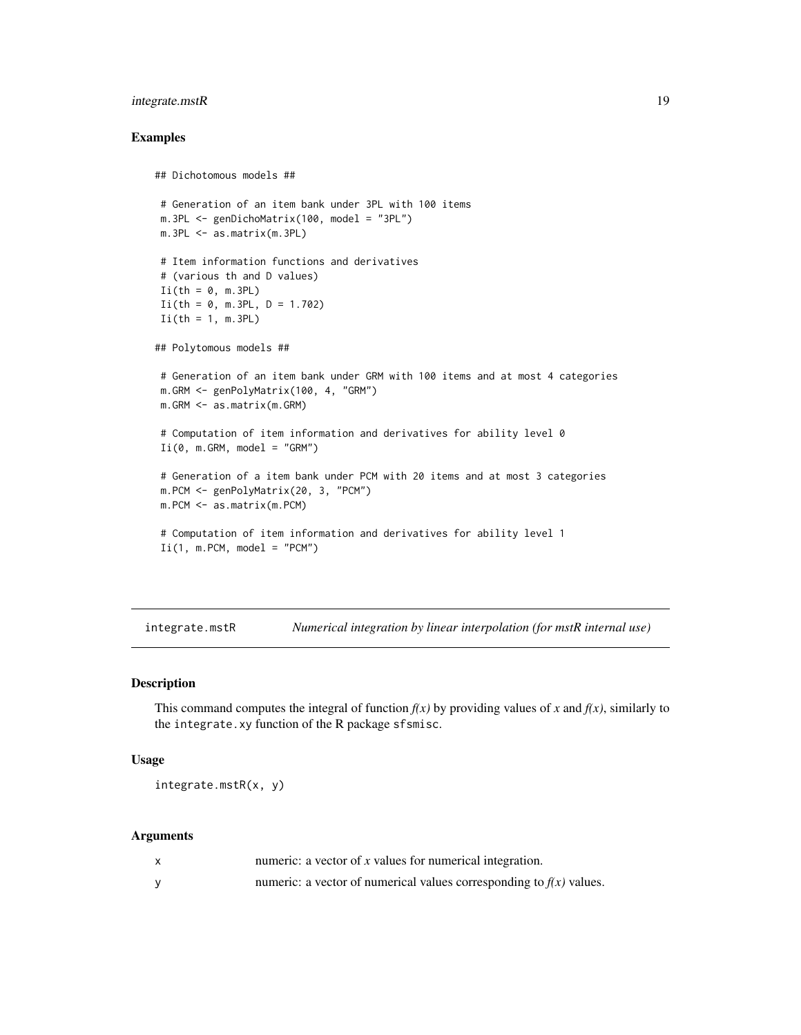### Examples

```
## Dichotomous models ##

 # Generation of an item bank under 3PL with 100 items
 m.3PL <- genDichoMatrix(100, model = "3PL")
 m.3PL <- as.matrix(m.3PL)

 # Item information functions and derivatives
 # (various th and D values)
 Ii(th = 0, m.3PL)
 Ii(th = 0, m.3PL, D = 1.702)
 Ii(th = 1, m.3PL)

## Polytomous models ##

 # Generation of an item bank under GRM with 100 items and at most 4 categories
 m.GRM <- genPolyMatrix(100, 4, "GRM")
 m.GRM <- as.matrix(m.GRM)

 # Computation of item information and derivatives for ability level 0
 Ii(0, m.GRM, model = "GRM")

 # Generation of a item bank under PCM with 20 items and at most 3 categories
 m.PCM <- genPolyMatrix(20, 3, "PCM")
 m.PCM <- as.matrix(m.PCM)

 # Computation of item information and derivatives for ability level 1
 Ii(1, m.PCM, model = "PCM")
```

---

## integrate.mstR — *Numerical integration by linear interpolation (for mstR internal use)*

---

### Description

This command computes the integral of function *f(x)* by providing values of *x* and *f(x)*, similarly to the `integrate.xy` function of the R package `sfsmisc`.

### Usage

```
integrate.mstR(x, y)
```

### Arguments

| | |
|---|---|
| x | numeric: a vector of *x* values for numerical integration. |
| y | numeric: a vector of numerical values corresponding to *f(x)* values. |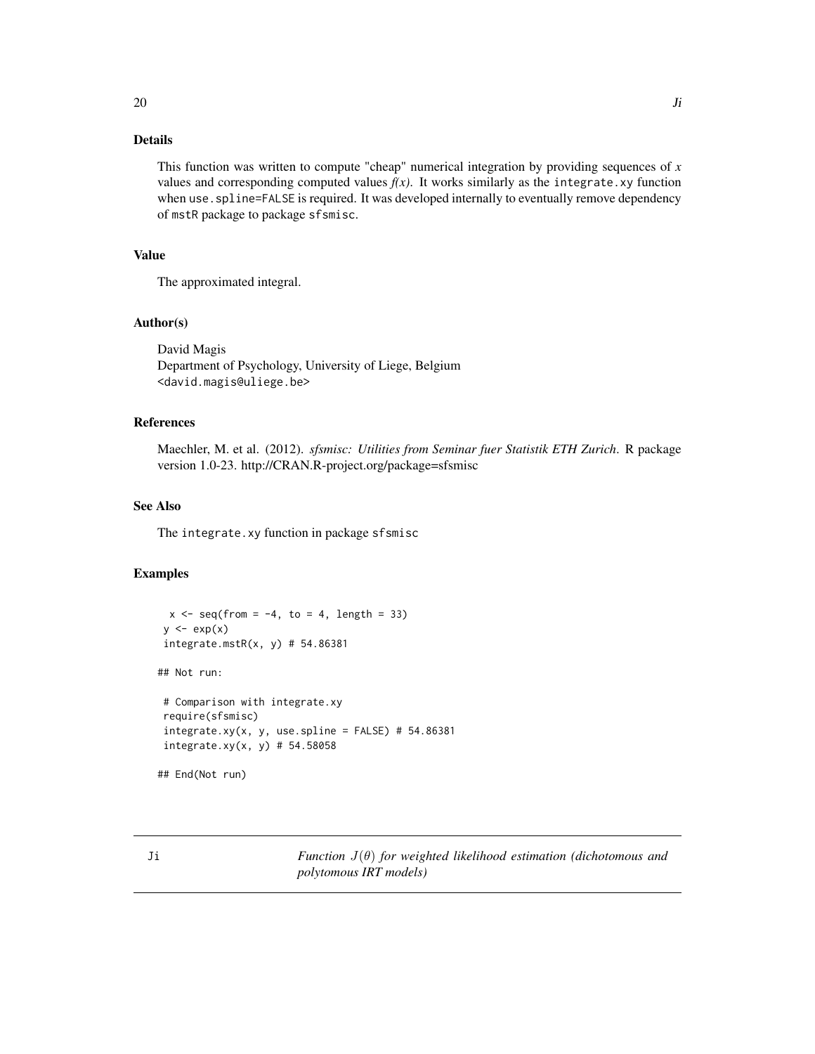### Details

This function was written to compute "cheap" numerical integration by providing sequences of $x$ values and corresponding computed values $f(x)$. It works similarly as the `integrate.xy` function when `use.spline=FALSE` is required. It was developed internally to eventually remove dependency of `mstR` package to package `sfsmisc`.

### Value

The approximated integral.

### Author(s)

David Magis
Department of Psychology, University of Liege, Belgium
<david.magis@uliege.be>

### References

Maechler, M. et al. (2012). *sfsmisc: Utilities from Seminar fuer Statistik ETH Zurich*. R package version 1.0-23. http://CRAN.R-project.org/package=sfsmisc

### See Also

The `integrate.xy` function in package `sfsmisc`

### Examples

```
  x <- seq(from = -4, to = 4, length = 33)
 y <- exp(x)
 integrate.mstR(x, y) # 54.86381

## Not run:

 # Comparison with integrate.xy
 require(sfsmisc)
 integrate.xy(x, y, use.spline = FALSE) # 54.86381
 integrate.xy(x, y) # 54.58058

## End(Not run)
```

---

## Ji — *Function $J(\theta)$ for weighted likelihood estimation (dichotomous and polytomous IRT models)*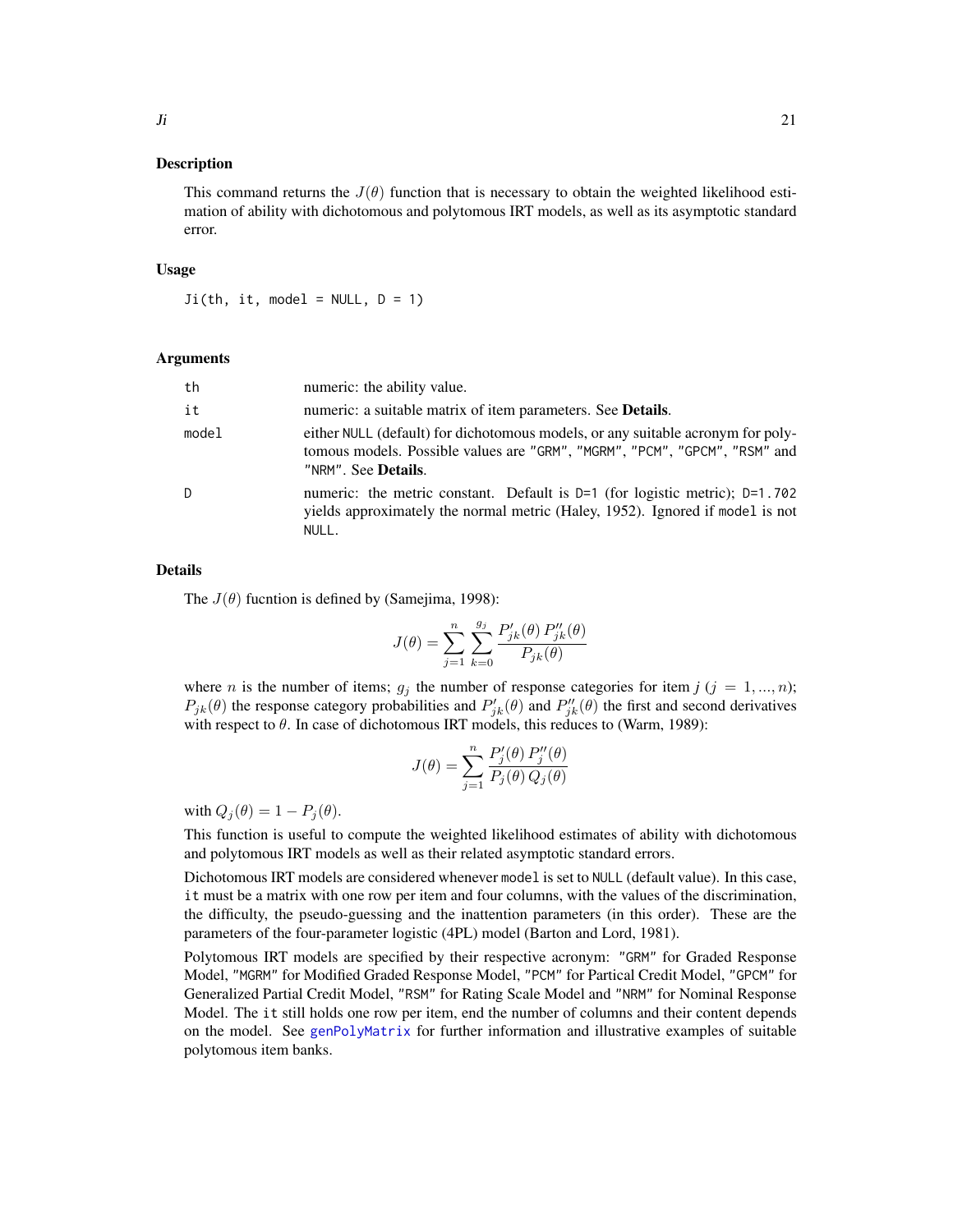## Description

This command returns the $J(\theta)$ function that is necessary to obtain the weighted likelihood estimation of ability with dichotomous and polytomous IRT models, as well as its asymptotic standard error.

## Usage

```
Ji(th, it, model = NULL, D = 1)
```

## Arguments

| | |
|---|---|
| th | numeric: the ability value. |
| it | numeric: a suitable matrix of item parameters. See **Details**. |
| model | either NULL (default) for dichotomous models, or any suitable acronym for polytomous models. Possible values are "GRM", "MGRM", "PCM", "GPCM", "RSM" and "NRM". See **Details**. |
| D | numeric: the metric constant. Default is D=1 (for logistic metric); D=1.702 yields approximately the normal metric (Haley, 1952). Ignored if model is not NULL. |

## Details

The $J(\theta)$ fucntion is defined by (Samejima, 1998):

$$J(\theta) = \sum_{j=1}^{n} \sum_{k=0}^{g_j} \frac{P'_{jk}(\theta)\, P''_{jk}(\theta)}{P_{jk}(\theta)}$$

where $n$ is the number of items; $g_j$ the number of response categories for item $j$ ($j = 1, ..., n$); $P_{jk}(\theta)$ the response category probabilities and $P'_{jk}(\theta)$ and $P''_{jk}(\theta)$ the first and second derivatives with respect to $\theta$. In case of dichotomous IRT models, this reduces to (Warm, 1989):

$$J(\theta) = \sum_{j=1}^{n} \frac{P'_j(\theta)\, P''_j(\theta)}{P_j(\theta)\, Q_j(\theta)}$$

with $Q_j(\theta) = 1 - P_j(\theta)$.

This function is useful to compute the weighted likelihood estimates of ability with dichotomous and polytomous IRT models as well as their related asymptotic standard errors.

Dichotomous IRT models are considered whenever model is set to NULL (default value). In this case, it must be a matrix with one row per item and four columns, with the values of the discrimination, the difficulty, the pseudo-guessing and the inattention parameters (in this order). These are the parameters of the four-parameter logistic (4PL) model (Barton and Lord, 1981).

Polytomous IRT models are specified by their respective acronym: "GRM" for Graded Response Model, "MGRM" for Modified Graded Response Model, "PCM" for Partical Credit Model, "GPCM" for Generalized Partial Credit Model, "RSM" for Rating Scale Model and "NRM" for Nominal Response Model. The it still holds one row per item, end the number of columns and their content depends on the model. See genPolyMatrix for further information and illustrative examples of suitable polytomous item banks.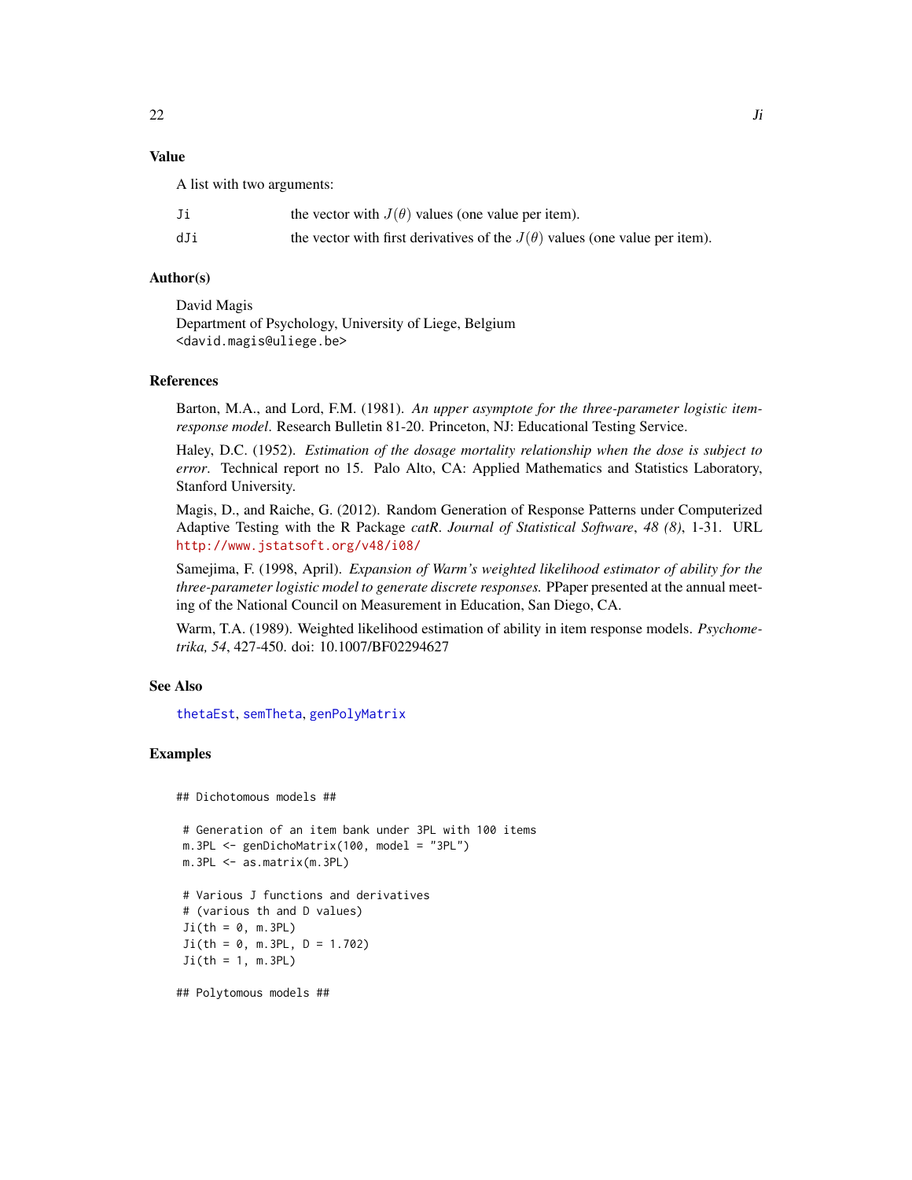## Value

A list with two arguments:

| | |
|---|---|
| Ji | the vector with $J(\theta)$ values (one value per item). |
| dJi | the vector with first derivatives of the $J(\theta)$ values (one value per item). |

## Author(s)

David Magis
Department of Psychology, University of Liege, Belgium
<david.magis@uliege.be>

## References

Barton, M.A., and Lord, F.M. (1981). *An upper asymptote for the three-parameter logistic item-response model*. Research Bulletin 81-20. Princeton, NJ: Educational Testing Service.

Haley, D.C. (1952). *Estimation of the dosage mortality relationship when the dose is subject to error*. Technical report no 15. Palo Alto, CA: Applied Mathematics and Statistics Laboratory, Stanford University.

Magis, D., and Raiche, G. (2012). Random Generation of Response Patterns under Computerized Adaptive Testing with the R Package *catR*. *Journal of Statistical Software*, *48 (8)*, 1-31. URL http://www.jstatsoft.org/v48/i08/

Samejima, F. (1998, April). *Expansion of Warm's weighted likelihood estimator of ability for the three-parameter logistic model to generate discrete responses.* PPaper presented at the annual meeting of the National Council on Measurement in Education, San Diego, CA.

Warm, T.A. (1989). Weighted likelihood estimation of ability in item response models. *Psychometrika, 54*, 427-450. doi: 10.1007/BF02294627

## See Also

thetaEst, semTheta, genPolyMatrix

## Examples

```
## Dichotomous models ##

 # Generation of an item bank under 3PL with 100 items
 m.3PL <- genDichoMatrix(100, model = "3PL")
 m.3PL <- as.matrix(m.3PL)

 # Various J functions and derivatives
 # (various th and D values)
 Ji(th = 0, m.3PL)
 Ji(th = 0, m.3PL, D = 1.702)
 Ji(th = 1, m.3PL)

## Polytomous models ##
```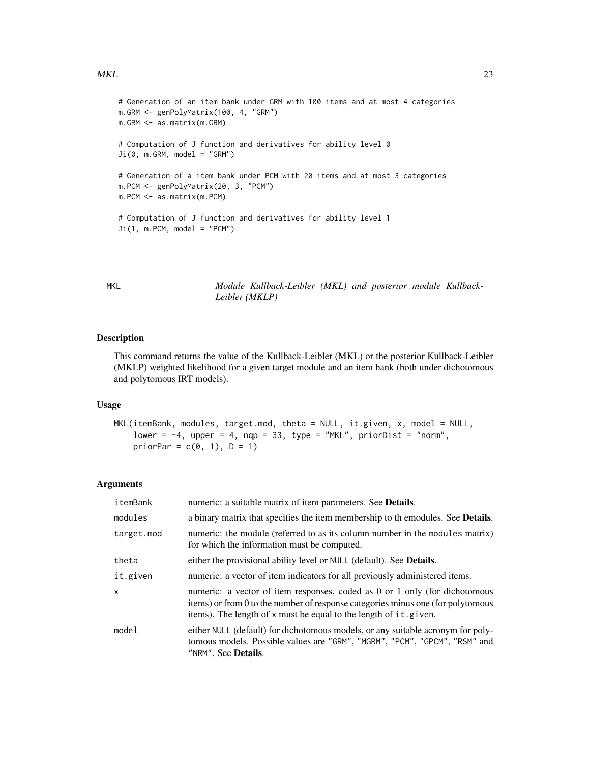```
# Generation of an item bank under GRM with 100 items and at most 4 categories
m.GRM <- genPolyMatrix(100, 4, "GRM")
m.GRM <- as.matrix(m.GRM)

# Computation of J function and derivatives for ability level 0
Ji(0, m.GRM, model = "GRM")

# Generation of a item bank under PCM with 20 items and at most 3 categories
m.PCM <- genPolyMatrix(20, 3, "PCM")
m.PCM <- as.matrix(m.PCM)

# Computation of J function and derivatives for ability level 1
Ji(1, m.PCM, model = "PCM")
```

---

## MKL — *Module Kullback-Leibler (MKL) and posterior module Kullback-Leibler (MKLP)*

---

### Description

This command returns the value of the Kullback-Leibler (MKL) or the posterior Kullback-Leibler (MKLP) weighted likelihood for a given target module and an item bank (both under dichotomous and polytomous IRT models).

### Usage

```
MKL(itemBank, modules, target.mod, theta = NULL, it.given, x, model = NULL,
    lower = -4, upper = 4, nqp = 33, type = "MKL", priorDist = "norm",
    priorPar = c(0, 1), D = 1)
```

### Arguments

| | |
|---|---|
| `itemBank` | numeric: a suitable matrix of item parameters. See **Details**. |
| `modules` | a binary matrix that specifies the item membership to th emodules. See **Details**. |
| `target.mod` | numeric: the module (referred to as its column number in the `modules` matrix) for which the information must be computed. |
| `theta` | either the provisional ability level or `NULL` (default). See **Details**. |
| `it.given` | numeric: a vector of item indicators for all previously administered items. |
| `x` | numeric: a vector of item responses, coded as 0 or 1 only (for dichotomous items) or from 0 to the number of response categories minus one (for polytomous items). The length of `x` must be equal to the length of `it.given`. |
| `model` | either `NULL` (default) for dichotomous models, or any suitable acronym for polytomous models. Possible values are `"GRM"`, `"MGRM"`, `"PCM"`, `"GPCM"`, `"RSM"` and `"NRM"`. See **Details**. |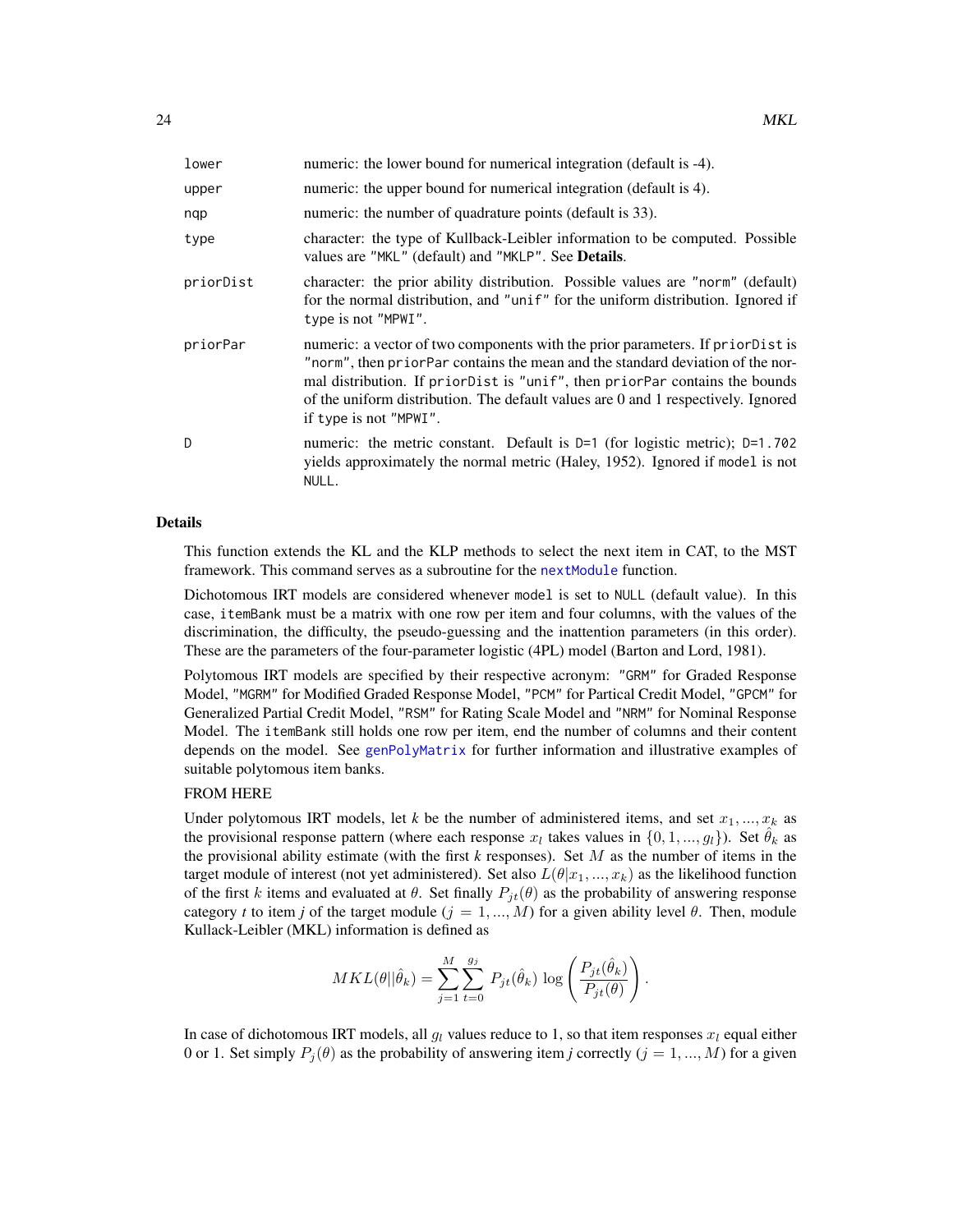| | |
|---|---|
| `lower` | numeric: the lower bound for numerical integration (default is -4). |
| `upper` | numeric: the upper bound for numerical integration (default is 4). |
| `nqp` | numeric: the number of quadrature points (default is 33). |
| `type` | character: the type of Kullback-Leibler information to be computed. Possible values are `"MKL"` (default) and `"MKLP"`. See **Details**. |
| `priorDist` | character: the prior ability distribution. Possible values are `"norm"` (default) for the normal distribution, and `"unif"` for the uniform distribution. Ignored if `type` is not `"MPWI"`. |
| `priorPar` | numeric: a vector of two components with the prior parameters. If `priorDist` is `"norm"`, then `priorPar` contains the mean and the standard deviation of the normal distribution. If `priorDist` is `"unif"`, then `priorPar` contains the bounds of the uniform distribution. The default values are 0 and 1 respectively. Ignored if `type` is not `"MPWI"`. |
| `D` | numeric: the metric constant. Default is `D=1` (for logistic metric); `D=1.702` yields approximately the normal metric (Haley, 1952). Ignored if `model` is not `NULL`. |

## Details

This function extends the KL and the KLP methods to select the next item in CAT, to the MST framework. This command serves as a subroutine for the `nextModule` function.

Dichotomous IRT models are considered whenever `model` is set to `NULL` (default value). In this case, `itemBank` must be a matrix with one row per item and four columns, with the values of the discrimination, the difficulty, the pseudo-guessing and the inattention parameters (in this order). These are the parameters of the four-parameter logistic (4PL) model (Barton and Lord, 1981).

Polytomous IRT models are specified by their respective acronym: `"GRM"` for Graded Response Model, `"MGRM"` for Modified Graded Response Model, `"PCM"` for Partical Credit Model, `"GPCM"` for Generalized Partial Credit Model, `"RSM"` for Rating Scale Model and `"NRM"` for Nominal Response Model. The `itemBank` still holds one row per item, end the number of columns and their content depends on the model. See `genPolyMatrix` for further information and illustrative examples of suitable polytomous item banks.

FROM HERE

Under polytomous IRT models, let *k* be the number of administered items, and set $x_1, ..., x_k$ as the provisional response pattern (where each response $x_l$ takes values in $\{0, 1, ..., g_l\}$). Set $\hat{\theta}_k$ as the provisional ability estimate (with the first *k* responses). Set $M$ as the number of items in the target module of interest (not yet administered). Set also $L(\theta|x_1, ..., x_k)$ as the likelihood function of the first $k$ items and evaluated at $\theta$. Set finally $P_{jt}(\theta)$ as the probability of answering response category *t* to item *j* of the target module ($j = 1, ..., M$) for a given ability level $\theta$. Then, module Kullack-Leibler (MKL) information is defined as

$$MKL(\theta||\hat{\theta}_k) = \sum_{j=1}^{M} \sum_{t=0}^{g_j} P_{jt}(\hat{\theta}_k) \log \left( \frac{P_{jt}(\hat{\theta}_k)}{P_{jt}(\theta)} \right).$$

In case of dichotomous IRT models, all $g_l$ values reduce to 1, so that item responses $x_l$ equal either 0 or 1. Set simply $P_j(\theta)$ as the probability of answering item *j* correctly ($j = 1, ..., M$) for a given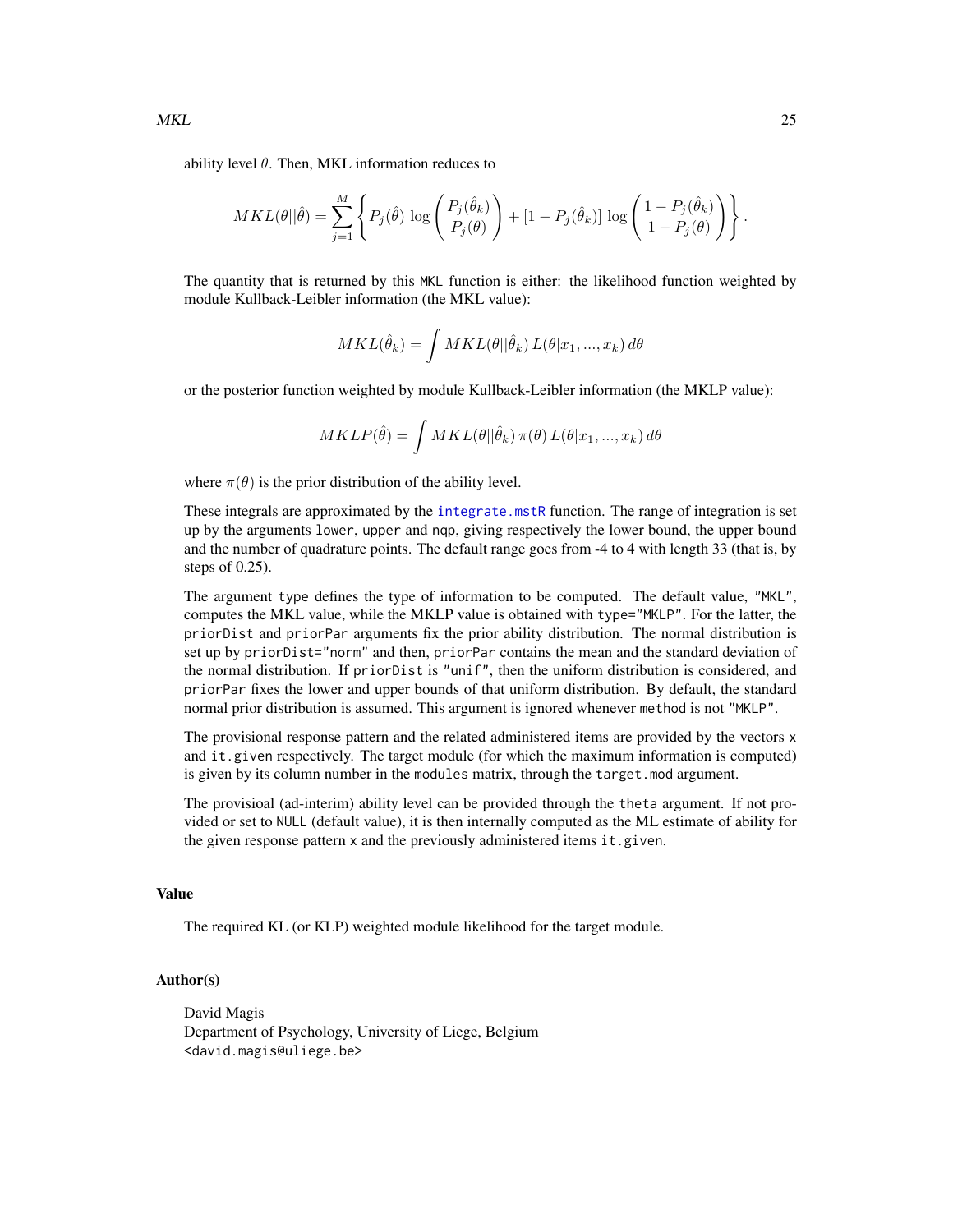ability level $\theta$. Then, MKL information reduces to

$$MKL(\theta||\hat{\theta}) = \sum_{j=1}^{M} \left\{ P_j(\hat{\theta}) \log \left( \frac{P_j(\hat{\theta}_k)}{P_j(\theta)} \right) + [1 - P_j(\hat{\theta}_k)] \log \left( \frac{1 - P_j(\hat{\theta}_k)}{1 - P_j(\theta)} \right) \right\}.$$

The quantity that is returned by this `MKL` function is either: the likelihood function weighted by module Kullback-Leibler information (the MKL value):

$$MKL(\hat{\theta}_k) = \int MKL(\theta||\hat{\theta}_k) \, L(\theta|x_1, ..., x_k) \, d\theta$$

or the posterior function weighted by module Kullback-Leibler information (the MKLP value):

$$MKLP(\hat{\theta}) = \int MKL(\theta||\hat{\theta}_k) \, \pi(\theta) \, L(\theta|x_1, ..., x_k) \, d\theta$$

where $\pi(\theta)$ is the prior distribution of the ability level.

These integrals are approximated by the `integrate.mstR` function. The range of integration is set up by the arguments `lower`, `upper` and `nqp`, giving respectively the lower bound, the upper bound and the number of quadrature points. The default range goes from -4 to 4 with length 33 (that is, by steps of 0.25).

The argument `type` defines the type of information to be computed. The default value, `"MKL"`, computes the MKL value, while the MKLP value is obtained with `type="MKLP"`. For the latter, the `priorDist` and `priorPar` arguments fix the prior ability distribution. The normal distribution is set up by `priorDist="norm"` and then, `priorPar` contains the mean and the standard deviation of the normal distribution. If `priorDist` is `"unif"`, then the uniform distribution is considered, and `priorPar` fixes the lower and upper bounds of that uniform distribution. By default, the standard normal prior distribution is assumed. This argument is ignored whenever `method` is not `"MKLP"`.

The provisional response pattern and the related administered items are provided by the vectors `x` and `it.given` respectively. The target module (for which the maximum information is computed) is given by its column number in the `modules` matrix, through the `target.mod` argument.

The provisioal (ad-interim) ability level can be provided through the `theta` argument. If not provided or set to `NULL` (default value), it is then internally computed as the ML estimate of ability for the given response pattern `x` and the previously administered items `it.given`.

## Value

The required KL (or KLP) weighted module likelihood for the target module.

## Author(s)

David Magis
Department of Psychology, University of Liege, Belgium
<david.magis@uliege.be>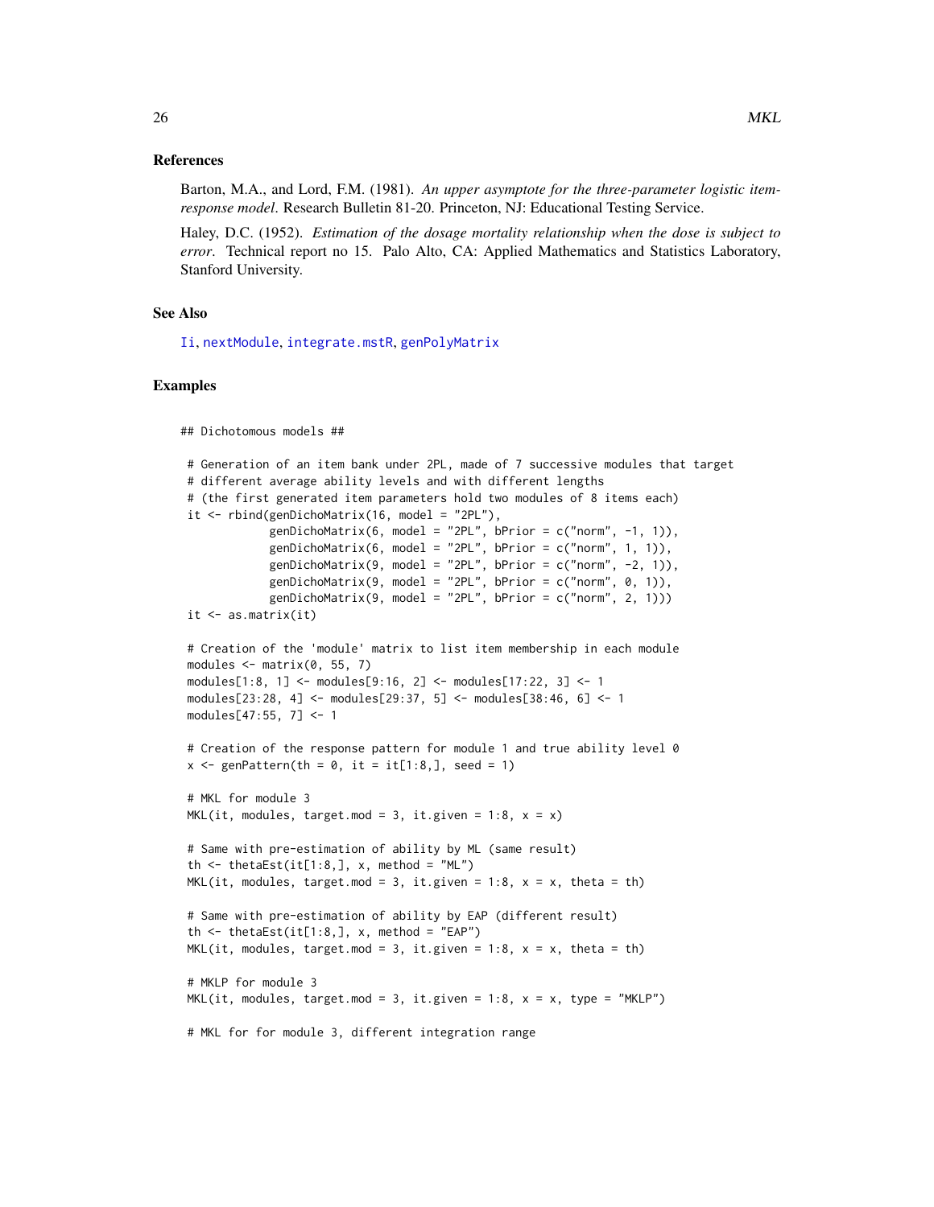### References

Barton, M.A., and Lord, F.M. (1981). *An upper asymptote for the three-parameter logistic item-response model*. Research Bulletin 81-20. Princeton, NJ: Educational Testing Service.

Haley, D.C. (1952). *Estimation of the dosage mortality relationship when the dose is subject to error*. Technical report no 15. Palo Alto, CA: Applied Mathematics and Statistics Laboratory, Stanford University.

### See Also

Ii, nextModule, integrate.mstR, genPolyMatrix

### Examples

```
## Dichotomous models ##

 # Generation of an item bank under 2PL, made of 7 successive modules that target
 # different average ability levels and with different lengths
 # (the first generated item parameters hold two modules of 8 items each)
 it <- rbind(genDichoMatrix(16, model = "2PL"),
             genDichoMatrix(6, model = "2PL", bPrior = c("norm", -1, 1)),
             genDichoMatrix(6, model = "2PL", bPrior = c("norm", 1, 1)),
             genDichoMatrix(9, model = "2PL", bPrior = c("norm", -2, 1)),
             genDichoMatrix(9, model = "2PL", bPrior = c("norm", 0, 1)),
             genDichoMatrix(9, model = "2PL", bPrior = c("norm", 2, 1)))
 it <- as.matrix(it)

 # Creation of the 'module' matrix to list item membership in each module
 modules <- matrix(0, 55, 7)
 modules[1:8, 1] <- modules[9:16, 2] <- modules[17:22, 3] <- 1
 modules[23:28, 4] <- modules[29:37, 5] <- modules[38:46, 6] <- 1
 modules[47:55, 7] <- 1

 # Creation of the response pattern for module 1 and true ability level 0
 x <- genPattern(th = 0, it = it[1:8,], seed = 1)

 # MKL for module 3
 MKL(it, modules, target.mod = 3, it.given = 1:8, x = x)

 # Same with pre-estimation of ability by ML (same result)
 th <- thetaEst(it[1:8,], x, method = "ML")
 MKL(it, modules, target.mod = 3, it.given = 1:8, x = x, theta = th)

 # Same with pre-estimation of ability by EAP (different result)
 th <- thetaEst(it[1:8,], x, method = "EAP")
 MKL(it, modules, target.mod = 3, it.given = 1:8, x = x, theta = th)

 # MKLP for module 3
 MKL(it, modules, target.mod = 3, it.given = 1:8, x = x, type = "MKLP")

 # MKL for for module 3, different integration range
```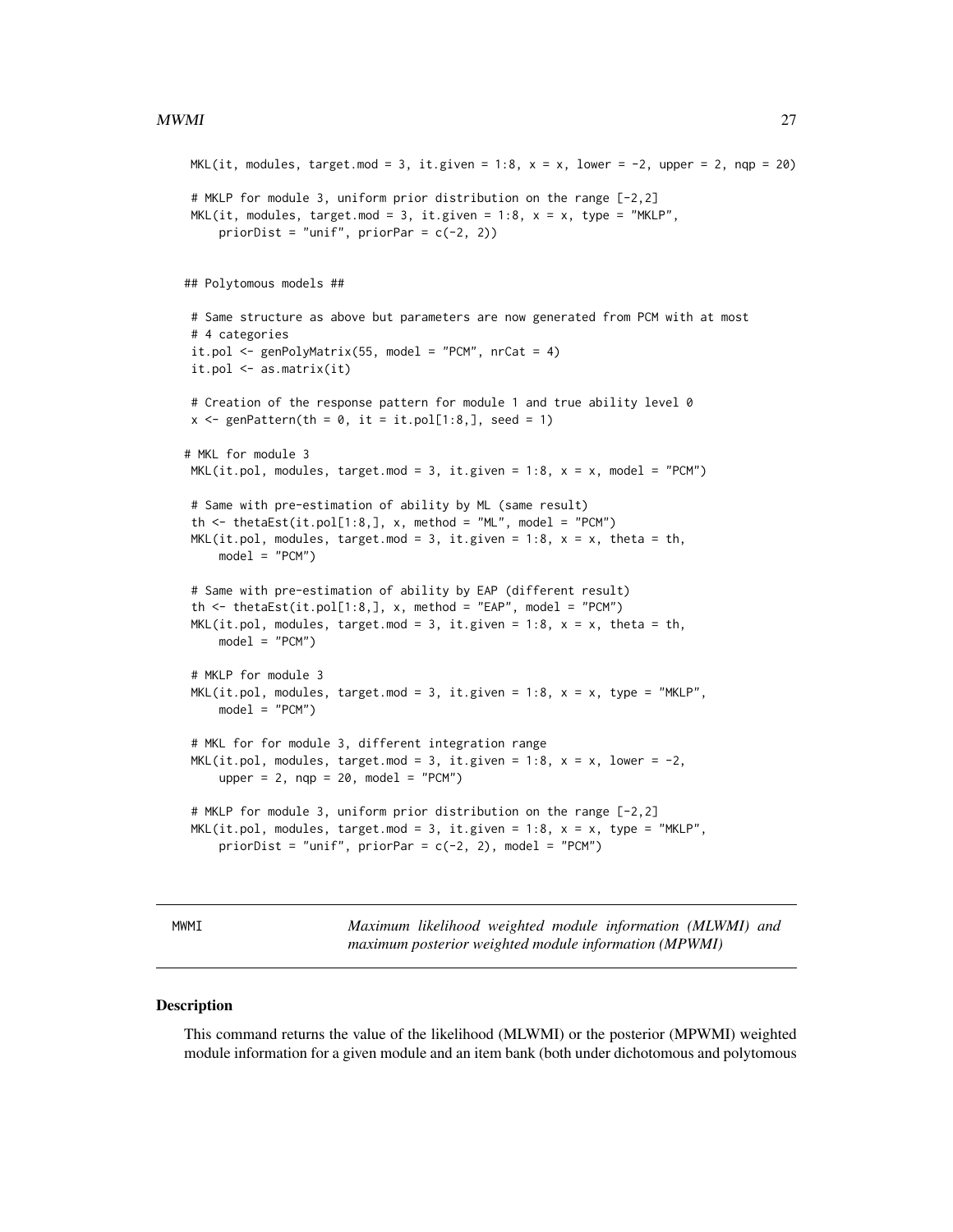```
 MKL(it, modules, target.mod = 3, it.given = 1:8, x = x, lower = -2, upper = 2, nqp = 20)

 # MKLP for module 3, uniform prior distribution on the range [-2,2]
 MKL(it, modules, target.mod = 3, it.given = 1:8, x = x, type = "MKLP",
     priorDist = "unif", priorPar = c(-2, 2))


## Polytomous models ##

 # Same structure as above but parameters are now generated from PCM with at most
 # 4 categories
 it.pol <- genPolyMatrix(55, model = "PCM", nrCat = 4)
 it.pol <- as.matrix(it)

 # Creation of the response pattern for module 1 and true ability level 0
 x <- genPattern(th = 0, it = it.pol[1:8,], seed = 1)

# MKL for module 3
 MKL(it.pol, modules, target.mod = 3, it.given = 1:8, x = x, model = "PCM")

 # Same with pre-estimation of ability by ML (same result)
 th <- thetaEst(it.pol[1:8,], x, method = "ML", model = "PCM")
 MKL(it.pol, modules, target.mod = 3, it.given = 1:8, x = x, theta = th,
     model = "PCM")

 # Same with pre-estimation of ability by EAP (different result)
 th <- thetaEst(it.pol[1:8,], x, method = "EAP", model = "PCM")
 MKL(it.pol, modules, target.mod = 3, it.given = 1:8, x = x, theta = th,
     model = "PCM")

 # MKLP for module 3
 MKL(it.pol, modules, target.mod = 3, it.given = 1:8, x = x, type = "MKLP",
     model = "PCM")

 # MKL for for module 3, different integration range
 MKL(it.pol, modules, target.mod = 3, it.given = 1:8, x = x, lower = -2,
     upper = 2, nqp = 20, model = "PCM")

 # MKLP for module 3, uniform prior distribution on the range [-2,2]
 MKL(it.pol, modules, target.mod = 3, it.given = 1:8, x = x, type = "MKLP",
     priorDist = "unif", priorPar = c(-2, 2), model = "PCM")
```

---

## MWMI — *Maximum likelihood weighted module information (MLWMI) and maximum posterior weighted module information (MPWMI)*

---

### Description

This command returns the value of the likelihood (MLWMI) or the posterior (MPWMI) weighted module information for a given module and an item bank (both under dichotomous and polytomous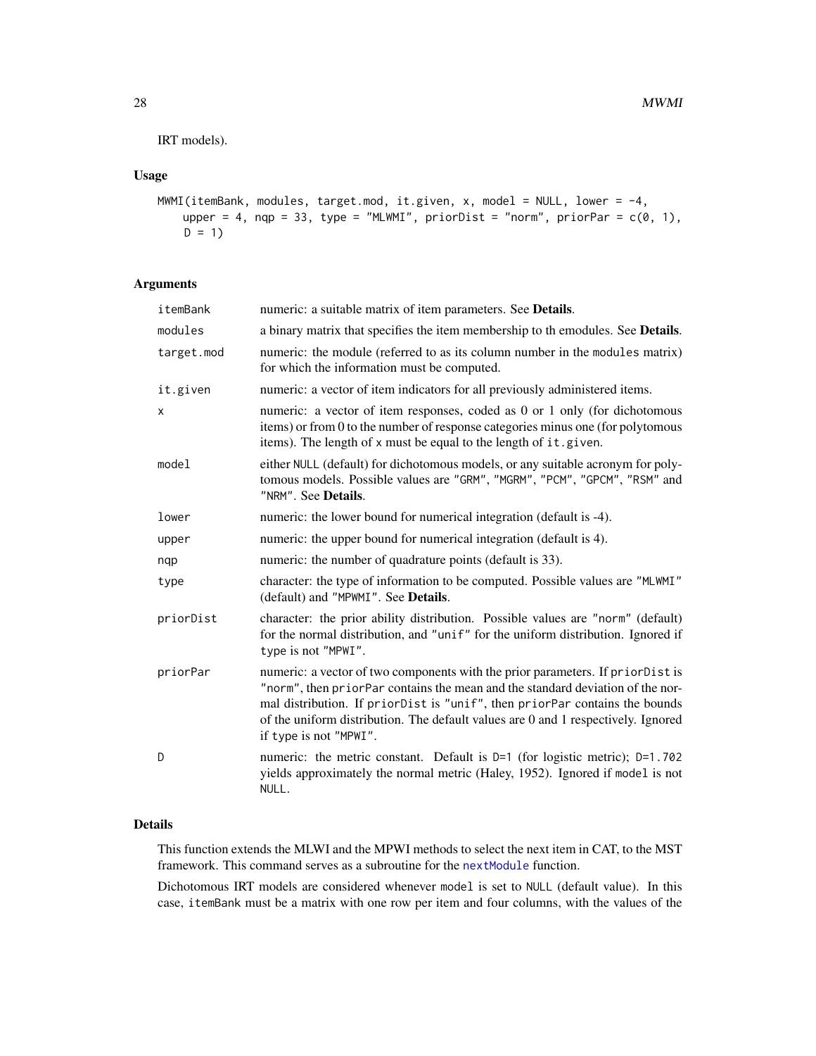IRT models).

### Usage

```
MWMI(itemBank, modules, target.mod, it.given, x, model = NULL, lower = -4,
    upper = 4, nqp = 33, type = "MLWMI", priorDist = "norm", priorPar = c(0, 1),
    D = 1)
```

### Arguments

| | |
|---|---|
| itemBank | numeric: a suitable matrix of item parameters. See **Details**. |
| modules | a binary matrix that specifies the item membership to th emodules. See **Details**. |
| target.mod | numeric: the module (referred to as its column number in the modules matrix) for which the information must be computed. |
| it.given | numeric: a vector of item indicators for all previously administered items. |
| x | numeric: a vector of item responses, coded as 0 or 1 only (for dichotomous items) or from 0 to the number of response categories minus one (for polytomous items). The length of x must be equal to the length of it.given. |
| model | either NULL (default) for dichotomous models, or any suitable acronym for polytomous models. Possible values are "GRM", "MGRM", "PCM", "GPCM", "RSM" and "NRM". See **Details**. |
| lower | numeric: the lower bound for numerical integration (default is -4). |
| upper | numeric: the upper bound for numerical integration (default is 4). |
| nqp | numeric: the number of quadrature points (default is 33). |
| type | character: the type of information to be computed. Possible values are "MLWMI" (default) and "MPWMI". See **Details**. |
| priorDist | character: the prior ability distribution. Possible values are "norm" (default) for the normal distribution, and "unif" for the uniform distribution. Ignored if type is not "MPWI". |
| priorPar | numeric: a vector of two components with the prior parameters. If priorDist is "norm", then priorPar contains the mean and the standard deviation of the normal distribution. If priorDist is "unif", then priorPar contains the bounds of the uniform distribution. The default values are 0 and 1 respectively. Ignored if type is not "MPWI". |
| D | numeric: the metric constant. Default is D=1 (for logistic metric); D=1.702 yields approximately the normal metric (Haley, 1952). Ignored if model is not NULL. |

### Details

This function extends the MLWI and the MPWI methods to select the next item in CAT, to the MST framework. This command serves as a subroutine for the nextModule function.

Dichotomous IRT models are considered whenever model is set to NULL (default value). In this case, itemBank must be a matrix with one row per item and four columns, with the values of the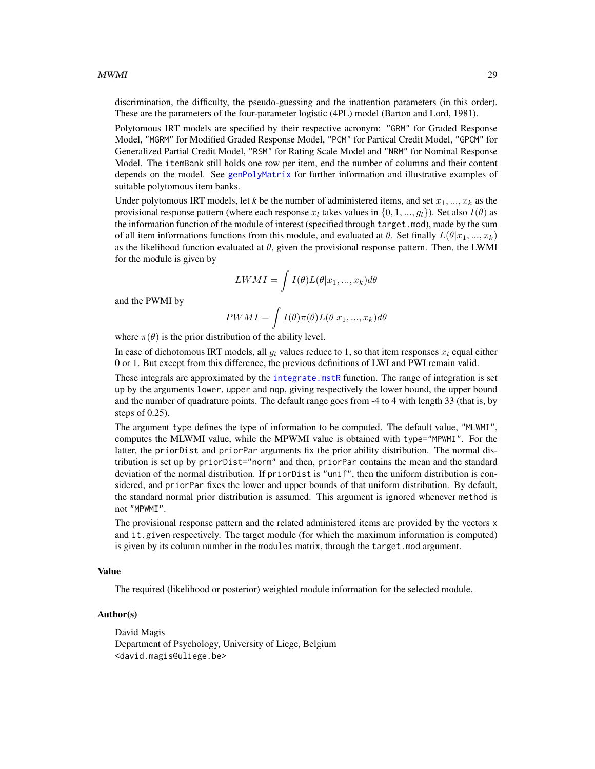discrimination, the difficulty, the pseudo-guessing and the inattention parameters (in this order). These are the parameters of the four-parameter logistic (4PL) model (Barton and Lord, 1981).

Polytomous IRT models are specified by their respective acronym: "GRM" for Graded Response Model, "MGRM" for Modified Graded Response Model, "PCM" for Partical Credit Model, "GPCM" for Generalized Partial Credit Model, "RSM" for Rating Scale Model and "NRM" for Nominal Response Model. The `itemBank` still holds one row per item, end the number of columns and their content depends on the model. See `genPolyMatrix` for further information and illustrative examples of suitable polytomous item banks.

Under polytomous IRT models, let *k* be the number of administered items, and set $x_1, ..., x_k$ as the provisional response pattern (where each response $x_l$ takes values in $\{0, 1, ..., g_l\}$). Set also $I(\theta)$ as the information function of the module of interest (specified through `target.mod`), made by the sum of all item informations functions from this module, and evaluated at $\theta$. Set finally $L(\theta|x_1, ..., x_k)$ as the likelihood function evaluated at $\theta$, given the provisional response pattern. Then, the LWMI for the module is given by

$$LWMI = \int I(\theta) L(\theta|x_1, ..., x_k) d\theta$$

and the PWMI by

$$PWMI = \int I(\theta) \pi(\theta) L(\theta|x_1, ..., x_k) d\theta$$

where $\pi(\theta)$ is the prior distribution of the ability level.

In case of dichotomous IRT models, all $g_l$ values reduce to 1, so that item responses $x_l$ equal either 0 or 1. But except from this difference, the previous definitions of LWI and PWI remain valid.

These integrals are approximated by the `integrate.mstR` function. The range of integration is set up by the arguments `lower`, `upper` and `nqp`, giving respectively the lower bound, the upper bound and the number of quadrature points. The default range goes from -4 to 4 with length 33 (that is, by steps of 0.25).

The argument `type` defines the type of information to be computed. The default value, "MLWMI", computes the MLWMI value, while the MPWMI value is obtained with `type="MPWMI"`. For the latter, the `priorDist` and `priorPar` arguments fix the prior ability distribution. The normal distribution is set up by `priorDist="norm"` and then, `priorPar` contains the mean and the standard deviation of the normal distribution. If `priorDist` is "unif", then the uniform distribution is considered, and `priorPar` fixes the lower and upper bounds of that uniform distribution. By default, the standard normal prior distribution is assumed. This argument is ignored whenever `method` is not "MPWMI".

The provisional response pattern and the related administered items are provided by the vectors `x` and `it.given` respectively. The target module (for which the maximum information is computed) is given by its column number in the `modules` matrix, through the `target.mod` argument.

### Value

The required (likelihood or posterior) weighted module information for the selected module.

### Author(s)

David Magis
Department of Psychology, University of Liege, Belgium
<david.magis@uliege.be>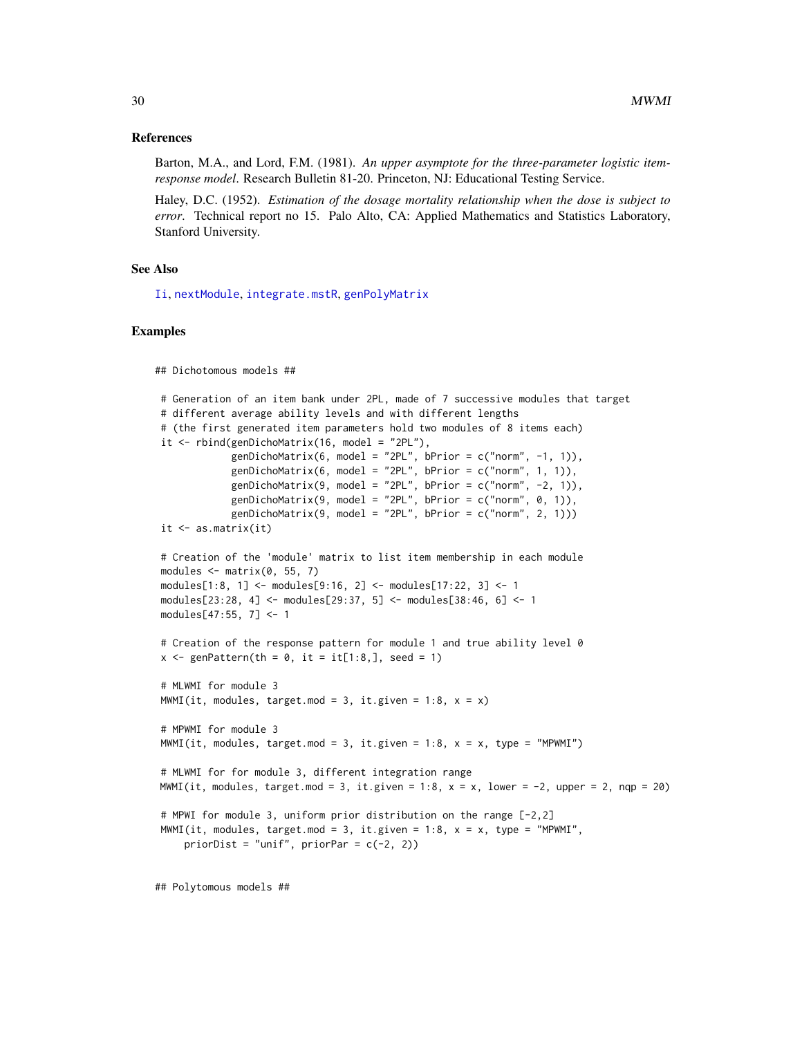### References

Barton, M.A., and Lord, F.M. (1981). *An upper asymptote for the three-parameter logistic item-response model*. Research Bulletin 81-20. Princeton, NJ: Educational Testing Service.

Haley, D.C. (1952). *Estimation of the dosage mortality relationship when the dose is subject to error*. Technical report no 15. Palo Alto, CA: Applied Mathematics and Statistics Laboratory, Stanford University.

### See Also

Ii, nextModule, integrate.mstR, genPolyMatrix

### Examples

```
## Dichotomous models ##

 # Generation of an item bank under 2PL, made of 7 successive modules that target
 # different average ability levels and with different lengths
 # (the first generated item parameters hold two modules of 8 items each)
 it <- rbind(genDichoMatrix(16, model = "2PL"),
             genDichoMatrix(6, model = "2PL", bPrior = c("norm", -1, 1)),
             genDichoMatrix(6, model = "2PL", bPrior = c("norm", 1, 1)),
             genDichoMatrix(9, model = "2PL", bPrior = c("norm", -2, 1)),
             genDichoMatrix(9, model = "2PL", bPrior = c("norm", 0, 1)),
             genDichoMatrix(9, model = "2PL", bPrior = c("norm", 2, 1)))
 it <- as.matrix(it)

 # Creation of the 'module' matrix to list item membership in each module
 modules <- matrix(0, 55, 7)
 modules[1:8, 1] <- modules[9:16, 2] <- modules[17:22, 3] <- 1
 modules[23:28, 4] <- modules[29:37, 5] <- modules[38:46, 6] <- 1
 modules[47:55, 7] <- 1

 # Creation of the response pattern for module 1 and true ability level 0
 x <- genPattern(th = 0, it = it[1:8,], seed = 1)

 # MLWMI for module 3
 MWMI(it, modules, target.mod = 3, it.given = 1:8, x = x)

 # MPWMI for module 3
 MWMI(it, modules, target.mod = 3, it.given = 1:8, x = x, type = "MPWMI")

 # MLWMI for for module 3, different integration range
 MWMI(it, modules, target.mod = 3, it.given = 1:8, x = x, lower = -2, upper = 2, nqp = 20)

 # MPWI for module 3, uniform prior distribution on the range [-2,2]
 MWMI(it, modules, target.mod = 3, it.given = 1:8, x = x, type = "MPWMI",
     priorDist = "unif", priorPar = c(-2, 2))


## Polytomous models ##
```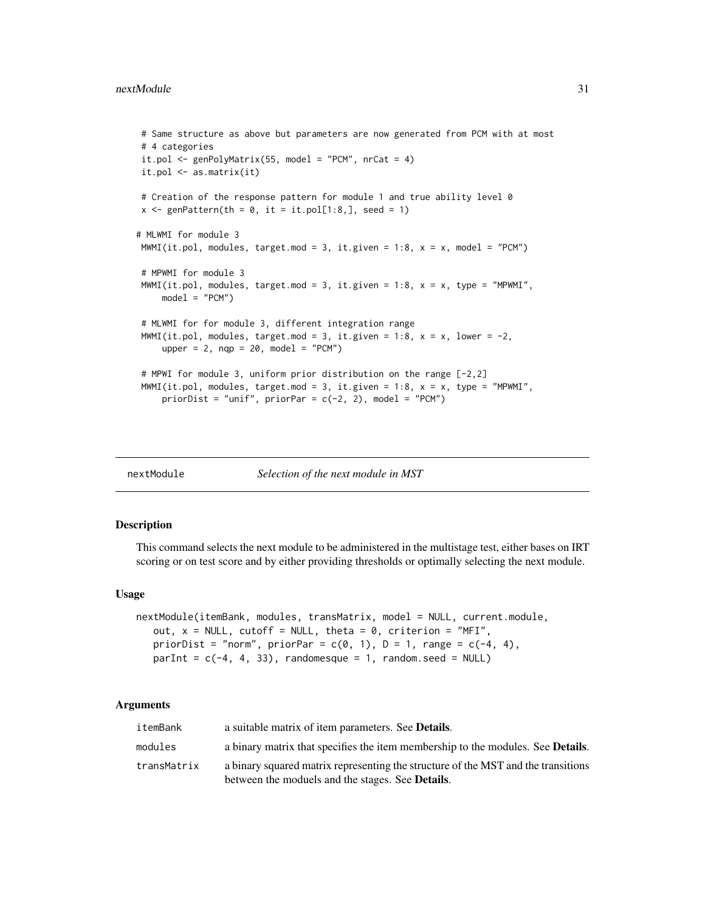```
 # Same structure as above but parameters are now generated from PCM with at most
 # 4 categories
 it.pol <- genPolyMatrix(55, model = "PCM", nrCat = 4)
 it.pol <- as.matrix(it)

 # Creation of the response pattern for module 1 and true ability level 0
 x <- genPattern(th = 0, it = it.pol[1:8,], seed = 1)

# MLWMI for module 3
 MWMI(it.pol, modules, target.mod = 3, it.given = 1:8, x = x, model = "PCM")

 # MPWMI for module 3
 MWMI(it.pol, modules, target.mod = 3, it.given = 1:8, x = x, type = "MPWMI",
     model = "PCM")

 # MLWMI for for module 3, different integration range
 MWMI(it.pol, modules, target.mod = 3, it.given = 1:8, x = x, lower = -2,
     upper = 2, nqp = 20, model = "PCM")

 # MPWI for module 3, uniform prior distribution on the range [-2,2]
 MWMI(it.pol, modules, target.mod = 3, it.given = 1:8, x = x, type = "MPWMI",
     priorDist = "unif", priorPar = c(-2, 2), model = "PCM")
```

---

## nextModule — *Selection of the next module in MST*

### Description

This command selects the next module to be administered in the multistage test, either bases on IRT scoring or on test score and by either providing thresholds or optimally selecting the next module.

### Usage

```
nextModule(itemBank, modules, transMatrix, model = NULL, current.module,
   out, x = NULL, cutoff = NULL, theta = 0, criterion = "MFI",
   priorDist = "norm", priorPar = c(0, 1), D = 1, range = c(-4, 4),
   parInt = c(-4, 4, 33), randomesque = 1, random.seed = NULL)
```

### Arguments

| | |
|---|---|
| `itemBank` | a suitable matrix of item parameters. See **Details**. |
| `modules` | a binary matrix that specifies the item membership to the modules. See **Details**. |
| `transMatrix` | a binary squared matrix representing the structure of the MST and the transitions between the moduels and the stages. See **Details**. |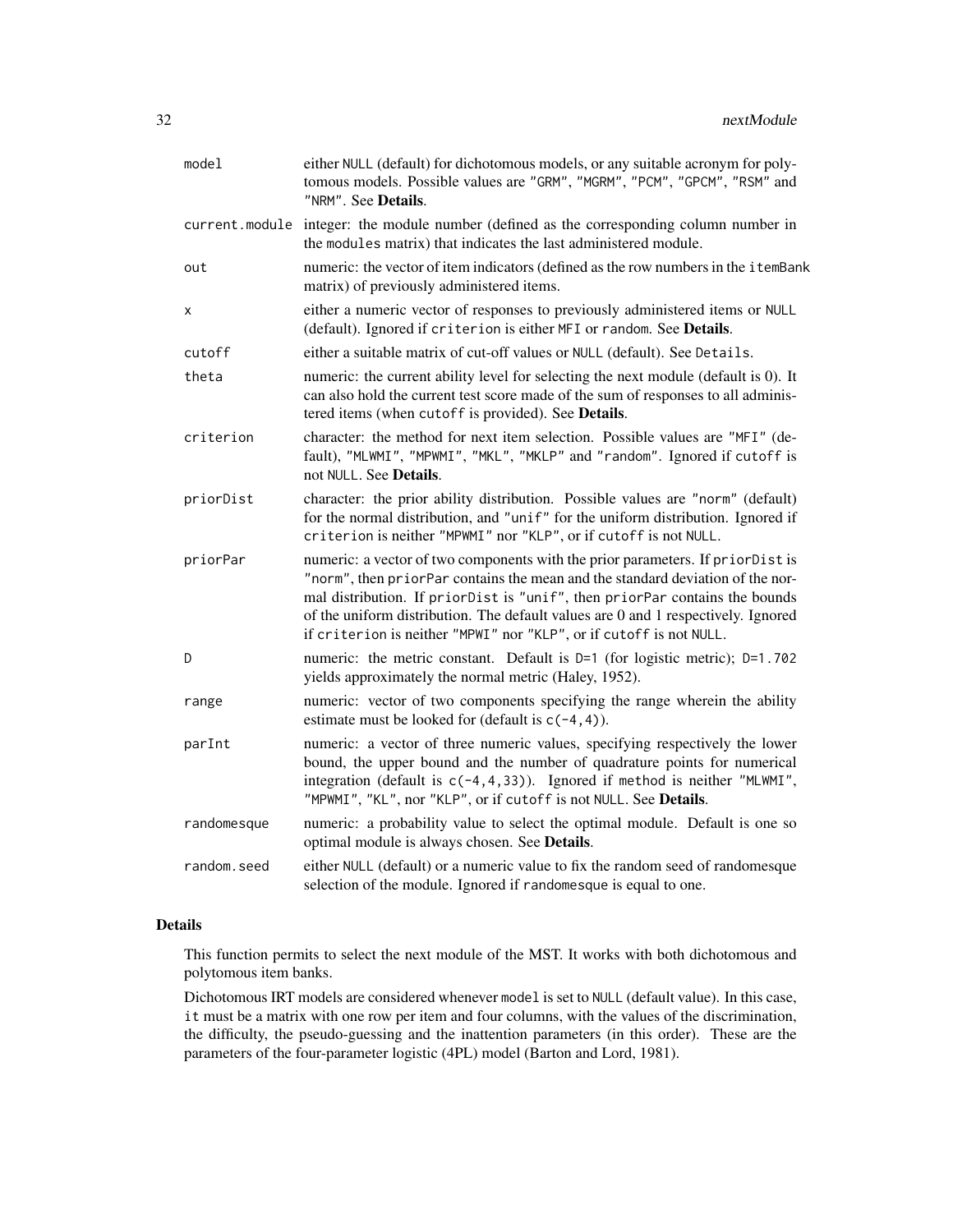| | |
|---|---|
| `model` | either `NULL` (default) for dichotomous models, or any suitable acronym for polytomous models. Possible values are `"GRM"`, `"MGRM"`, `"PCM"`, `"GPCM"`, `"RSM"` and `"NRM"`. See **Details**. |
| `current.module` | integer: the module number (defined as the corresponding column number in the `modules` matrix) that indicates the last administered module. |
| `out` | numeric: the vector of item indicators (defined as the row numbers in the `itemBank` matrix) of previously administered items. |
| `x` | either a numeric vector of responses to previously administered items or `NULL` (default). Ignored if `criterion` is either `MFI` or `random`. See **Details**. |
| `cutoff` | either a suitable matrix of cut-off values or `NULL` (default). See `Details`. |
| `theta` | numeric: the current ability level for selecting the next module (default is 0). It can also hold the current test score made of the sum of responses to all administered items (when `cutoff` is provided). See **Details**. |
| `criterion` | character: the method for next item selection. Possible values are `"MFI"` (default), `"MLWMI"`, `"MPWMI"`, `"MKL"`, `"MKLP"` and `"random"`. Ignored if `cutoff` is not `NULL`. See **Details**. |
| `priorDist` | character: the prior ability distribution. Possible values are `"norm"` (default) for the normal distribution, and `"unif"` for the uniform distribution. Ignored if `criterion` is neither `"MPWMI"` nor `"KLP"`, or if `cutoff` is not `NULL`. |
| `priorPar` | numeric: a vector of two components with the prior parameters. If `priorDist` is `"norm"`, then `priorPar` contains the mean and the standard deviation of the normal distribution. If `priorDist` is `"unif"`, then `priorPar` contains the bounds of the uniform distribution. The default values are 0 and 1 respectively. Ignored if `criterion` is neither `"MPWI"` nor `"KLP"`, or if `cutoff` is not `NULL`. |
| `D` | numeric: the metric constant. Default is `D=1` (for logistic metric); `D=1.702` yields approximately the normal metric (Haley, 1952). |
| `range` | numeric: vector of two components specifying the range wherein the ability estimate must be looked for (default is `c(-4,4)`). |
| `parInt` | numeric: a vector of three numeric values, specifying respectively the lower bound, the upper bound and the number of quadrature points for numerical integration (default is `c(-4,4,33)`). Ignored if `method` is neither `"MLWMI"`, `"MPWMI"`, `"KL"`, nor `"KLP"`, or if `cutoff` is not `NULL`. See **Details**. |
| `randomesque` | numeric: a probability value to select the optimal module. Default is one so optimal module is always chosen. See **Details**. |
| `random.seed` | either `NULL` (default) or a numeric value to fix the random seed of randomesque selection of the module. Ignored if `randomesque` is equal to one. |

## Details

This function permits to select the next module of the MST. It works with both dichotomous and polytomous item banks.

Dichotomous IRT models are considered whenever `model` is set to `NULL` (default value). In this case, `it` must be a matrix with one row per item and four columns, with the values of the discrimination, the difficulty, the pseudo-guessing and the inattention parameters (in this order). These are the parameters of the four-parameter logistic (4PL) model (Barton and Lord, 1981).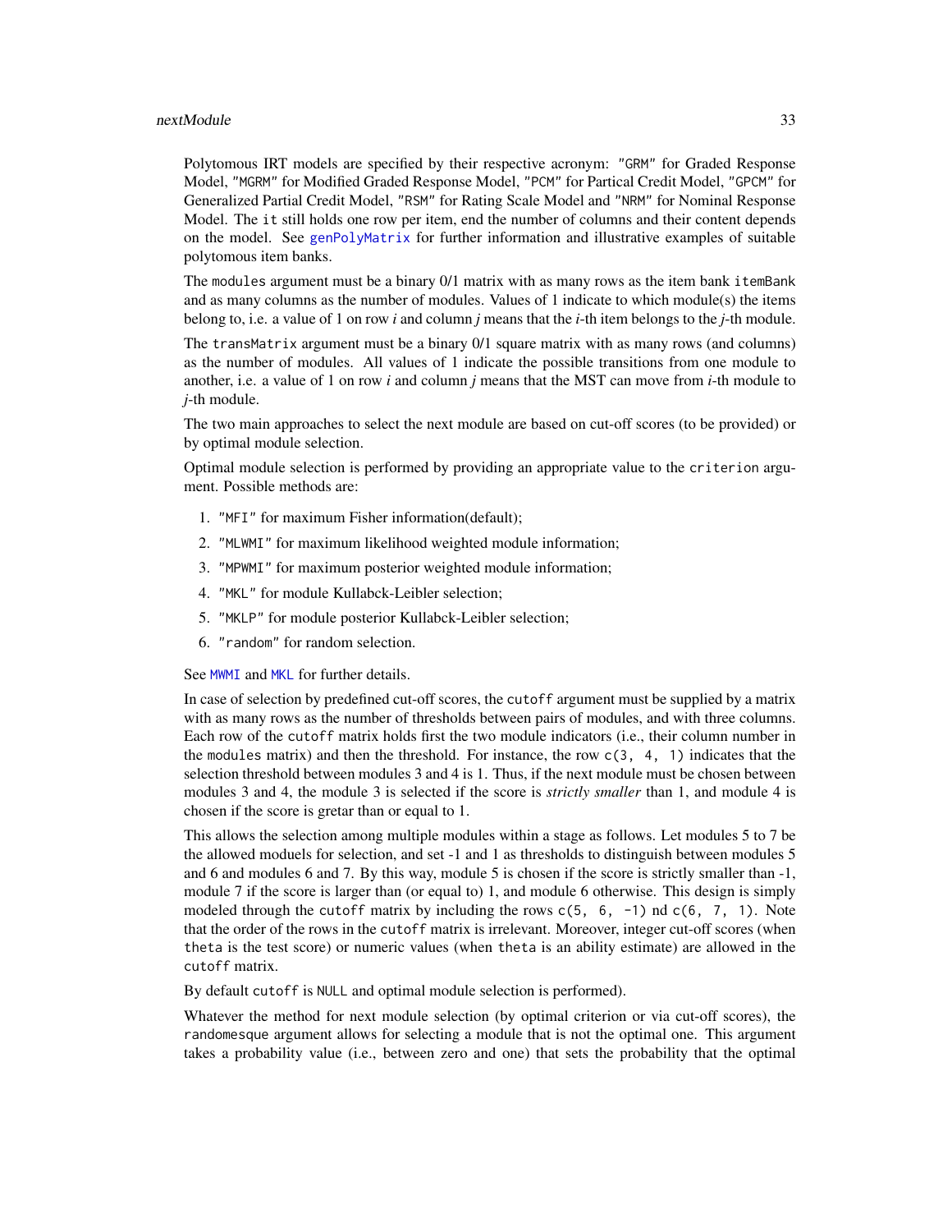Polytomous IRT models are specified by their respective acronym: "GRM" for Graded Response Model, "MGRM" for Modified Graded Response Model, "PCM" for Partical Credit Model, "GPCM" for Generalized Partial Credit Model, "RSM" for Rating Scale Model and "NRM" for Nominal Response Model. The `it` still holds one row per item, end the number of columns and their content depends on the model. See `genPolyMatrix` for further information and illustrative examples of suitable polytomous item banks.

The `modules` argument must be a binary 0/1 matrix with as many rows as the item bank `itemBank` and as many columns as the number of modules. Values of 1 indicate to which module(s) the items belong to, i.e. a value of 1 on row *i* and column *j* means that the *i*-th item belongs to the *j*-th module.

The `transMatrix` argument must be a binary 0/1 square matrix with as many rows (and columns) as the number of modules. All values of 1 indicate the possible transitions from one module to another, i.e. a value of 1 on row *i* and column *j* means that the MST can move from *i*-th module to *j*-th module.

The two main approaches to select the next module are based on cut-off scores (to be provided) or by optimal module selection.

Optimal module selection is performed by providing an appropriate value to the `criterion` argument. Possible methods are:

1. "MFI" for maximum Fisher information(default);
2. "MLWMI" for maximum likelihood weighted module information;
3. "MPWMI" for maximum posterior weighted module information;
4. "MKL" for module Kullabck-Leibler selection;
5. "MKLP" for module posterior Kullabck-Leibler selection;
6. "random" for random selection.

See `MWMI` and `MKL` for further details.

In case of selection by predefined cut-off scores, the `cutoff` argument must be supplied by a matrix with as many rows as the number of thresholds between pairs of modules, and with three columns. Each row of the `cutoff` matrix holds first the two module indicators (i.e., their column number in the `modules` matrix) and then the threshold. For instance, the row `c(3, 4, 1)` indicates that the selection threshold between modules 3 and 4 is 1. Thus, if the next module must be chosen between modules 3 and 4, the module 3 is selected if the score is *strictly smaller* than 1, and module 4 is chosen if the score is gretar than or equal to 1.

This allows the selection among multiple modules within a stage as follows. Let modules 5 to 7 be the allowed moduels for selection, and set -1 and 1 as thresholds to distinguish between modules 5 and 6 and modules 6 and 7. By this way, module 5 is chosen if the score is strictly smaller than -1, module 7 if the score is larger than (or equal to) 1, and module 6 otherwise. This design is simply modeled through the `cutoff` matrix by including the rows `c(5, 6, -1)` nd `c(6, 7, 1)`. Note that the order of the rows in the `cutoff` matrix is irrelevant. Moreover, integer cut-off scores (when `theta` is the test score) or numeric values (when `theta` is an ability estimate) are allowed in the `cutoff` matrix.

By default `cutoff` is `NULL` and optimal module selection is performed).

Whatever the method for next module selection (by optimal criterion or via cut-off scores), the `randomesque` argument allows for selecting a module that is not the optimal one. This argument takes a probability value (i.e., between zero and one) that sets the probability that the optimal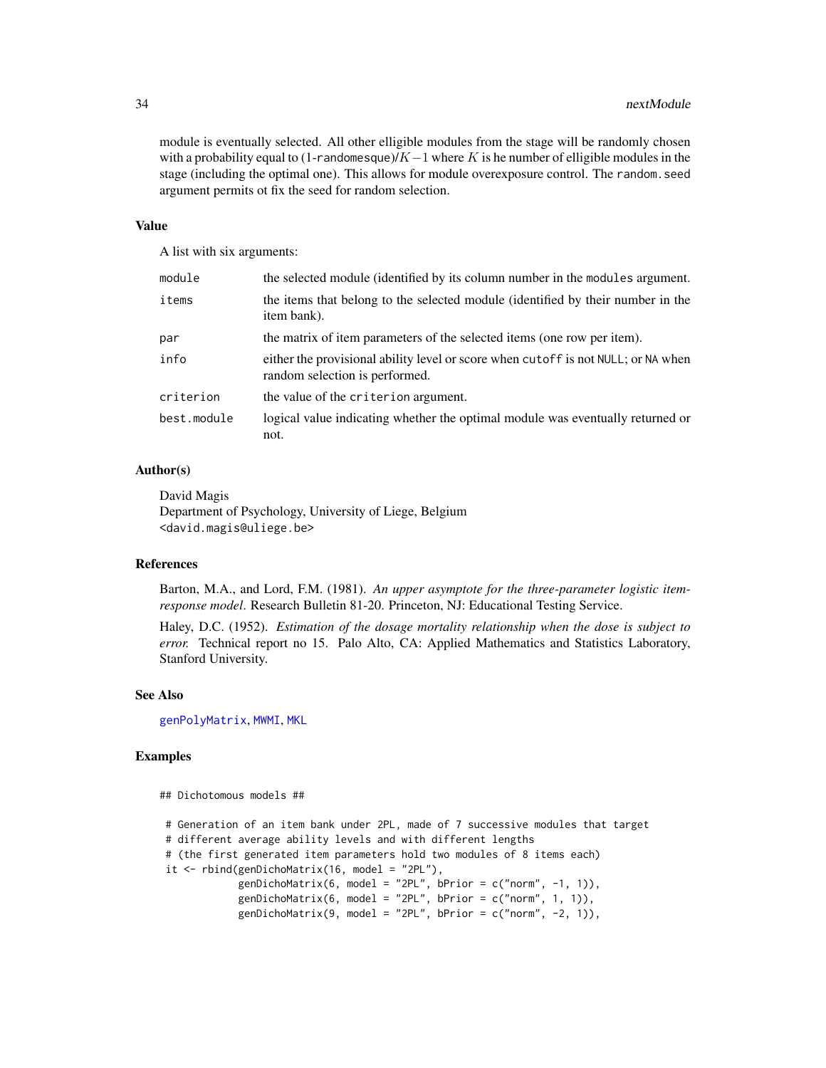module is eventually selected. All other elligible modules from the stage will be randomly chosen with a probability equal to (1-`randomesque`)/$K-1$ where $K$ is he number of elligible modules in the stage (including the optimal one). This allows for module overexposure control. The `random.seed` argument permits ot fix the seed for random selection.

### Value

A list with six arguments:

| | |
|---|---|
| `module` | the selected module (identified by its column number in the `modules` argument. |
| `items` | the items that belong to the selected module (identified by their number in the item bank). |
| `par` | the matrix of item parameters of the selected items (one row per item). |
| `info` | either the provisional ability level or score when `cutoff` is not `NULL`; or `NA` when random selection is performed. |
| `criterion` | the value of the `criterion` argument. |
| `best.module` | logical value indicating whether the optimal module was eventually returned or not. |

### Author(s)

David Magis
Department of Psychology, University of Liege, Belgium
<david.magis@uliege.be>

### References

Barton, M.A., and Lord, F.M. (1981). *An upper asymptote for the three-parameter logistic item-response model*. Research Bulletin 81-20. Princeton, NJ: Educational Testing Service.

Haley, D.C. (1952). *Estimation of the dosage mortality relationship when the dose is subject to error.* Technical report no 15. Palo Alto, CA: Applied Mathematics and Statistics Laboratory, Stanford University.

### See Also

`genPolyMatrix`, `MWMI`, `MKL`

### Examples

```
## Dichotomous models ##

 # Generation of an item bank under 2PL, made of 7 successive modules that target
 # different average ability levels and with different lengths
 # (the first generated item parameters hold two modules of 8 items each)
 it <- rbind(genDichoMatrix(16, model = "2PL"),
             genDichoMatrix(6, model = "2PL", bPrior = c("norm", -1, 1)),
             genDichoMatrix(6, model = "2PL", bPrior = c("norm", 1, 1)),
             genDichoMatrix(9, model = "2PL", bPrior = c("norm", -2, 1)),
```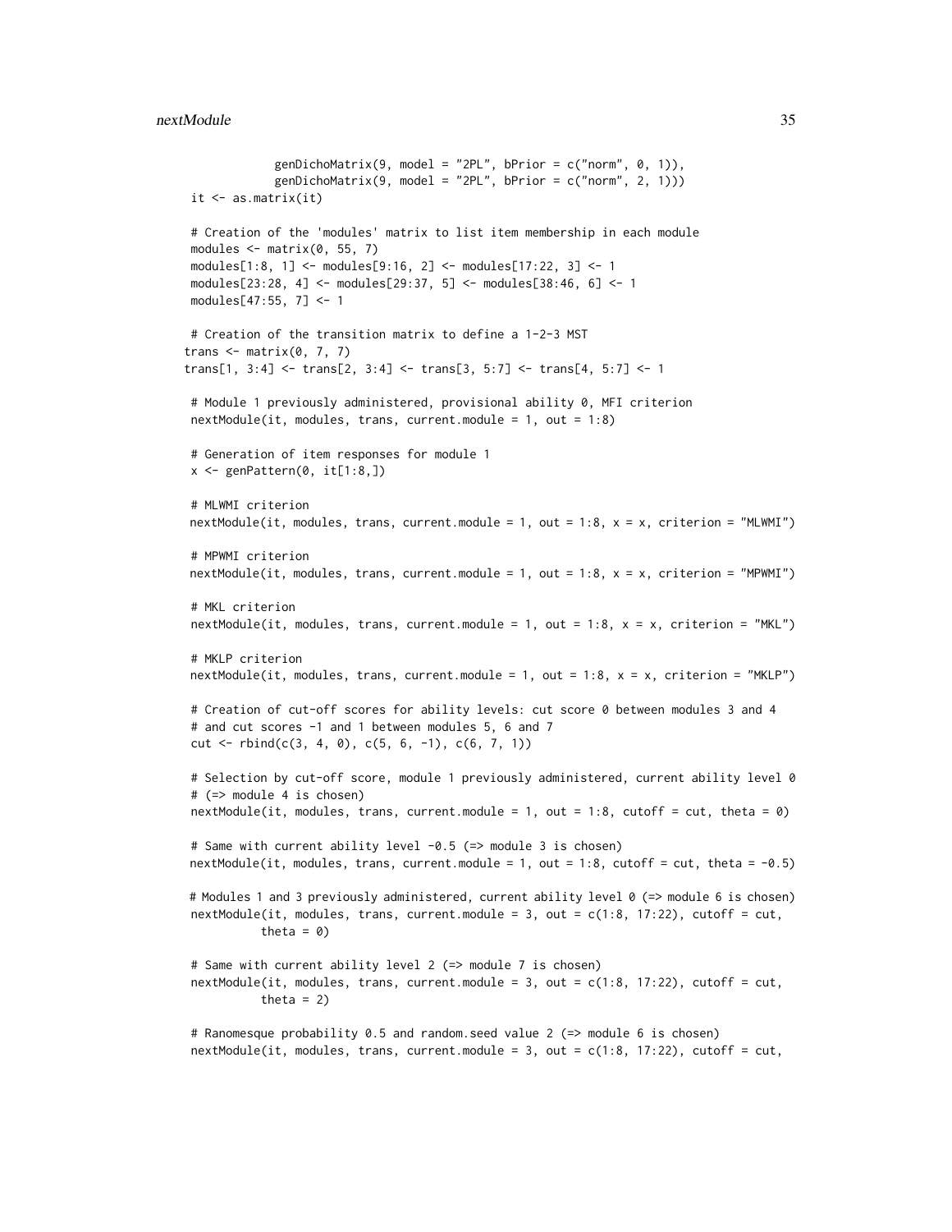```
             genDichoMatrix(9, model = "2PL", bPrior = c("norm", 0, 1)),
             genDichoMatrix(9, model = "2PL", bPrior = c("norm", 2, 1)))
 it <- as.matrix(it)

 # Creation of the 'modules' matrix to list item membership in each module
 modules <- matrix(0, 55, 7)
 modules[1:8, 1] <- modules[9:16, 2] <- modules[17:22, 3] <- 1
 modules[23:28, 4] <- modules[29:37, 5] <- modules[38:46, 6] <- 1
 modules[47:55, 7] <- 1

 # Creation of the transition matrix to define a 1-2-3 MST
trans <- matrix(0, 7, 7)
trans[1, 3:4] <- trans[2, 3:4] <- trans[3, 5:7] <- trans[4, 5:7] <- 1

 # Module 1 previously administered, provisional ability 0, MFI criterion
 nextModule(it, modules, trans, current.module = 1, out = 1:8)

 # Generation of item responses for module 1
 x <- genPattern(0, it[1:8,])

 # MLWMI criterion
 nextModule(it, modules, trans, current.module = 1, out = 1:8, x = x, criterion = "MLWMI")

 # MPWMI criterion
 nextModule(it, modules, trans, current.module = 1, out = 1:8, x = x, criterion = "MPWMI")

 # MKL criterion
 nextModule(it, modules, trans, current.module = 1, out = 1:8, x = x, criterion = "MKL")

 # MKLP criterion
 nextModule(it, modules, trans, current.module = 1, out = 1:8, x = x, criterion = "MKLP")

 # Creation of cut-off scores for ability levels: cut score 0 between modules 3 and 4
 # and cut scores -1 and 1 between modules 5, 6 and 7
 cut <- rbind(c(3, 4, 0), c(5, 6, -1), c(6, 7, 1))

 # Selection by cut-off score, module 1 previously administered, current ability level 0
 # (=> module 4 is chosen)
 nextModule(it, modules, trans, current.module = 1, out = 1:8, cutoff = cut, theta = 0)

 # Same with current ability level -0.5 (=> module 3 is chosen)
 nextModule(it, modules, trans, current.module = 1, out = 1:8, cutoff = cut, theta = -0.5)

 # Modules 1 and 3 previously administered, current ability level 0 (=> module 6 is chosen)
 nextModule(it, modules, trans, current.module = 3, out = c(1:8, 17:22), cutoff = cut,
            theta = 0)

 # Same with current ability level 2 (=> module 7 is chosen)
 nextModule(it, modules, trans, current.module = 3, out = c(1:8, 17:22), cutoff = cut,
            theta = 2)

 # Ranomesque probability 0.5 and random.seed value 2 (=> module 6 is chosen)
 nextModule(it, modules, trans, current.module = 3, out = c(1:8, 17:22), cutoff = cut,
```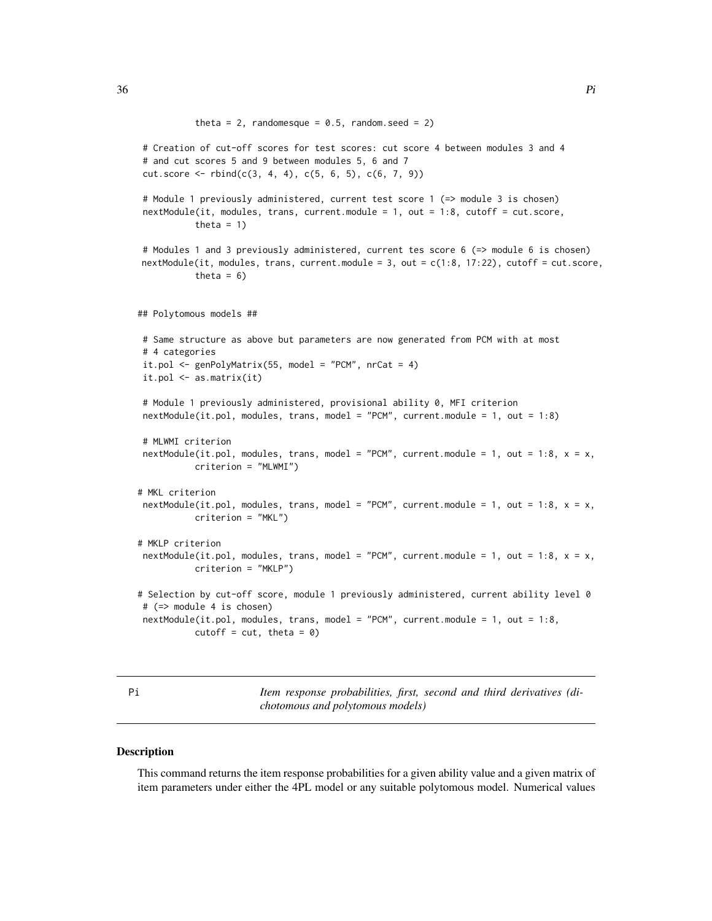```
          theta = 2, randomesque = 0.5, random.seed = 2)

 # Creation of cut-off scores for test scores: cut score 4 between modules 3 and 4
 # and cut scores 5 and 9 between modules 5, 6 and 7
 cut.score <- rbind(c(3, 4, 4), c(5, 6, 5), c(6, 7, 9))

 # Module 1 previously administered, current test score 1 (=> module 3 is chosen)
 nextModule(it, modules, trans, current.module = 1, out = 1:8, cutoff = cut.score,
          theta = 1)

 # Modules 1 and 3 previously administered, current tes score 6 (=> module 6 is chosen)
 nextModule(it, modules, trans, current.module = 3, out = c(1:8, 17:22), cutoff = cut.score,
          theta = 6)


## Polytomous models ##

 # Same structure as above but parameters are now generated from PCM with at most
 # 4 categories
 it.pol <- genPolyMatrix(55, model = "PCM", nrCat = 4)
 it.pol <- as.matrix(it)

 # Module 1 previously administered, provisional ability 0, MFI criterion
 nextModule(it.pol, modules, trans, model = "PCM", current.module = 1, out = 1:8)

 # MLWMI criterion
 nextModule(it.pol, modules, trans, model = "PCM", current.module = 1, out = 1:8, x = x,
          criterion = "MLWMI")

# MKL criterion
 nextModule(it.pol, modules, trans, model = "PCM", current.module = 1, out = 1:8, x = x,
          criterion = "MKL")

# MKLP criterion
 nextModule(it.pol, modules, trans, model = "PCM", current.module = 1, out = 1:8, x = x,
          criterion = "MKLP")

# Selection by cut-off score, module 1 previously administered, current ability level 0
 # (=> module 4 is chosen)
 nextModule(it.pol, modules, trans, model = "PCM", current.module = 1, out = 1:8,
          cutoff = cut, theta = 0)
```

---

Pi *Item response probabilities, first, second and third derivatives (dichotomous and polytomous models)*

---

### Description

This command returns the item response probabilities for a given ability value and a given matrix of item parameters under either the 4PL model or any suitable polytomous model. Numerical values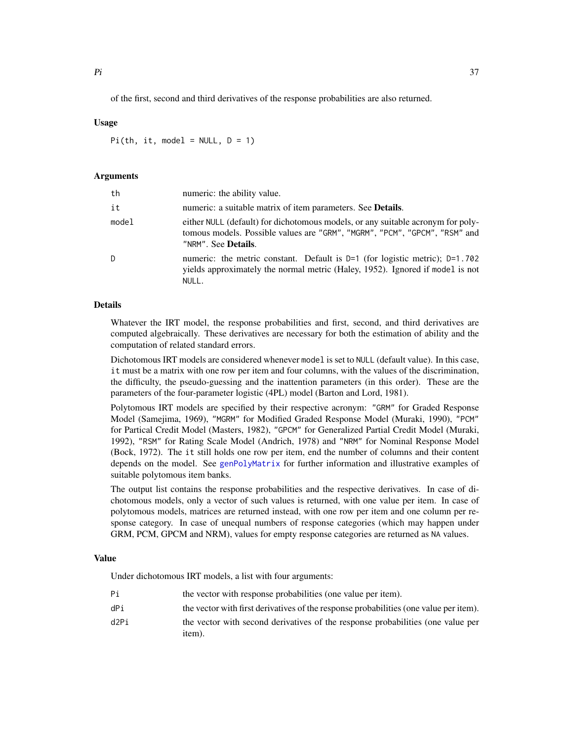of the first, second and third derivatives of the response probabilities are also returned.

### Usage

```
Pi(th, it, model = NULL, D = 1)
```

### Arguments

| | |
|---|---|
| th | numeric: the ability value. |
| it | numeric: a suitable matrix of item parameters. See **Details**. |
| model | either NULL (default) for dichotomous models, or any suitable acronym for polytomous models. Possible values are "GRM", "MGRM", "PCM", "GPCM", "RSM" and "NRM". See **Details**. |
| D | numeric: the metric constant. Default is D=1 (for logistic metric); D=1.702 yields approximately the normal metric (Haley, 1952). Ignored if model is not NULL. |

### Details

Whatever the IRT model, the response probabilities and first, second, and third derivatives are computed algebraically. These derivatives are necessary for both the estimation of ability and the computation of related standard errors.

Dichotomous IRT models are considered whenever model is set to NULL (default value). In this case, it must be a matrix with one row per item and four columns, with the values of the discrimination, the difficulty, the pseudo-guessing and the inattention parameters (in this order). These are the parameters of the four-parameter logistic (4PL) model (Barton and Lord, 1981).

Polytomous IRT models are specified by their respective acronym: "GRM" for Graded Response Model (Samejima, 1969), "MGRM" for Modified Graded Response Model (Muraki, 1990), "PCM" for Partical Credit Model (Masters, 1982), "GPCM" for Generalized Partial Credit Model (Muraki, 1992), "RSM" for Rating Scale Model (Andrich, 1978) and "NRM" for Nominal Response Model (Bock, 1972). The it still holds one row per item, end the number of columns and their content depends on the model. See genPolyMatrix for further information and illustrative examples of suitable polytomous item banks.

The output list contains the response probabilities and the respective derivatives. In case of dichotomous models, only a vector of such values is returned, with one value per item. In case of polytomous models, matrices are returned instead, with one row per item and one column per response category. In case of unequal numbers of response categories (which may happen under GRM, PCM, GPCM and NRM), values for empty response categories are returned as NA values.

### Value

Under dichotomous IRT models, a list with four arguments:

| | |
|---|---|
| Pi | the vector with response probabilities (one value per item). |
| dPi | the vector with first derivatives of the response probabilities (one value per item). |
| d2Pi | the vector with second derivatives of the response probabilities (one value per item). |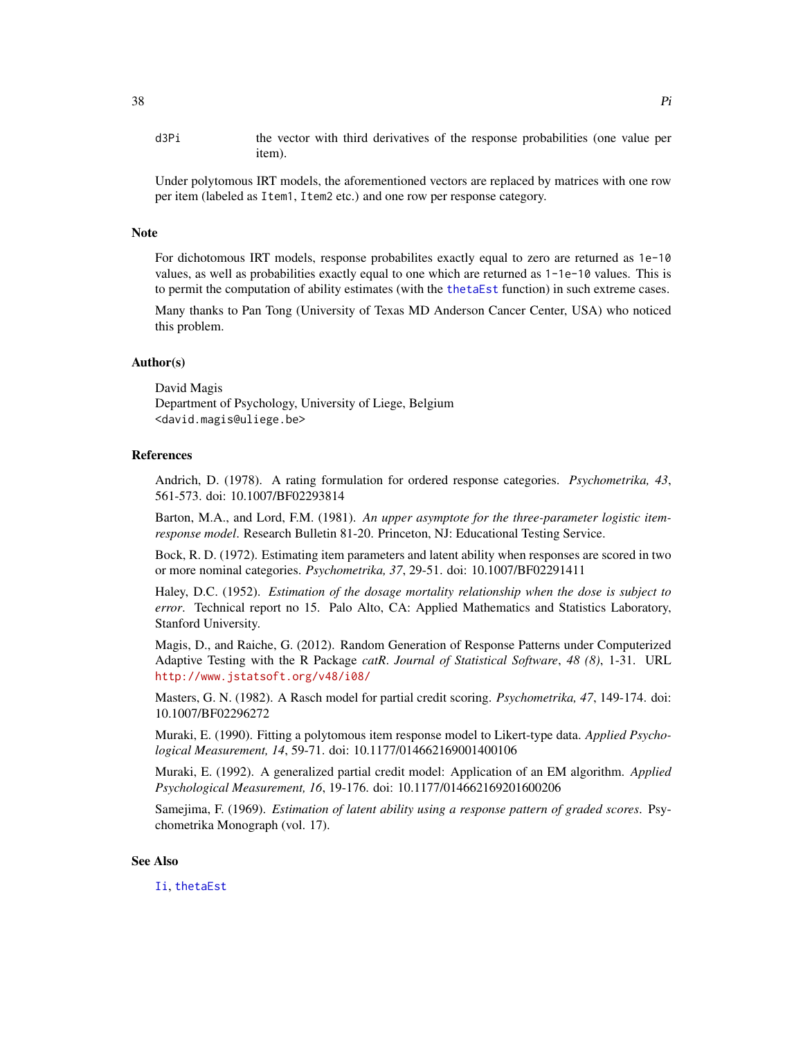d3Pi the vector with third derivatives of the response probabilities (one value per item).

Under polytomous IRT models, the aforementioned vectors are replaced by matrices with one row per item (labeled as Item1, Item2 etc.) and one row per response category.

## Note

For dichotomous IRT models, response probabilites exactly equal to zero are returned as 1e-10 values, as well as probabilities exactly equal to one which are returned as 1-1e-10 values. This is to permit the computation of ability estimates (with the thetaEst function) in such extreme cases.

Many thanks to Pan Tong (University of Texas MD Anderson Cancer Center, USA) who noticed this problem.

## Author(s)

David Magis
Department of Psychology, University of Liege, Belgium
<david.magis@uliege.be>

## References

Andrich, D. (1978). A rating formulation for ordered response categories. *Psychometrika, 43*, 561-573. doi: 10.1007/BF02293814

Barton, M.A., and Lord, F.M. (1981). *An upper asymptote for the three-parameter logistic item-response model*. Research Bulletin 81-20. Princeton, NJ: Educational Testing Service.

Bock, R. D. (1972). Estimating item parameters and latent ability when responses are scored in two or more nominal categories. *Psychometrika, 37*, 29-51. doi: 10.1007/BF02291411

Haley, D.C. (1952). *Estimation of the dosage mortality relationship when the dose is subject to error*. Technical report no 15. Palo Alto, CA: Applied Mathematics and Statistics Laboratory, Stanford University.

Magis, D., and Raiche, G. (2012). Random Generation of Response Patterns under Computerized Adaptive Testing with the R Package *catR*. *Journal of Statistical Software*, *48 (8)*, 1-31. URL http://www.jstatsoft.org/v48/i08/

Masters, G. N. (1982). A Rasch model for partial credit scoring. *Psychometrika, 47*, 149-174. doi: 10.1007/BF02296272

Muraki, E. (1990). Fitting a polytomous item response model to Likert-type data. *Applied Psychological Measurement, 14*, 59-71. doi: 10.1177/014662169001400106

Muraki, E. (1992). A generalized partial credit model: Application of an EM algorithm. *Applied Psychological Measurement, 16*, 19-176. doi: 10.1177/014662169201600206

Samejima, F. (1969). *Estimation of latent ability using a response pattern of graded scores*. Psychometrika Monograph (vol. 17).

## See Also

Ii, thetaEst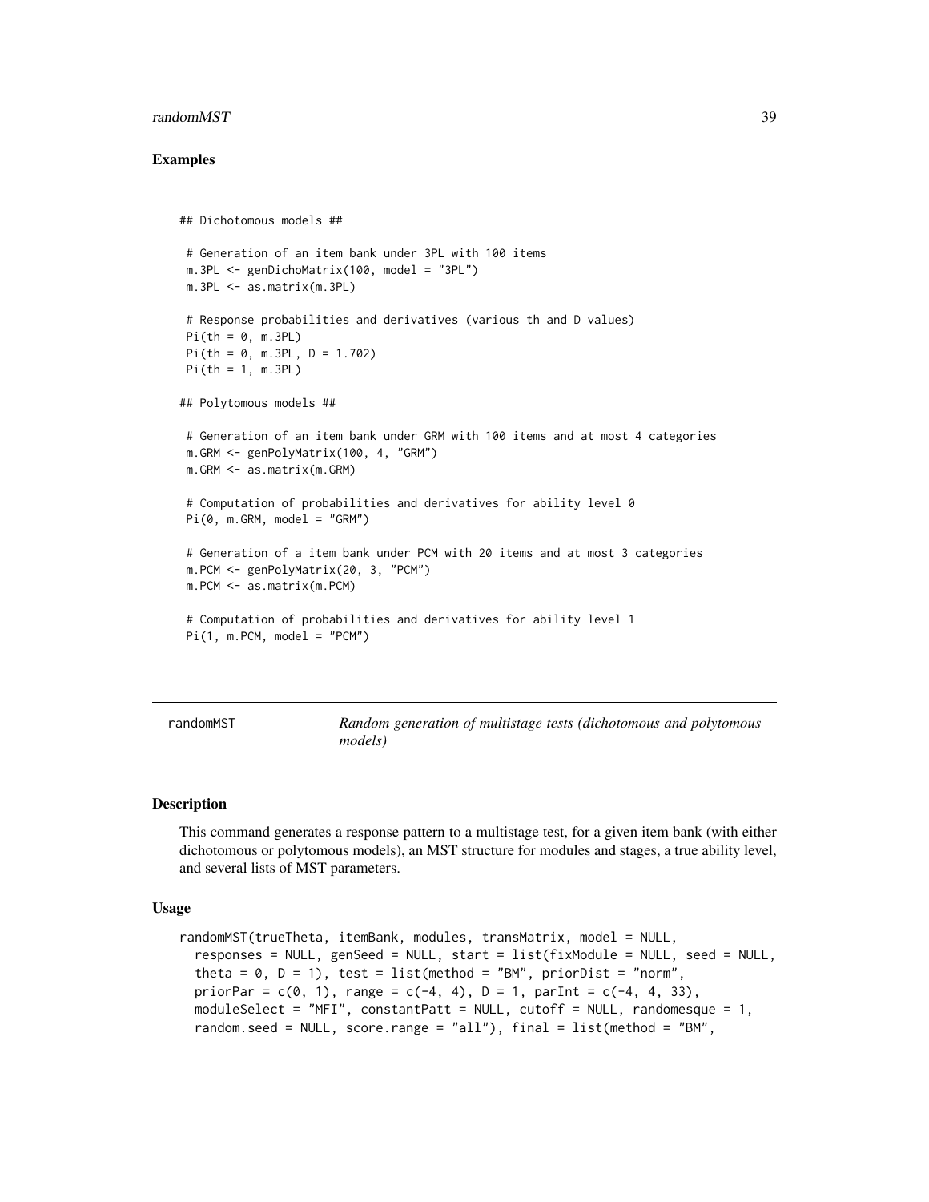### Examples

```
## Dichotomous models ##

 # Generation of an item bank under 3PL with 100 items
 m.3PL <- genDichoMatrix(100, model = "3PL")
 m.3PL <- as.matrix(m.3PL)

 # Response probabilities and derivatives (various th and D values)
 Pi(th = 0, m.3PL)
 Pi(th = 0, m.3PL, D = 1.702)
 Pi(th = 1, m.3PL)

## Polytomous models ##

 # Generation of an item bank under GRM with 100 items and at most 4 categories
 m.GRM <- genPolyMatrix(100, 4, "GRM")
 m.GRM <- as.matrix(m.GRM)

 # Computation of probabilities and derivatives for ability level 0
 Pi(0, m.GRM, model = "GRM")

 # Generation of a item bank under PCM with 20 items and at most 3 categories
 m.PCM <- genPolyMatrix(20, 3, "PCM")
 m.PCM <- as.matrix(m.PCM)

 # Computation of probabilities and derivatives for ability level 1
 Pi(1, m.PCM, model = "PCM")
```

---

## randomMST — *Random generation of multistage tests (dichotomous and polytomous models)*

---

### Description

This command generates a response pattern to a multistage test, for a given item bank (with either dichotomous or polytomous models), an MST structure for modules and stages, a true ability level, and several lists of MST parameters.

### Usage

```
randomMST(trueTheta, itemBank, modules, transMatrix, model = NULL,
  responses = NULL, genSeed = NULL, start = list(fixModule = NULL, seed = NULL,
  theta = 0, D = 1), test = list(method = "BM", priorDist = "norm",
  priorPar = c(0, 1), range = c(-4, 4), D = 1, parInt = c(-4, 4, 33),
  moduleSelect = "MFI", constantPatt = NULL, cutoff = NULL, randomesque = 1,
  random.seed = NULL, score.range = "all"), final = list(method = "BM",
```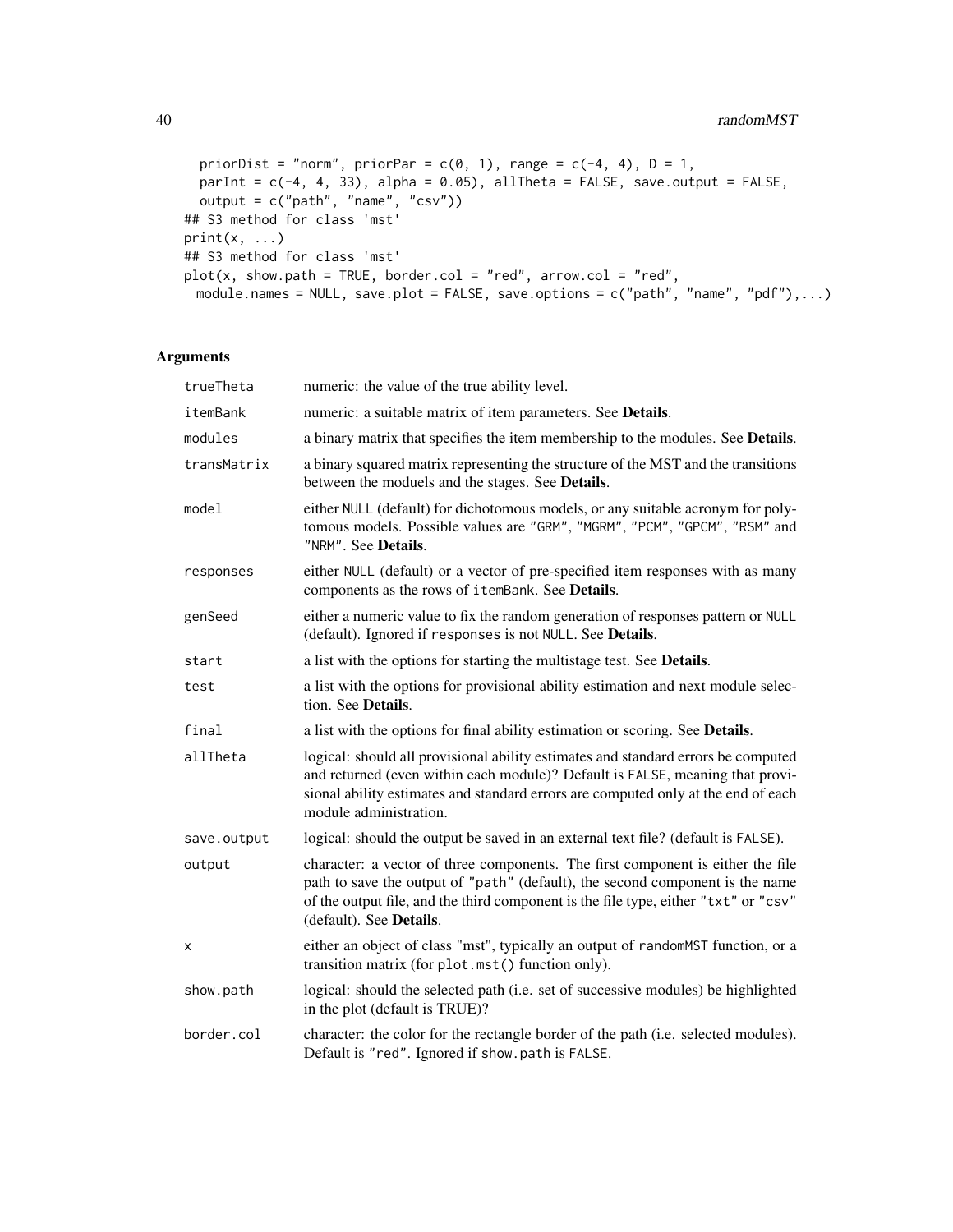```
  priorDist = "norm", priorPar = c(0, 1), range = c(-4, 4), D = 1,
  parInt = c(-4, 4, 33), alpha = 0.05), allTheta = FALSE, save.output = FALSE,
  output = c("path", "name", "csv"))
## S3 method for class 'mst'
print(x, ...)
## S3 method for class 'mst'
plot(x, show.path = TRUE, border.col = "red", arrow.col = "red",
 module.names = NULL, save.plot = FALSE, save.options = c("path", "name", "pdf"),...)
```

## Arguments

| | |
|---|---|
| `trueTheta` | numeric: the value of the true ability level. |
| `itemBank` | numeric: a suitable matrix of item parameters. See **Details**. |
| `modules` | a binary matrix that specifies the item membership to the modules. See **Details**. |
| `transMatrix` | a binary squared matrix representing the structure of the MST and the transitions between the moduels and the stages. See **Details**. |
| `model` | either `NULL` (default) for dichotomous models, or any suitable acronym for polytomous models. Possible values are `"GRM"`, `"MGRM"`, `"PCM"`, `"GPCM"`, `"RSM"` and `"NRM"`. See **Details**. |
| `responses` | either `NULL` (default) or a vector of pre-specified item responses with as many components as the rows of `itemBank`. See **Details**. |
| `genSeed` | either a numeric value to fix the random generation of responses pattern or `NULL` (default). Ignored if `responses` is not `NULL`. See **Details**. |
| `start` | a list with the options for starting the multistage test. See **Details**. |
| `test` | a list with the options for provisional ability estimation and next module selection. See **Details**. |
| `final` | a list with the options for final ability estimation or scoring. See **Details**. |
| `allTheta` | logical: should all provisional ability estimates and standard errors be computed and returned (even within each module)? Default is `FALSE`, meaning that provisional ability estimates and standard errors are computed only at the end of each module administration. |
| `save.output` | logical: should the output be saved in an external text file? (default is `FALSE`). |
| `output` | character: a vector of three components. The first component is either the file path to save the output of `"path"` (default), the second component is the name of the output file, and the third component is the file type, either `"txt"` or `"csv"` (default). See **Details**. |
| `x` | either an object of class "mst", typically an output of `randomMST` function, or a transition matrix (for `plot.mst()` function only). |
| `show.path` | logical: should the selected path (i.e. set of successive modules) be highlighted in the plot (default is TRUE)? |
| `border.col` | character: the color for the rectangle border of the path (i.e. selected modules). Default is `"red"`. Ignored if `show.path` is `FALSE`. |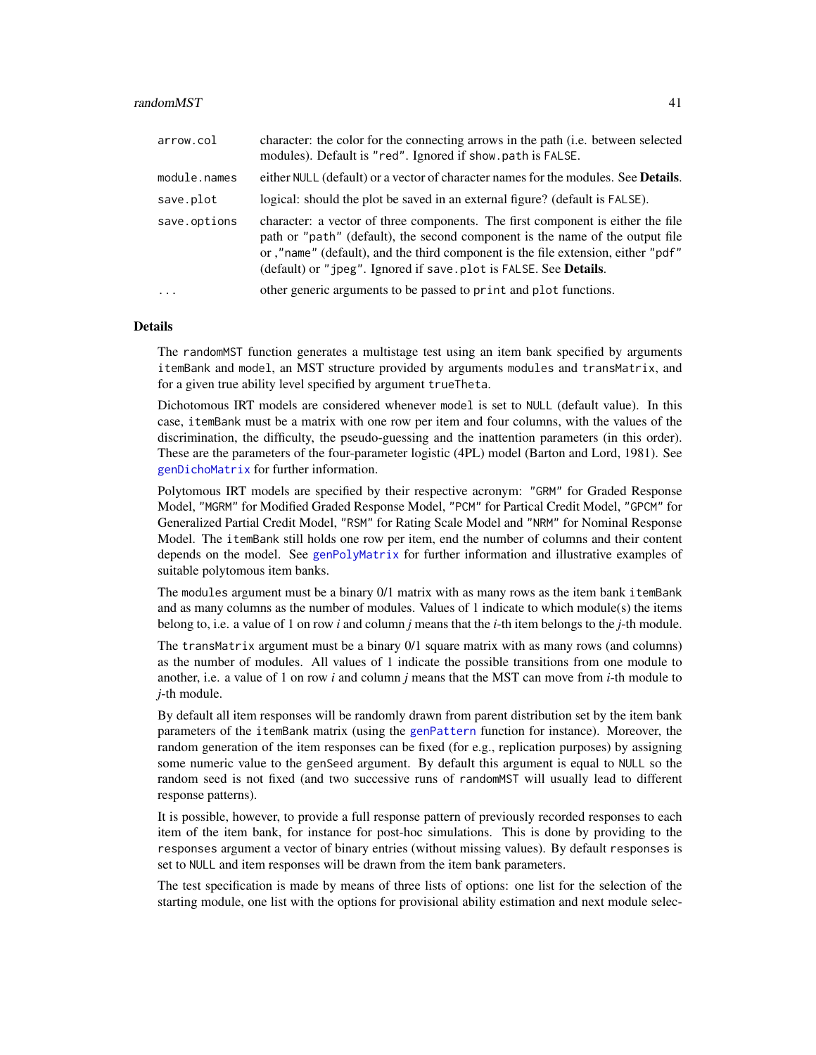| | |
|---|---|
| `arrow.col` | character: the color for the connecting arrows in the path (i.e. between selected modules). Default is `"red"`. Ignored if `show.path` is `FALSE`. |
| `module.names` | either `NULL` (default) or a vector of character names for the modules. See **Details**. |
| `save.plot` | logical: should the plot be saved in an external figure? (default is `FALSE`). |
| `save.options` | character: a vector of three components. The first component is either the file path or `"path"` (default), the second component is the name of the output file or ,`"name"` (default), and the third component is the file extension, either `"pdf"` (default) or `"jpeg"`. Ignored if `save.plot` is `FALSE`. See **Details**. |
| `...` | other generic arguments to be passed to `print` and `plot` functions. |

## Details

The `randomMST` function generates a multistage test using an item bank specified by arguments `itemBank` and `model`, an MST structure provided by arguments `modules` and `transMatrix`, and for a given true ability level specified by argument `trueTheta`.

Dichotomous IRT models are considered whenever `model` is set to `NULL` (default value). In this case, `itemBank` must be a matrix with one row per item and four columns, with the values of the discrimination, the difficulty, the pseudo-guessing and the inattention parameters (in this order). These are the parameters of the four-parameter logistic (4PL) model (Barton and Lord, 1981). See `genDichoMatrix` for further information.

Polytomous IRT models are specified by their respective acronym: `"GRM"` for Graded Response Model, `"MGRM"` for Modified Graded Response Model, `"PCM"` for Partical Credit Model, `"GPCM"` for Generalized Partial Credit Model, `"RSM"` for Rating Scale Model and `"NRM"` for Nominal Response Model. The `itemBank` still holds one row per item, end the number of columns and their content depends on the model. See `genPolyMatrix` for further information and illustrative examples of suitable polytomous item banks.

The `modules` argument must be a binary 0/1 matrix with as many rows as the item bank `itemBank` and as many columns as the number of modules. Values of 1 indicate to which module(s) the items belong to, i.e. a value of 1 on row $i$ and column $j$ means that the $i$-th item belongs to the $j$-th module.

The `transMatrix` argument must be a binary 0/1 square matrix with as many rows (and columns) as the number of modules. All values of 1 indicate the possible transitions from one module to another, i.e. a value of 1 on row $i$ and column $j$ means that the MST can move from $i$-th module to $j$-th module.

By default all item responses will be randomly drawn from parent distribution set by the item bank parameters of the `itemBank` matrix (using the `genPattern` function for instance). Moreover, the random generation of the item responses can be fixed (for e.g., replication purposes) by assigning some numeric value to the `genSeed` argument. By default this argument is equal to `NULL` so the random seed is not fixed (and two successive runs of `randomMST` will usually lead to different response patterns).

It is possible, however, to provide a full response pattern of previously recorded responses to each item of the item bank, for instance for post-hoc simulations. This is done by providing to the `responses` argument a vector of binary entries (without missing values). By default `responses` is set to `NULL` and item responses will be drawn from the item bank parameters.

The test specification is made by means of three lists of options: one list for the selection of the starting module, one list with the options for provisional ability estimation and next module selec-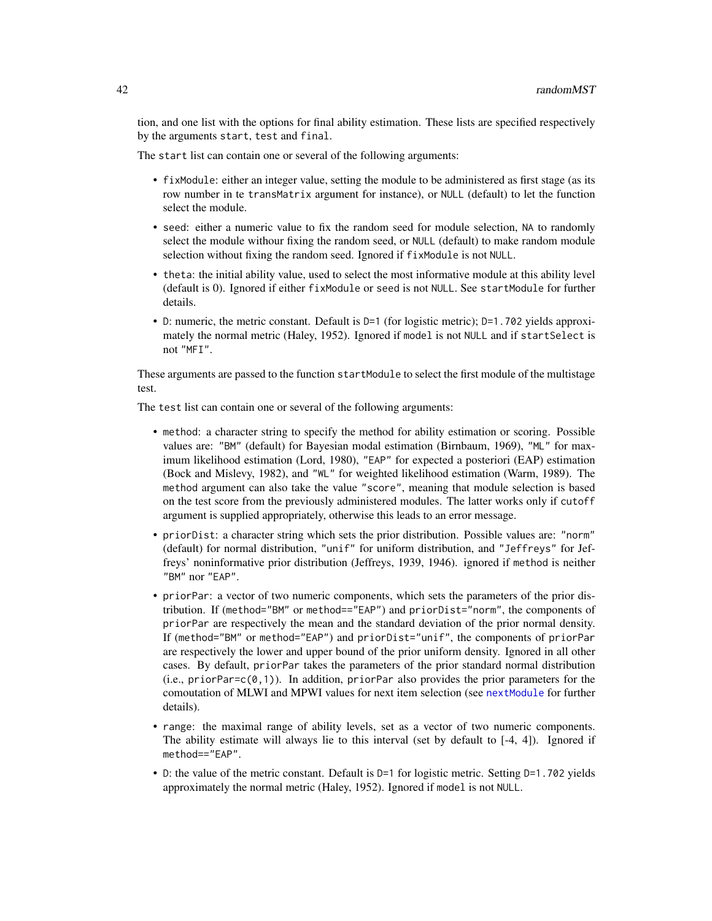tion, and one list with the options for final ability estimation. These lists are specified respectively by the arguments `start`, `test` and `final`.

The `start` list can contain one or several of the following arguments:

- `fixModule`: either an integer value, setting the module to be administered as first stage (as its row number in te `transMatrix` argument for instance), or `NULL` (default) to let the function select the module.
- `seed`: either a numeric value to fix the random seed for module selection, `NA` to randomly select the module withour fixing the random seed, or `NULL` (default) to make random module selection without fixing the random seed. Ignored if `fixModule` is not `NULL`.
- `theta`: the initial ability value, used to select the most informative module at this ability level (default is 0). Ignored if either `fixModule` or `seed` is not `NULL`. See `startModule` for further details.
- `D`: numeric, the metric constant. Default is `D=1` (for logistic metric); `D=1.702` yields approximately the normal metric (Haley, 1952). Ignored if `model` is not `NULL` and if `startSelect` is not `"MFI"`.

These arguments are passed to the function `startModule` to select the first module of the multistage test.

The `test` list can contain one or several of the following arguments:

- `method`: a character string to specify the method for ability estimation or scoring. Possible values are: `"BM"` (default) for Bayesian modal estimation (Birnbaum, 1969), `"ML"` for maximum likelihood estimation (Lord, 1980), `"EAP"` for expected a posteriori (EAP) estimation (Bock and Mislevy, 1982), and `"WL"` for weighted likelihood estimation (Warm, 1989). The `method` argument can also take the value `"score"`, meaning that module selection is based on the test score from the previously administered modules. The latter works only if `cutoff` argument is supplied appropriately, otherwise this leads to an error message.
- `priorDist`: a character string which sets the prior distribution. Possible values are: `"norm"` (default) for normal distribution, `"unif"` for uniform distribution, and `"Jeffreys"` for Jeffreys' noninformative prior distribution (Jeffreys, 1939, 1946). ignored if `method` is neither `"BM"` nor `"EAP"`.
- `priorPar`: a vector of two numeric components, which sets the parameters of the prior distribution. If (`method="BM"` or `method=="EAP"`) and `priorDist="norm"`, the components of `priorPar` are respectively the mean and the standard deviation of the prior normal density. If (`method="BM"` or `method="EAP"`) and `priorDist="unif"`, the components of `priorPar` are respectively the lower and upper bound of the prior uniform density. Ignored in all other cases. By default, `priorPar` takes the parameters of the prior standard normal distribution (i.e., `priorPar=c(0,1)`). In addition, `priorPar` also provides the prior parameters for the comoutation of MLWI and MPWI values for next item selection (see `nextModule` for further details).
- `range`: the maximal range of ability levels, set as a vector of two numeric components. The ability estimate will always lie to this interval (set by default to [-4, 4]). Ignored if `method=="EAP"`.
- `D`: the value of the metric constant. Default is `D=1` for logistic metric. Setting `D=1.702` yields approximately the normal metric (Haley, 1952). Ignored if `model` is not `NULL`.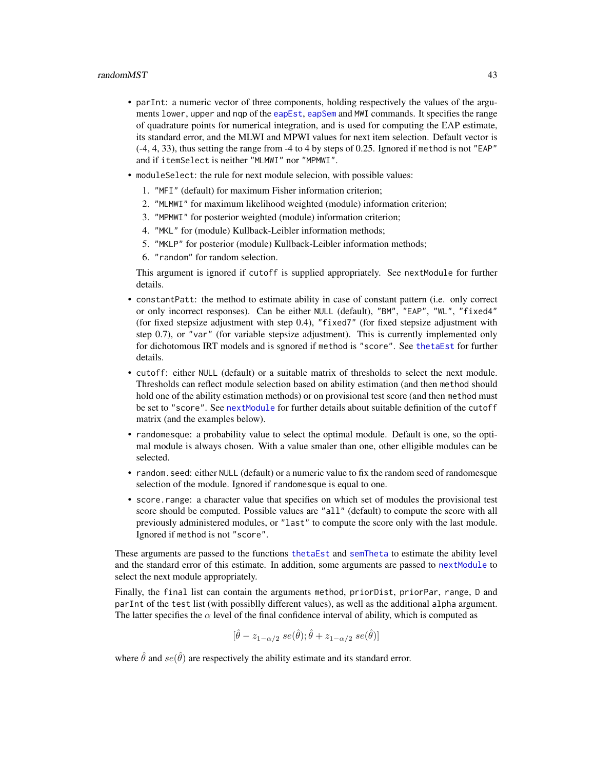- `parInt`: a numeric vector of three components, holding respectively the values of the arguments `lower`, `upper` and `nqp` of the `eapEst`, `eapSem` and `MWI` commands. It specifies the range of quadrature points for numerical integration, and is used for computing the EAP estimate, its standard error, and the MLWI and MPWI values for next item selection. Default vector is (-4, 4, 33), thus setting the range from -4 to 4 by steps of 0.25. Ignored if `method` is not `"EAP"` and if `itemSelect` is neither `"MLMWI"` nor `"MPMWI"`.
- `moduleSelect`: the rule for next module selecion, with possible values:
  1. `"MFI"` (default) for maximum Fisher information criterion;
  2. `"MLMWI"` for maximum likelihood weighted (module) information criterion;
  3. `"MPMWI"` for posterior weighted (module) information criterion;
  4. `"MKL"` for (module) Kullback-Leibler information methods;
  5. `"MKLP"` for posterior (module) Kullback-Leibler information methods;
  6. `"random"` for random selection.

  This argument is ignored if `cutoff` is supplied appropriately. See `nextModule` for further details.
- `constantPatt`: the method to estimate ability in case of constant pattern (i.e. only correct or only incorrect responses). Can be either `NULL` (default), `"BM"`, `"EAP"`, `"WL"`, `"fixed4"` (for fixed stepsize adjustment with step 0.4), `"fixed7"` (for fixed stepsize adjustment with step 0.7), or `"var"` (for variable stepsize adjustment). This is currently implemented only for dichotomous IRT models and is sgnored if `method` is `"score"`. See `thetaEst` for further details.
- `cutoff`: either `NULL` (default) or a suitable matrix of thresholds to select the next module. Thresholds can reflect module selection based on ability estimation (and then `method` should hold one of the ability estimation methods) or on provisional test score (and then `method` must be set to `"score"`. See `nextModule` for further details about suitable definition of the `cutoff` matrix (and the examples below).
- `randomesque`: a probability value to select the optimal module. Default is one, so the optimal module is always chosen. With a value smaler than one, other elligible modules can be selected.
- `random.seed`: either `NULL` (default) or a numeric value to fix the random seed of randomesque selection of the module. Ignored if `randomesque` is equal to one.
- `score.range`: a character value that specifies on which set of modules the provisional test score should be computed. Possible values are `"all"` (default) to compute the score with all previously administered modules, or `"last"` to compute the score only with the last module. Ignored if `method` is not `"score"`.

These arguments are passed to the functions `thetaEst` and `semTheta` to estimate the ability level and the standard error of this estimate. In addition, some arguments are passed to `nextModule` to select the next module appropriately.

Finally, the `final` list can contain the arguments `method`, `priorDist`, `priorPar`, `range`, `D` and `parInt` of the `test` list (with possiblly different values), as well as the additional `alpha` argument. The latter specifies the $\alpha$ level of the final confidence interval of ability, which is computed as

$$[\hat{\theta} - z_{1-\alpha/2}\; se(\hat{\theta}); \hat{\theta} + z_{1-\alpha/2}\; se(\hat{\theta})]$$

where $\hat{\theta}$ and $se(\hat{\theta})$ are respectively the ability estimate and its standard error.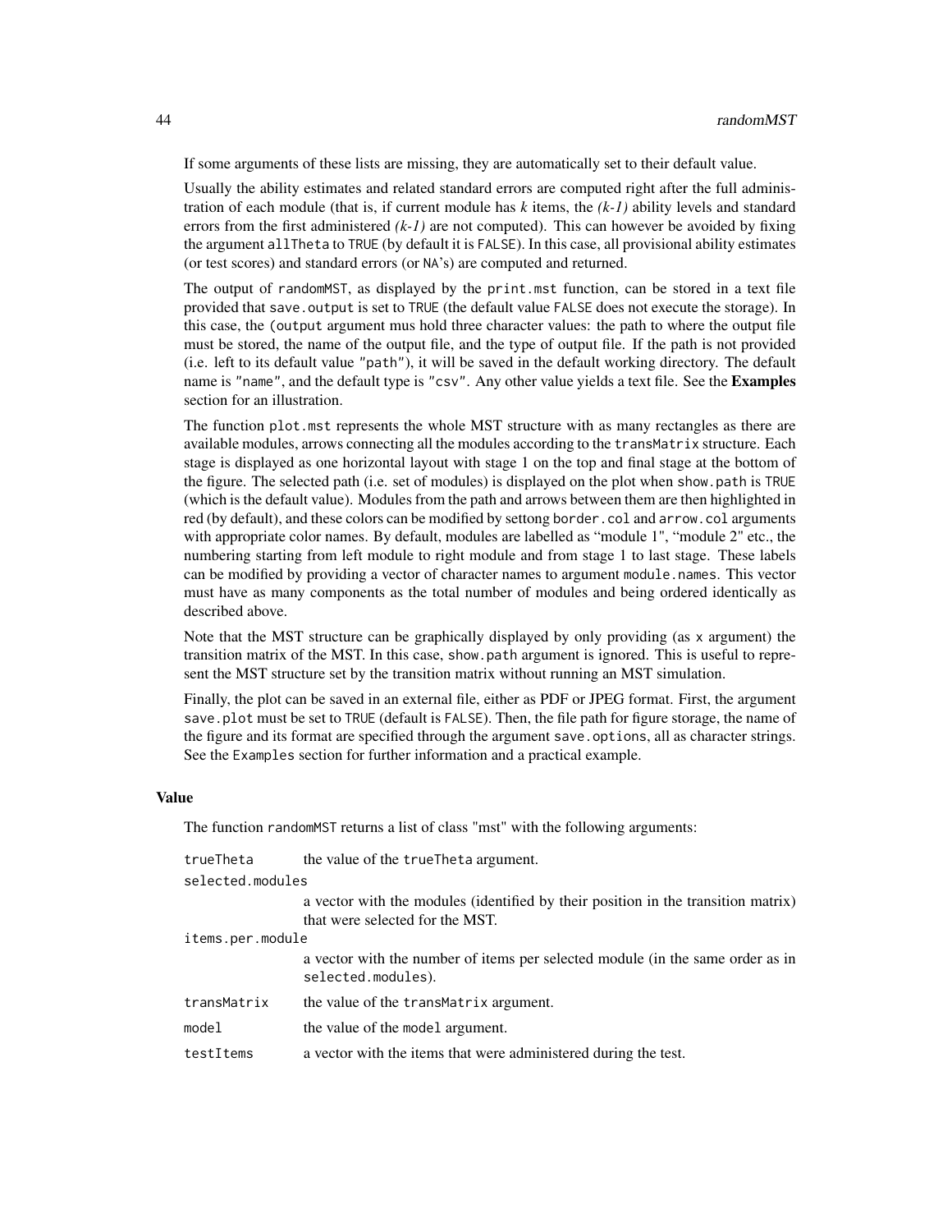If some arguments of these lists are missing, they are automatically set to their default value.

Usually the ability estimates and related standard errors are computed right after the full administration of each module (that is, if current module has *k* items, the *(k-1)* ability levels and standard errors from the first administered *(k-1)* are not computed). This can however be avoided by fixing the argument `allTheta` to `TRUE` (by default it is `FALSE`). In this case, all provisional ability estimates (or test scores) and standard errors (or `NA`'s) are computed and returned.

The output of `randomMST`, as displayed by the `print.mst` function, can be stored in a text file provided that `save.output` is set to `TRUE` (the default value `FALSE` does not execute the storage). In this case, the (`output` argument mus hold three character values: the path to where the output file must be stored, the name of the output file, and the type of output file. If the path is not provided (i.e. left to its default value `"path"`), it will be saved in the default working directory. The default name is `"name"`, and the default type is `"csv"`. Any other value yields a text file. See the **Examples** section for an illustration.

The function `plot.mst` represents the whole MST structure with as many rectangles as there are available modules, arrows connecting all the modules according to the `transMatrix` structure. Each stage is displayed as one horizontal layout with stage 1 on the top and final stage at the bottom of the figure. The selected path (i.e. set of modules) is displayed on the plot when `show.path` is `TRUE` (which is the default value). Modules from the path and arrows between them are then highlighted in red (by default), and these colors can be modified by settong `border.col` and `arrow.col` arguments with appropriate color names. By default, modules are labelled as "module 1", "module 2" etc., the numbering starting from left module to right module and from stage 1 to last stage. These labels can be modified by providing a vector of character names to argument `module.names`. This vector must have as many components as the total number of modules and being ordered identically as described above.

Note that the MST structure can be graphically displayed by only providing (as `x` argument) the transition matrix of the MST. In this case, `show.path` argument is ignored. This is useful to represent the MST structure set by the transition matrix without running an MST simulation.

Finally, the plot can be saved in an external file, either as PDF or JPEG format. First, the argument `save.plot` must be set to `TRUE` (default is `FALSE`). Then, the file path for figure storage, the name of the figure and its format are specified through the argument `save.options`, all as character strings. See the `Examples` section for further information and a practical example.

## Value

The function `randomMST` returns a list of class "mst" with the following arguments:

| | |
|---|---|
| `trueTheta` | the value of the `trueTheta` argument. |
| `selected.modules` | a vector with the modules (identified by their position in the transition matrix) that were selected for the MST. |
| `items.per.module` | a vector with the number of items per selected module (in the same order as in `selected.modules`). |
| `transMatrix` | the value of the `transMatrix` argument. |
| `model` | the value of the `model` argument. |
| `testItems` | a vector with the items that were administered during the test. |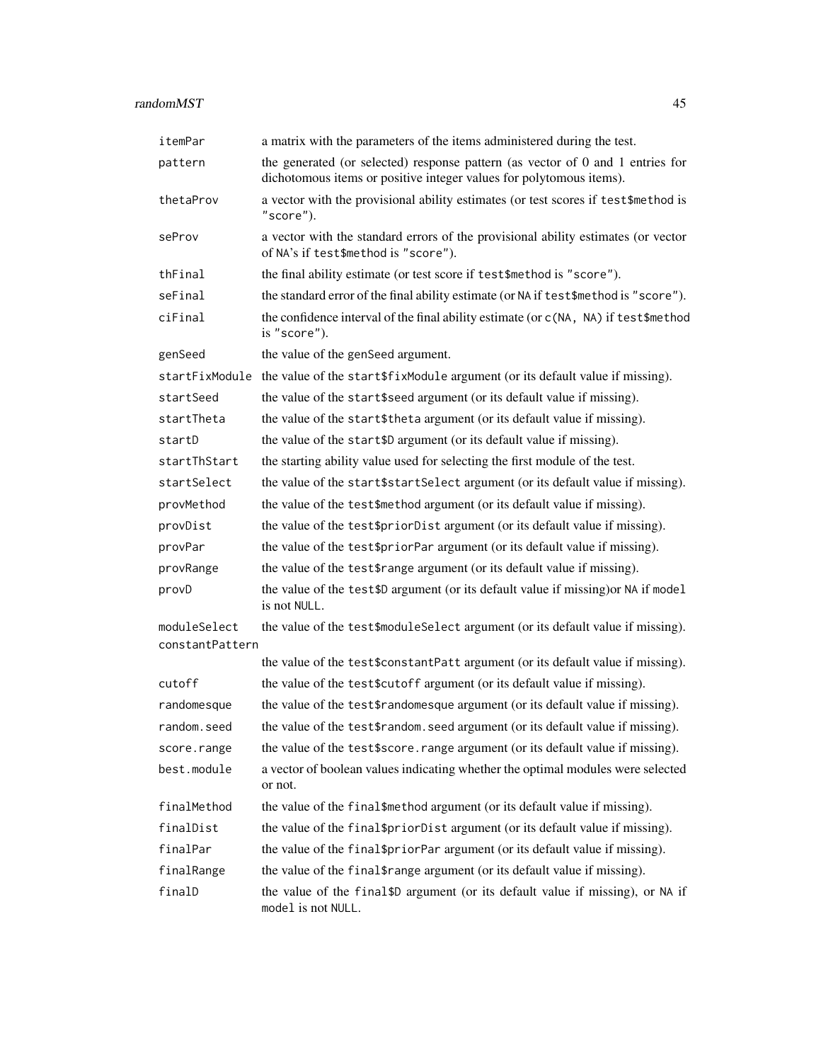| | |
|---|---|
| `itemPar` | a matrix with the parameters of the items administered during the test. |
| `pattern` | the generated (or selected) response pattern (as vector of 0 and 1 entries for dichotomous items or positive integer values for polytomous items). |
| `thetaProv` | a vector with the provisional ability estimates (or test scores if `test$method` is `"score"`). |
| `seProv` | a vector with the standard errors of the provisional ability estimates (or vector of `NA`'s if `test$method` is `"score"`). |
| `thFinal` | the final ability estimate (or test score if `test$method` is `"score"`). |
| `seFinal` | the standard error of the final ability estimate (or `NA` if `test$method` is `"score"`). |
| `ciFinal` | the confidence interval of the final ability estimate (or `c(NA, NA)` if `test$method` is `"score"`). |
| `genSeed` | the value of the `genSeed` argument. |
| `startFixModule` | the value of the `start$fixModule` argument (or its default value if missing). |
| `startSeed` | the value of the `start$seed` argument (or its default value if missing). |
| `startTheta` | the value of the `start$theta` argument (or its default value if missing). |
| `startD` | the value of the `start$D` argument (or its default value if missing). |
| `startThStart` | the starting ability value used for selecting the first module of the test. |
| `startSelect` | the value of the `start$startSelect` argument (or its default value if missing). |
| `provMethod` | the value of the `test$method` argument (or its default value if missing). |
| `provDist` | the value of the `test$priorDist` argument (or its default value if missing). |
| `provPar` | the value of the `test$priorPar` argument (or its default value if missing). |
| `provRange` | the value of the `test$range` argument (or its default value if missing). |
| `provD` | the value of the `test$D` argument (or its default value if missing)or `NA` if `model` is not `NULL`. |
| `moduleSelect` | the value of the `test$moduleSelect` argument (or its default value if missing). |
| `constantPattern` | the value of the `test$constantPatt` argument (or its default value if missing). |
| `cutoff` | the value of the `test$cutoff` argument (or its default value if missing). |
| `randomesque` | the value of the `test$randomesque` argument (or its default value if missing). |
| `random.seed` | the value of the `test$random.seed` argument (or its default value if missing). |
| `score.range` | the value of the `test$score.range` argument (or its default value if missing). |
| `best.module` | a vector of boolean values indicating whether the optimal modules were selected or not. |
| `finalMethod` | the value of the `final$method` argument (or its default value if missing). |
| `finalDist` | the value of the `final$priorDist` argument (or its default value if missing). |
| `finalPar` | the value of the `final$priorPar` argument (or its default value if missing). |
| `finalRange` | the value of the `final$range` argument (or its default value if missing). |
| `finalD` | the value of the `final$D` argument (or its default value if missing), or `NA` if `model` is not `NULL`. |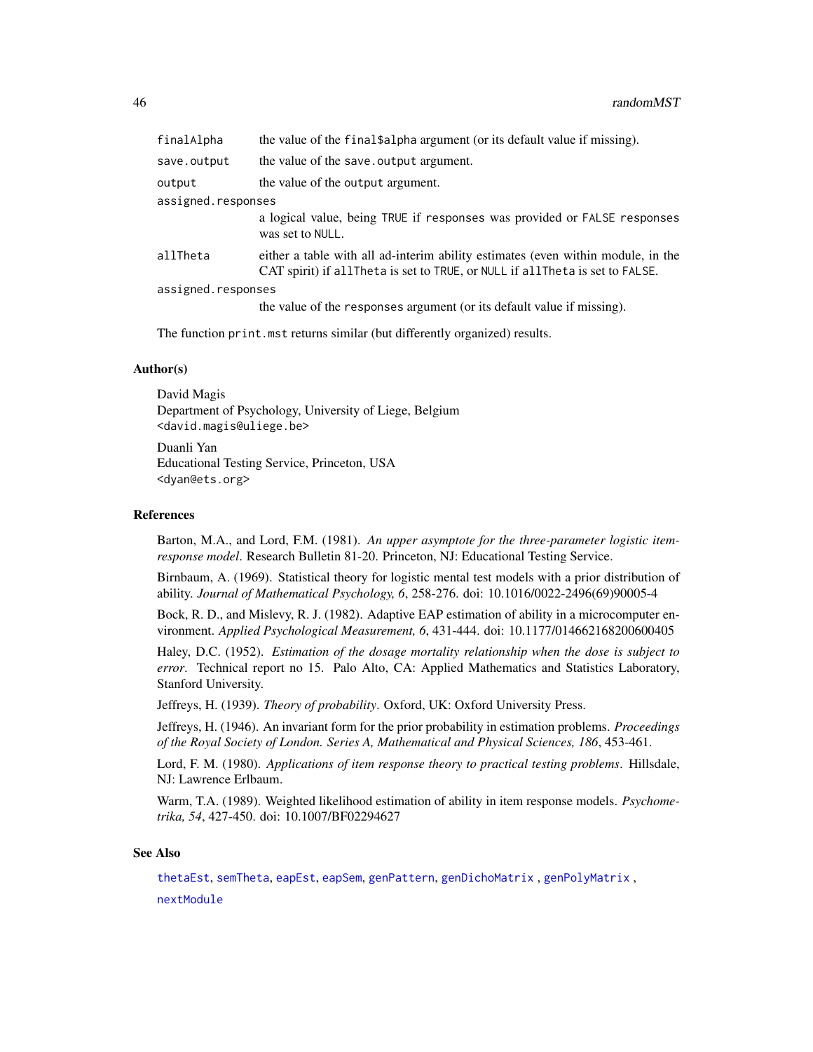| | |
|---|---|
| `finalAlpha` | the value of the `final$alpha` argument (or its default value if missing). |
| `save.output` | the value of the `save.output` argument. |
| `output` | the value of the `output` argument. |
| `assigned.responses` | a logical value, being `TRUE` if `responses` was provided or `FALSE` `responses` was set to `NULL`. |
| `allTheta` | either a table with all ad-interim ability estimates (even within module, in the CAT spirit) if `allTheta` is set to `TRUE`, or `NULL` if `allTheta` is set to `FALSE`. |
| `assigned.responses` | the value of the `responses` argument (or its default value if missing). |

The function `print.mst` returns similar (but differently organized) results.

### Author(s)

David Magis
Department of Psychology, University of Liege, Belgium
<david.magis@uliege.be>

Duanli Yan
Educational Testing Service, Princeton, USA
<dyan@ets.org>

### References

Barton, M.A., and Lord, F.M. (1981). *An upper asymptote for the three-parameter logistic item-response model*. Research Bulletin 81-20. Princeton, NJ: Educational Testing Service.

Birnbaum, A. (1969). Statistical theory for logistic mental test models with a prior distribution of ability. *Journal of Mathematical Psychology, 6*, 258-276. doi: 10.1016/0022-2496(69)90005-4

Bock, R. D., and Mislevy, R. J. (1982). Adaptive EAP estimation of ability in a microcomputer environment. *Applied Psychological Measurement, 6*, 431-444. doi: 10.1177/014662168200600405

Haley, D.C. (1952). *Estimation of the dosage mortality relationship when the dose is subject to error*. Technical report no 15. Palo Alto, CA: Applied Mathematics and Statistics Laboratory, Stanford University.

Jeffreys, H. (1939). *Theory of probability*. Oxford, UK: Oxford University Press.

Jeffreys, H. (1946). An invariant form for the prior probability in estimation problems. *Proceedings of the Royal Society of London. Series A, Mathematical and Physical Sciences, 186*, 453-461.

Lord, F. M. (1980). *Applications of item response theory to practical testing problems*. Hillsdale, NJ: Lawrence Erlbaum.

Warm, T.A. (1989). Weighted likelihood estimation of ability in item response models. *Psychometrika, 54*, 427-450. doi: 10.1007/BF02294627

### See Also

`thetaEst`, `semTheta`, `eapEst`, `eapSem`, `genPattern`, `genDichoMatrix` , `genPolyMatrix` , `nextModule`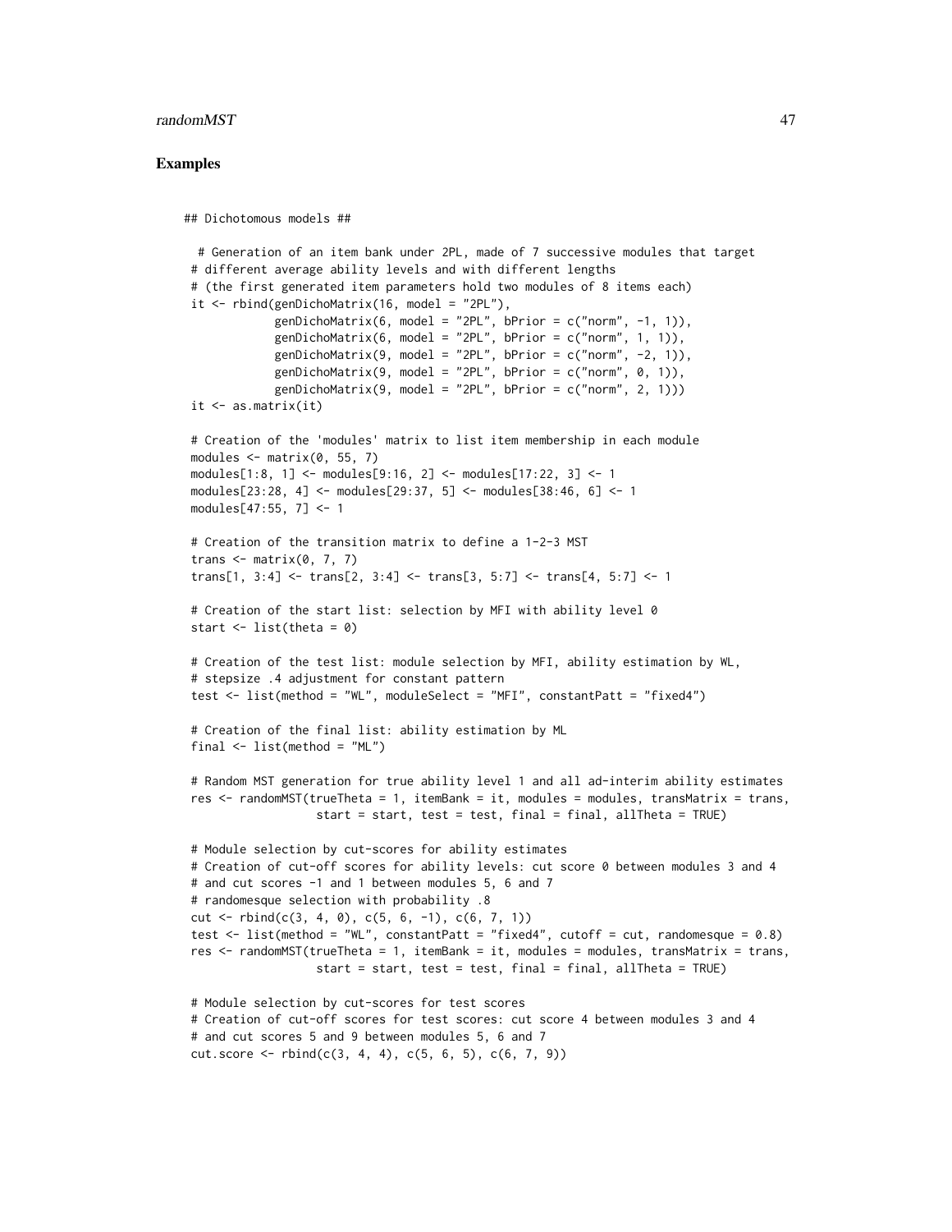## Examples

```
## Dichotomous models ##

  # Generation of an item bank under 2PL, made of 7 successive modules that target
 # different average ability levels and with different lengths
 # (the first generated item parameters hold two modules of 8 items each)
 it <- rbind(genDichoMatrix(16, model = "2PL"),
             genDichoMatrix(6, model = "2PL", bPrior = c("norm", -1, 1)),
             genDichoMatrix(6, model = "2PL", bPrior = c("norm", 1, 1)),
             genDichoMatrix(9, model = "2PL", bPrior = c("norm", -2, 1)),
             genDichoMatrix(9, model = "2PL", bPrior = c("norm", 0, 1)),
             genDichoMatrix(9, model = "2PL", bPrior = c("norm", 2, 1)))
 it <- as.matrix(it)

 # Creation of the 'modules' matrix to list item membership in each module
 modules <- matrix(0, 55, 7)
 modules[1:8, 1] <- modules[9:16, 2] <- modules[17:22, 3] <- 1
 modules[23:28, 4] <- modules[29:37, 5] <- modules[38:46, 6] <- 1
 modules[47:55, 7] <- 1

 # Creation of the transition matrix to define a 1-2-3 MST
 trans <- matrix(0, 7, 7)
 trans[1, 3:4] <- trans[2, 3:4] <- trans[3, 5:7] <- trans[4, 5:7] <- 1

 # Creation of the start list: selection by MFI with ability level 0
 start <- list(theta = 0)

 # Creation of the test list: module selection by MFI, ability estimation by WL,
 # stepsize .4 adjustment for constant pattern
 test <- list(method = "WL", moduleSelect = "MFI", constantPatt = "fixed4")

 # Creation of the final list: ability estimation by ML
 final <- list(method = "ML")

 # Random MST generation for true ability level 1 and all ad-interim ability estimates
 res <- randomMST(trueTheta = 1, itemBank = it, modules = modules, transMatrix = trans,
                  start = start, test = test, final = final, allTheta = TRUE)

 # Module selection by cut-scores for ability estimates
 # Creation of cut-off scores for ability levels: cut score 0 between modules 3 and 4
 # and cut scores -1 and 1 between modules 5, 6 and 7
 # randomesque selection with probability .8
 cut <- rbind(c(3, 4, 0), c(5, 6, -1), c(6, 7, 1))
 test <- list(method = "WL", constantPatt = "fixed4", cutoff = cut, randomesque = 0.8)
 res <- randomMST(trueTheta = 1, itemBank = it, modules = modules, transMatrix = trans,
                  start = start, test = test, final = final, allTheta = TRUE)

 # Module selection by cut-scores for test scores
 # Creation of cut-off scores for test scores: cut score 4 between modules 3 and 4
 # and cut scores 5 and 9 between modules 5, 6 and 7
 cut.score <- rbind(c(3, 4, 4), c(5, 6, 5), c(6, 7, 9))
```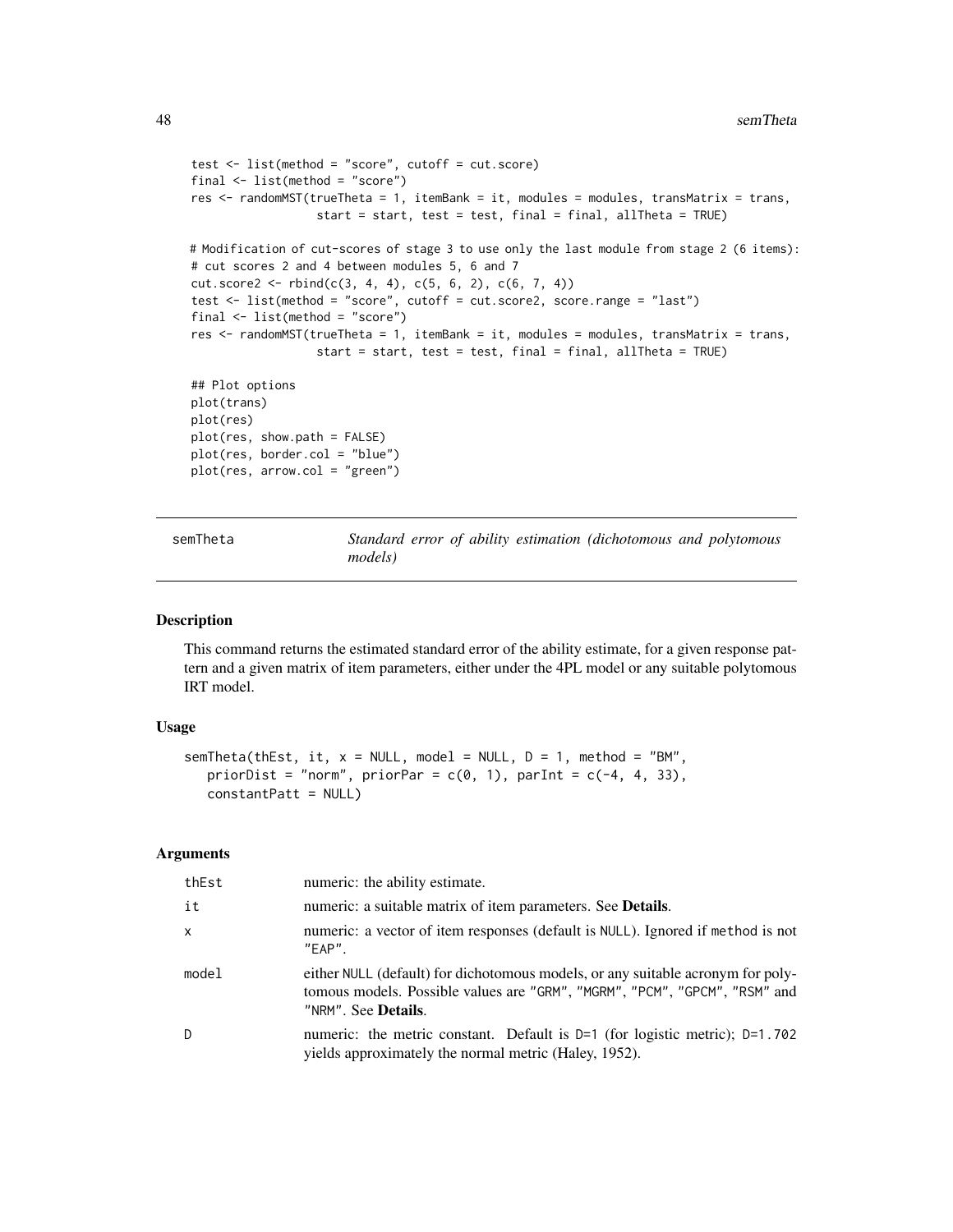```
test <- list(method = "score", cutoff = cut.score)
final <- list(method = "score")
res <- randomMST(trueTheta = 1, itemBank = it, modules = modules, transMatrix = trans,
                 start = start, test = test, final = final, allTheta = TRUE)

# Modification of cut-scores of stage 3 to use only the last module from stage 2 (6 items):
# cut scores 2 and 4 between modules 5, 6 and 7
cut.score2 <- rbind(c(3, 4, 4), c(5, 6, 2), c(6, 7, 4))
test <- list(method = "score", cutoff = cut.score2, score.range = "last")
final <- list(method = "score")
res <- randomMST(trueTheta = 1, itemBank = it, modules = modules, transMatrix = trans,
                 start = start, test = test, final = final, allTheta = TRUE)

## Plot options
plot(trans)
plot(res)
plot(res, show.path = FALSE)
plot(res, border.col = "blue")
plot(res, arrow.col = "green")
```

## semTheta — *Standard error of ability estimation (dichotomous and polytomous models)*

### Description

This command returns the estimated standard error of the ability estimate, for a given response pattern and a given matrix of item parameters, either under the 4PL model or any suitable polytomous IRT model.

### Usage

```
semTheta(thEst, it, x = NULL, model = NULL, D = 1, method = "BM",
   priorDist = "norm", priorPar = c(0, 1), parInt = c(-4, 4, 33),
   constantPatt = NULL)
```

### Arguments

| | |
|---|---|
| thEst | numeric: the ability estimate. |
| it | numeric: a suitable matrix of item parameters. See **Details**. |
| x | numeric: a vector of item responses (default is NULL). Ignored if method is not "EAP". |
| model | either NULL (default) for dichotomous models, or any suitable acronym for polytomous models. Possible values are "GRM", "MGRM", "PCM", "GPCM", "RSM" and "NRM". See **Details**. |
| D | numeric: the metric constant. Default is D=1 (for logistic metric); D=1.702 yields approximately the normal metric (Haley, 1952). |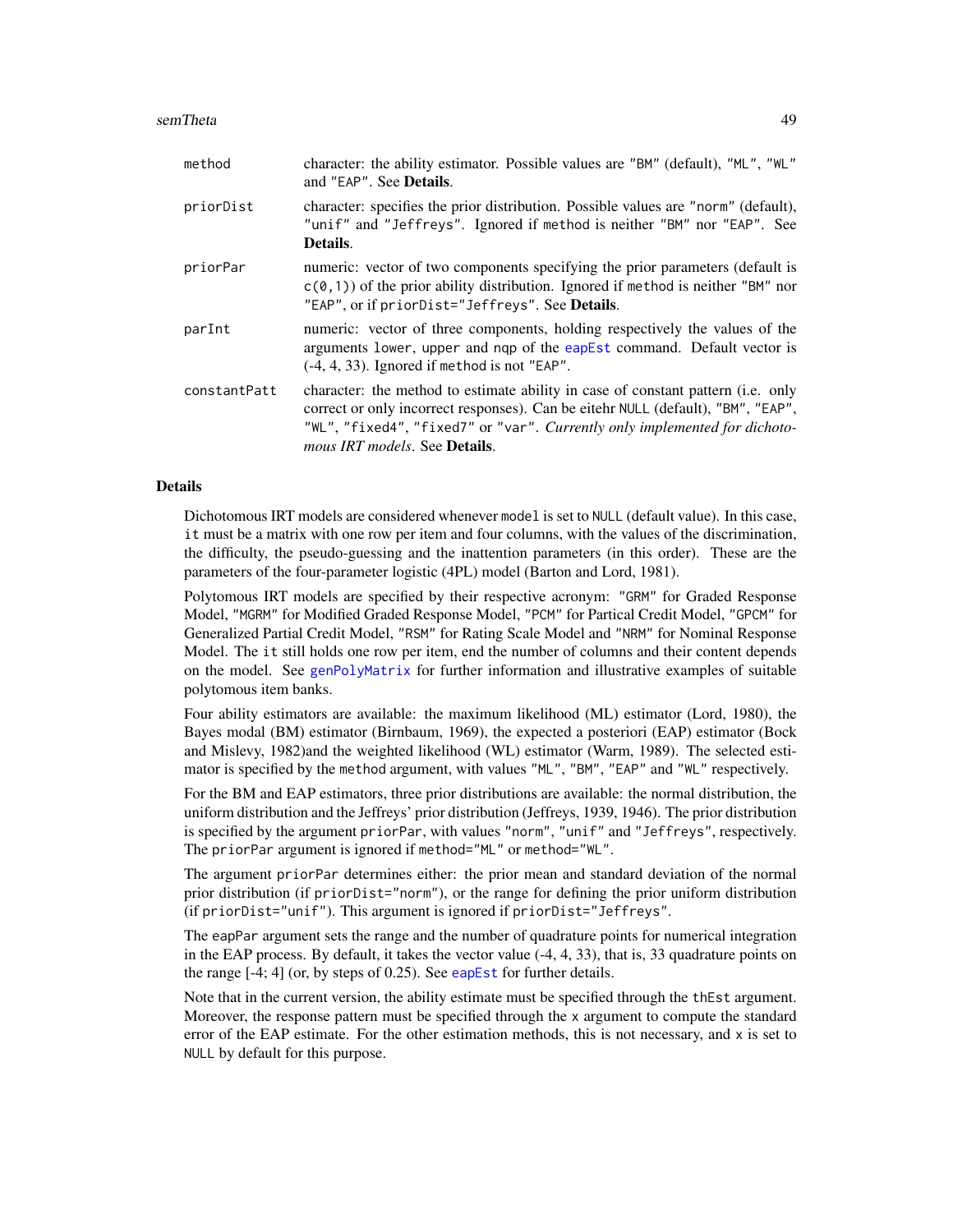| | |
|---|---|
| `method` | character: the ability estimator. Possible values are `"BM"` (default), `"ML"`, `"WL"` and `"EAP"`. See **Details**. |
| `priorDist` | character: specifies the prior distribution. Possible values are `"norm"` (default), `"unif"` and `"Jeffreys"`. Ignored if `method` is neither `"BM"` nor `"EAP"`. See **Details**. |
| `priorPar` | numeric: vector of two components specifying the prior parameters (default is `c(0,1)`) of the prior ability distribution. Ignored if `method` is neither `"BM"` nor `"EAP"`, or if `priorDist="Jeffreys"`. See **Details**. |
| `parInt` | numeric: vector of three components, holding respectively the values of the arguments `lower`, `upper` and `nqp` of the `eapEst` command. Default vector is (-4, 4, 33). Ignored if `method` is not `"EAP"`. |
| `constantPatt` | character: the method to estimate ability in case of constant pattern (i.e. only correct or only incorrect responses). Can be eitehr `NULL` (default), `"BM"`, `"EAP"`, `"WL"`, `"fixed4"`, `"fixed7"` or `"var"`. *Currently only implemented for dichotomous IRT models*. See **Details**. |

## Details

Dichotomous IRT models are considered whenever `model` is set to `NULL` (default value). In this case, `it` must be a matrix with one row per item and four columns, with the values of the discrimination, the difficulty, the pseudo-guessing and the inattention parameters (in this order). These are the parameters of the four-parameter logistic (4PL) model (Barton and Lord, 1981).

Polytomous IRT models are specified by their respective acronym: `"GRM"` for Graded Response Model, `"MGRM"` for Modified Graded Response Model, `"PCM"` for Partical Credit Model, `"GPCM"` for Generalized Partial Credit Model, `"RSM"` for Rating Scale Model and `"NRM"` for Nominal Response Model. The `it` still holds one row per item, end the number of columns and their content depends on the model. See `genPolyMatrix` for further information and illustrative examples of suitable polytomous item banks.

Four ability estimators are available: the maximum likelihood (ML) estimator (Lord, 1980), the Bayes modal (BM) estimator (Birnbaum, 1969), the expected a posteriori (EAP) estimator (Bock and Mislevy, 1982)and the weighted likelihood (WL) estimator (Warm, 1989). The selected estimator is specified by the `method` argument, with values `"ML"`, `"BM"`, `"EAP"` and `"WL"` respectively.

For the BM and EAP estimators, three prior distributions are available: the normal distribution, the uniform distribution and the Jeffreys' prior distribution (Jeffreys, 1939, 1946). The prior distribution is specified by the argument `priorPar`, with values `"norm"`, `"unif"` and `"Jeffreys"`, respectively. The `priorPar` argument is ignored if `method="ML"` or `method="WL"`.

The argument `priorPar` determines either: the prior mean and standard deviation of the normal prior distribution (if `priorDist="norm"`), or the range for defining the prior uniform distribution (if `priorDist="unif"`). This argument is ignored if `priorDist="Jeffreys"`.

The `eapPar` argument sets the range and the number of quadrature points for numerical integration in the EAP process. By default, it takes the vector value (-4, 4, 33), that is, 33 quadrature points on the range [-4; 4] (or, by steps of 0.25). See `eapEst` for further details.

Note that in the current version, the ability estimate must be specified through the `thEst` argument. Moreover, the response pattern must be specified through the `x` argument to compute the standard error of the EAP estimate. For the other estimation methods, this is not necessary, and `x` is set to `NULL` by default for this purpose.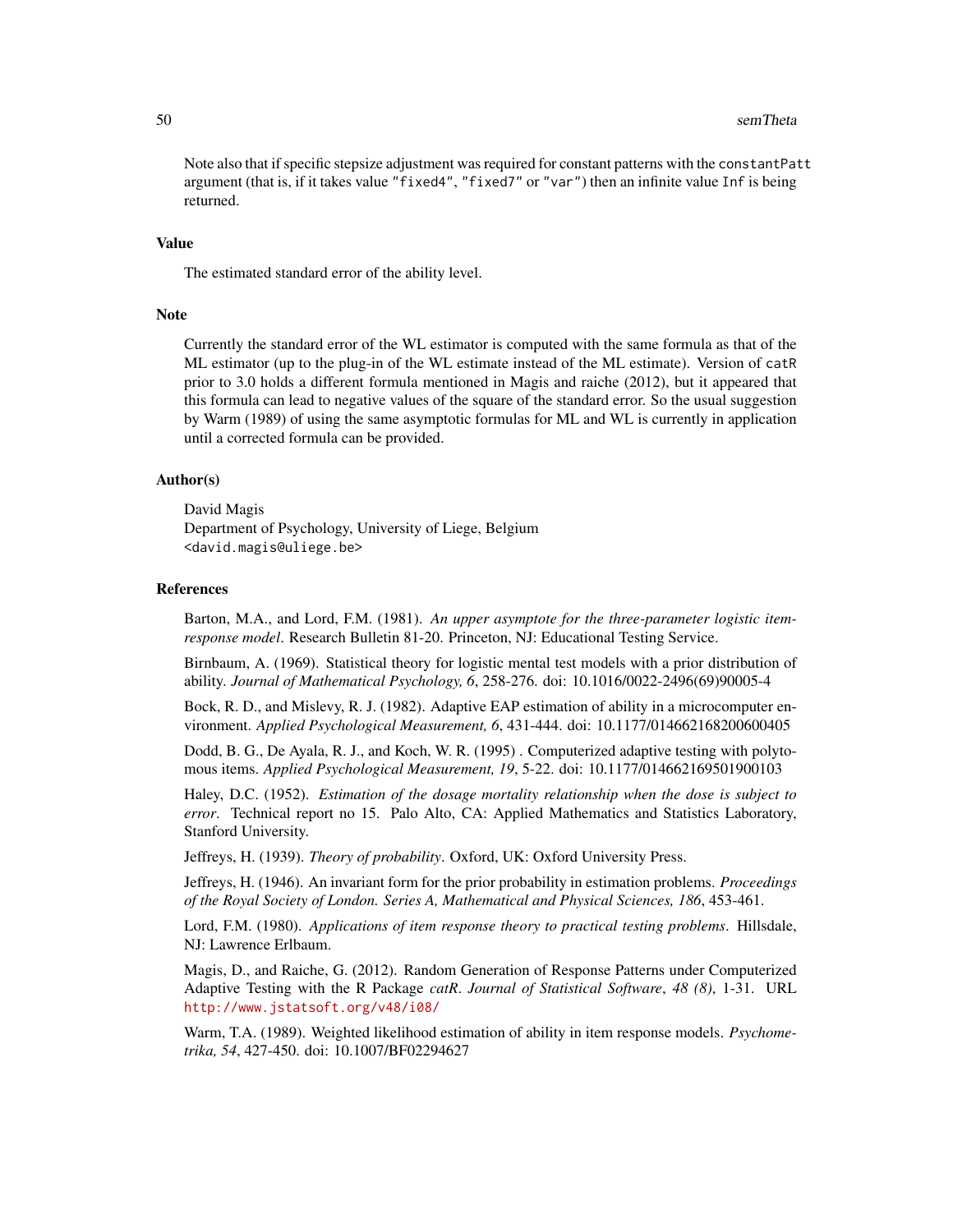Note also that if specific stepsize adjustment was required for constant patterns with the `constantPatt` argument (that is, if it takes value `"fixed4"`, `"fixed7"` or `"var"`) then an infinite value `Inf` is being returned.

## Value

The estimated standard error of the ability level.

## Note

Currently the standard error of the WL estimator is computed with the same formula as that of the ML estimator (up to the plug-in of the WL estimate instead of the ML estimate). Version of `catR` prior to 3.0 holds a different formula mentioned in Magis and raiche (2012), but it appeared that this formula can lead to negative values of the square of the standard error. So the usual suggestion by Warm (1989) of using the same asymptotic formulas for ML and WL is currently in application until a corrected formula can be provided.

## Author(s)

David Magis
Department of Psychology, University of Liege, Belgium
<david.magis@uliege.be>

## References

Barton, M.A., and Lord, F.M. (1981). *An upper asymptote for the three-parameter logistic item-response model*. Research Bulletin 81-20. Princeton, NJ: Educational Testing Service.

Birnbaum, A. (1969). Statistical theory for logistic mental test models with a prior distribution of ability. *Journal of Mathematical Psychology, 6*, 258-276. doi: 10.1016/0022-2496(69)90005-4

Bock, R. D., and Mislevy, R. J. (1982). Adaptive EAP estimation of ability in a microcomputer environment. *Applied Psychological Measurement, 6*, 431-444. doi: 10.1177/014662168200600405

Dodd, B. G., De Ayala, R. J., and Koch, W. R. (1995) . Computerized adaptive testing with polytomous items. *Applied Psychological Measurement, 19*, 5-22. doi: 10.1177/014662169501900103

Haley, D.C. (1952). *Estimation of the dosage mortality relationship when the dose is subject to error*. Technical report no 15. Palo Alto, CA: Applied Mathematics and Statistics Laboratory, Stanford University.

Jeffreys, H. (1939). *Theory of probability*. Oxford, UK: Oxford University Press.

Jeffreys, H. (1946). An invariant form for the prior probability in estimation problems. *Proceedings of the Royal Society of London. Series A, Mathematical and Physical Sciences, 186*, 453-461.

Lord, F.M. (1980). *Applications of item response theory to practical testing problems*. Hillsdale, NJ: Lawrence Erlbaum.

Magis, D., and Raiche, G. (2012). Random Generation of Response Patterns under Computerized Adaptive Testing with the R Package *catR*. *Journal of Statistical Software*, *48 (8)*, 1-31. URL http://www.jstatsoft.org/v48/i08/

Warm, T.A. (1989). Weighted likelihood estimation of ability in item response models. *Psychometrika, 54*, 427-450. doi: 10.1007/BF02294627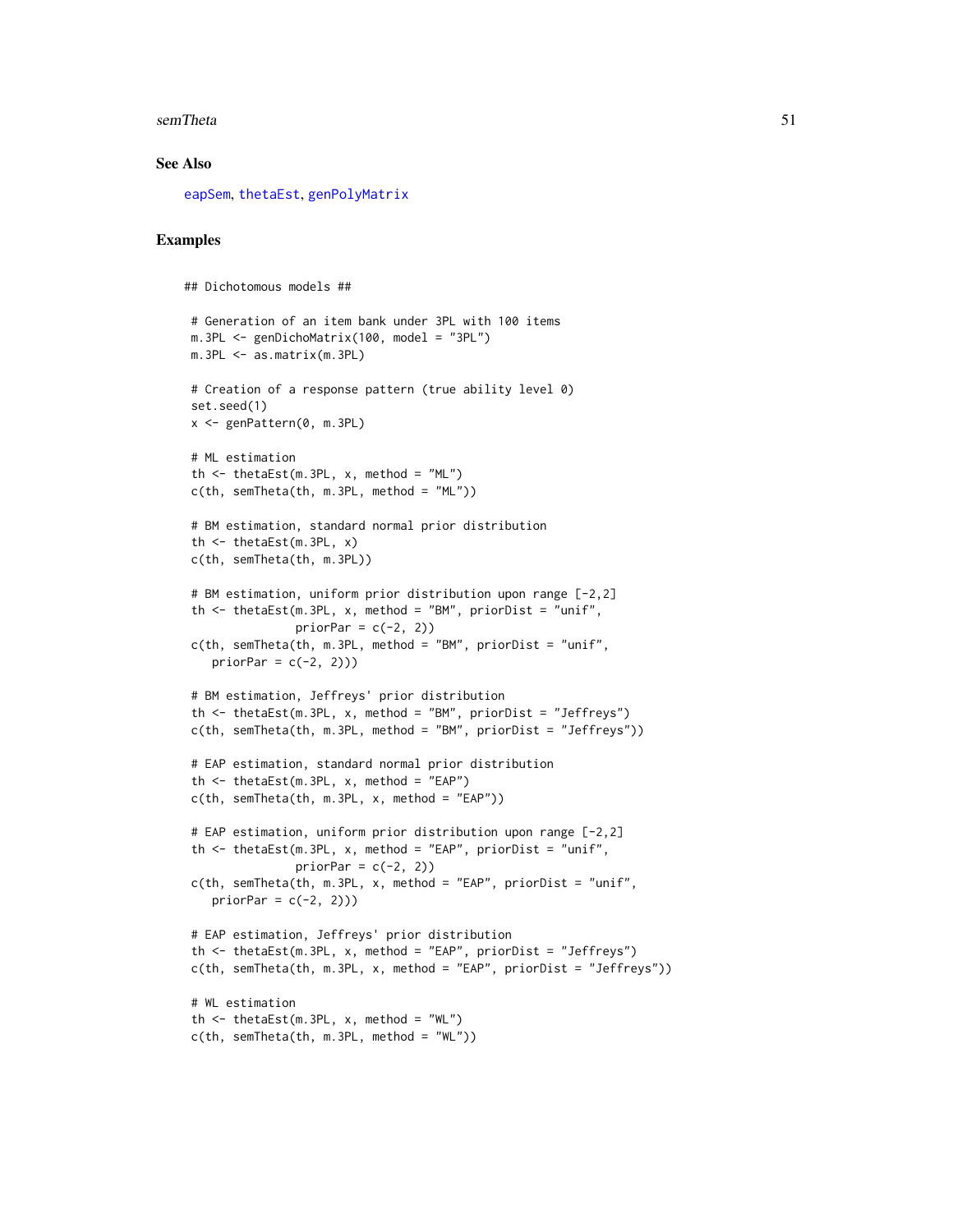## See Also

eapSem, thetaEst, genPolyMatrix

## Examples

```
## Dichotomous models ##

 # Generation of an item bank under 3PL with 100 items
 m.3PL <- genDichoMatrix(100, model = "3PL")
 m.3PL <- as.matrix(m.3PL)

 # Creation of a response pattern (true ability level 0)
 set.seed(1)
 x <- genPattern(0, m.3PL)

 # ML estimation
 th <- thetaEst(m.3PL, x, method = "ML")
 c(th, semTheta(th, m.3PL, method = "ML"))

 # BM estimation, standard normal prior distribution
 th <- thetaEst(m.3PL, x)
 c(th, semTheta(th, m.3PL))

 # BM estimation, uniform prior distribution upon range [-2,2]
 th <- thetaEst(m.3PL, x, method = "BM", priorDist = "unif",
               priorPar = c(-2, 2))
 c(th, semTheta(th, m.3PL, method = "BM", priorDist = "unif",
    priorPar = c(-2, 2)))

 # BM estimation, Jeffreys' prior distribution
 th <- thetaEst(m.3PL, x, method = "BM", priorDist = "Jeffreys")
 c(th, semTheta(th, m.3PL, method = "BM", priorDist = "Jeffreys"))

 # EAP estimation, standard normal prior distribution
 th <- thetaEst(m.3PL, x, method = "EAP")
 c(th, semTheta(th, m.3PL, x, method = "EAP"))

 # EAP estimation, uniform prior distribution upon range [-2,2]
 th <- thetaEst(m.3PL, x, method = "EAP", priorDist = "unif",
               priorPar = c(-2, 2))
 c(th, semTheta(th, m.3PL, x, method = "EAP", priorDist = "unif",
    priorPar = c(-2, 2)))

 # EAP estimation, Jeffreys' prior distribution
 th <- thetaEst(m.3PL, x, method = "EAP", priorDist = "Jeffreys")
 c(th, semTheta(th, m.3PL, x, method = "EAP", priorDist = "Jeffreys"))

 # WL estimation
 th <- thetaEst(m.3PL, x, method = "WL")
 c(th, semTheta(th, m.3PL, method = "WL"))
```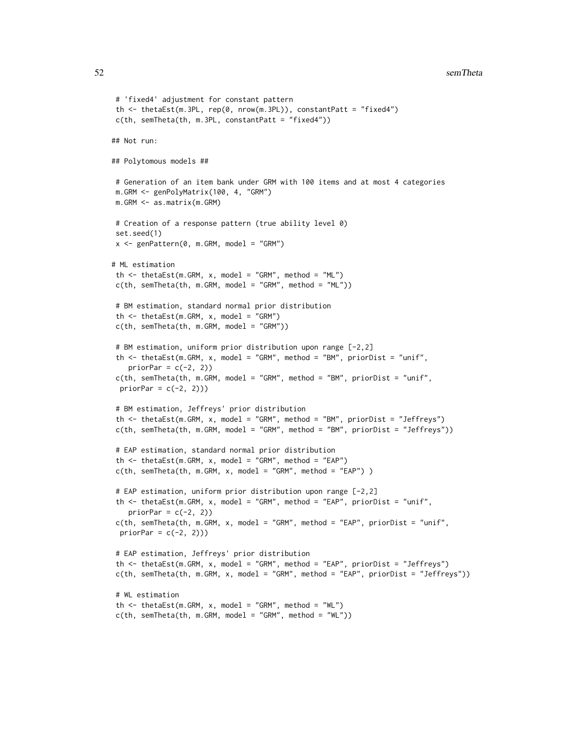```
 # 'fixed4' adjustment for constant pattern
 th <- thetaEst(m.3PL, rep(0, nrow(m.3PL)), constantPatt = "fixed4")
 c(th, semTheta(th, m.3PL, constantPatt = "fixed4"))

## Not run:

## Polytomous models ##

 # Generation of an item bank under GRM with 100 items and at most 4 categories
 m.GRM <- genPolyMatrix(100, 4, "GRM")
 m.GRM <- as.matrix(m.GRM)

 # Creation of a response pattern (true ability level 0)
 set.seed(1)
 x <- genPattern(0, m.GRM, model = "GRM")

# ML estimation
 th <- thetaEst(m.GRM, x, model = "GRM", method = "ML")
 c(th, semTheta(th, m.GRM, model = "GRM", method = "ML"))

 # BM estimation, standard normal prior distribution
 th <- thetaEst(m.GRM, x, model = "GRM")
 c(th, semTheta(th, m.GRM, model = "GRM"))

 # BM estimation, uniform prior distribution upon range [-2,2]
 th <- thetaEst(m.GRM, x, model = "GRM", method = "BM", priorDist = "unif",
    priorPar = c(-2, 2))
 c(th, semTheta(th, m.GRM, model = "GRM", method = "BM", priorDist = "unif",
  priorPar = c(-2, 2)))

 # BM estimation, Jeffreys' prior distribution
 th <- thetaEst(m.GRM, x, model = "GRM", method = "BM", priorDist = "Jeffreys")
 c(th, semTheta(th, m.GRM, model = "GRM", method = "BM", priorDist = "Jeffreys"))

 # EAP estimation, standard normal prior distribution
 th <- thetaEst(m.GRM, x, model = "GRM", method = "EAP")
 c(th, semTheta(th, m.GRM, x, model = "GRM", method = "EAP") )

 # EAP estimation, uniform prior distribution upon range [-2,2]
 th <- thetaEst(m.GRM, x, model = "GRM", method = "EAP", priorDist = "unif",
    priorPar = c(-2, 2))
 c(th, semTheta(th, m.GRM, x, model = "GRM", method = "EAP", priorDist = "unif",
  priorPar = c(-2, 2)))

 # EAP estimation, Jeffreys' prior distribution
 th <- thetaEst(m.GRM, x, model = "GRM", method = "EAP", priorDist = "Jeffreys")
 c(th, semTheta(th, m.GRM, x, model = "GRM", method = "EAP", priorDist = "Jeffreys"))

 # WL estimation
 th <- thetaEst(m.GRM, x, model = "GRM", method = "WL")
 c(th, semTheta(th, m.GRM, model = "GRM", method = "WL"))
```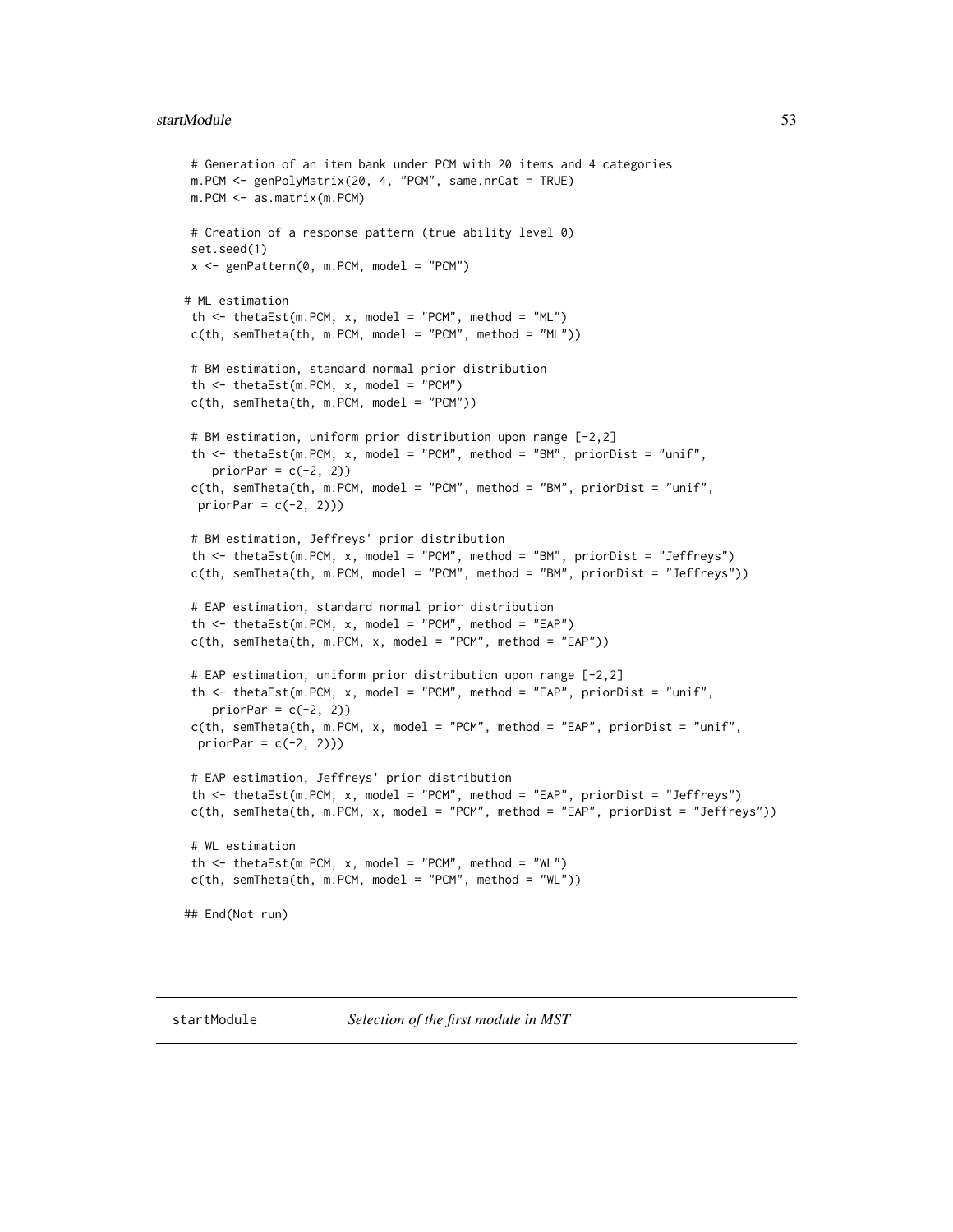```
 # Generation of an item bank under PCM with 20 items and 4 categories
 m.PCM <- genPolyMatrix(20, 4, "PCM", same.nrCat = TRUE)
 m.PCM <- as.matrix(m.PCM)

 # Creation of a response pattern (true ability level 0)
 set.seed(1)
 x <- genPattern(0, m.PCM, model = "PCM")

# ML estimation
 th <- thetaEst(m.PCM, x, model = "PCM", method = "ML")
 c(th, semTheta(th, m.PCM, model = "PCM", method = "ML"))

 # BM estimation, standard normal prior distribution
 th <- thetaEst(m.PCM, x, model = "PCM")
 c(th, semTheta(th, m.PCM, model = "PCM"))

 # BM estimation, uniform prior distribution upon range [-2,2]
 th <- thetaEst(m.PCM, x, model = "PCM", method = "BM", priorDist = "unif",
    priorPar = c(-2, 2))
 c(th, semTheta(th, m.PCM, model = "PCM", method = "BM", priorDist = "unif",
  priorPar = c(-2, 2)))

 # BM estimation, Jeffreys' prior distribution
 th <- thetaEst(m.PCM, x, model = "PCM", method = "BM", priorDist = "Jeffreys")
 c(th, semTheta(th, m.PCM, model = "PCM", method = "BM", priorDist = "Jeffreys"))

 # EAP estimation, standard normal prior distribution
 th <- thetaEst(m.PCM, x, model = "PCM", method = "EAP")
 c(th, semTheta(th, m.PCM, x, model = "PCM", method = "EAP"))

 # EAP estimation, uniform prior distribution upon range [-2,2]
 th <- thetaEst(m.PCM, x, model = "PCM", method = "EAP", priorDist = "unif",
    priorPar = c(-2, 2))
 c(th, semTheta(th, m.PCM, x, model = "PCM", method = "EAP", priorDist = "unif",
  priorPar = c(-2, 2)))

 # EAP estimation, Jeffreys' prior distribution
 th <- thetaEst(m.PCM, x, model = "PCM", method = "EAP", priorDist = "Jeffreys")
 c(th, semTheta(th, m.PCM, x, model = "PCM", method = "EAP", priorDist = "Jeffreys"))

 # WL estimation
 th <- thetaEst(m.PCM, x, model = "PCM", method = "WL")
 c(th, semTheta(th, m.PCM, model = "PCM", method = "WL"))

## End(Not run)
```

---

`startModule` *Selection of the first module in MST*

---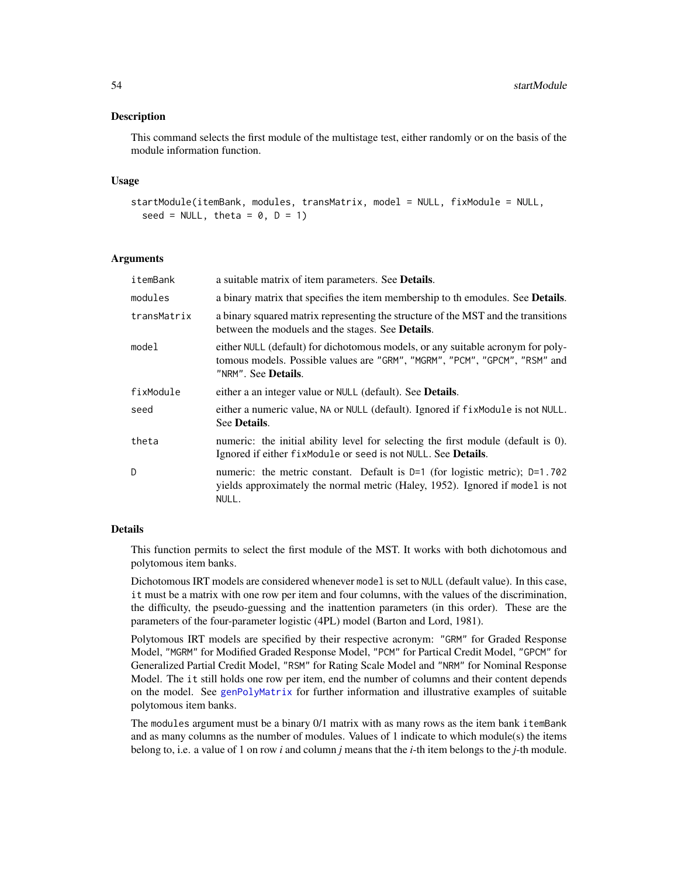## Description

This command selects the first module of the multistage test, either randomly or on the basis of the module information function.

## Usage

```
startModule(itemBank, modules, transMatrix, model = NULL, fixModule = NULL,
  seed = NULL, theta = 0, D = 1)
```

## Arguments

| | |
|---|---|
| `itemBank` | a suitable matrix of item parameters. See **Details**. |
| `modules` | a binary matrix that specifies the item membership to th emodules. See **Details**. |
| `transMatrix` | a binary squared matrix representing the structure of the MST and the transitions between the moduels and the stages. See **Details**. |
| `model` | either `NULL` (default) for dichotomous models, or any suitable acronym for polytomous models. Possible values are `"GRM"`, `"MGRM"`, `"PCM"`, `"GPCM"`, `"RSM"` and `"NRM"`. See **Details**. |
| `fixModule` | either a an integer value or `NULL` (default). See **Details**. |
| `seed` | either a numeric value, `NA` or `NULL` (default). Ignored if `fixModule` is not `NULL`. See **Details**. |
| `theta` | numeric: the initial ability level for selecting the first module (default is 0). Ignored if either `fixModule` or `seed` is not `NULL`. See **Details**. |
| `D` | numeric: the metric constant. Default is `D=1` (for logistic metric); `D=1.702` yields approximately the normal metric (Haley, 1952). Ignored if `model` is not `NULL`. |

## Details

This function permits to select the first module of the MST. It works with both dichotomous and polytomous item banks.

Dichotomous IRT models are considered whenever `model` is set to `NULL` (default value). In this case, `it` must be a matrix with one row per item and four columns, with the values of the discrimination, the difficulty, the pseudo-guessing and the inattention parameters (in this order). These are the parameters of the four-parameter logistic (4PL) model (Barton and Lord, 1981).

Polytomous IRT models are specified by their respective acronym: `"GRM"` for Graded Response Model, `"MGRM"` for Modified Graded Response Model, `"PCM"` for Partical Credit Model, `"GPCM"` for Generalized Partial Credit Model, `"RSM"` for Rating Scale Model and `"NRM"` for Nominal Response Model. The `it` still holds one row per item, end the number of columns and their content depends on the model. See `genPolyMatrix` for further information and illustrative examples of suitable polytomous item banks.

The `modules` argument must be a binary 0/1 matrix with as many rows as the item bank `itemBank` and as many columns as the number of modules. Values of 1 indicate to which module(s) the items belong to, i.e. a value of 1 on row *i* and column *j* means that the *i*-th item belongs to the *j*-th module.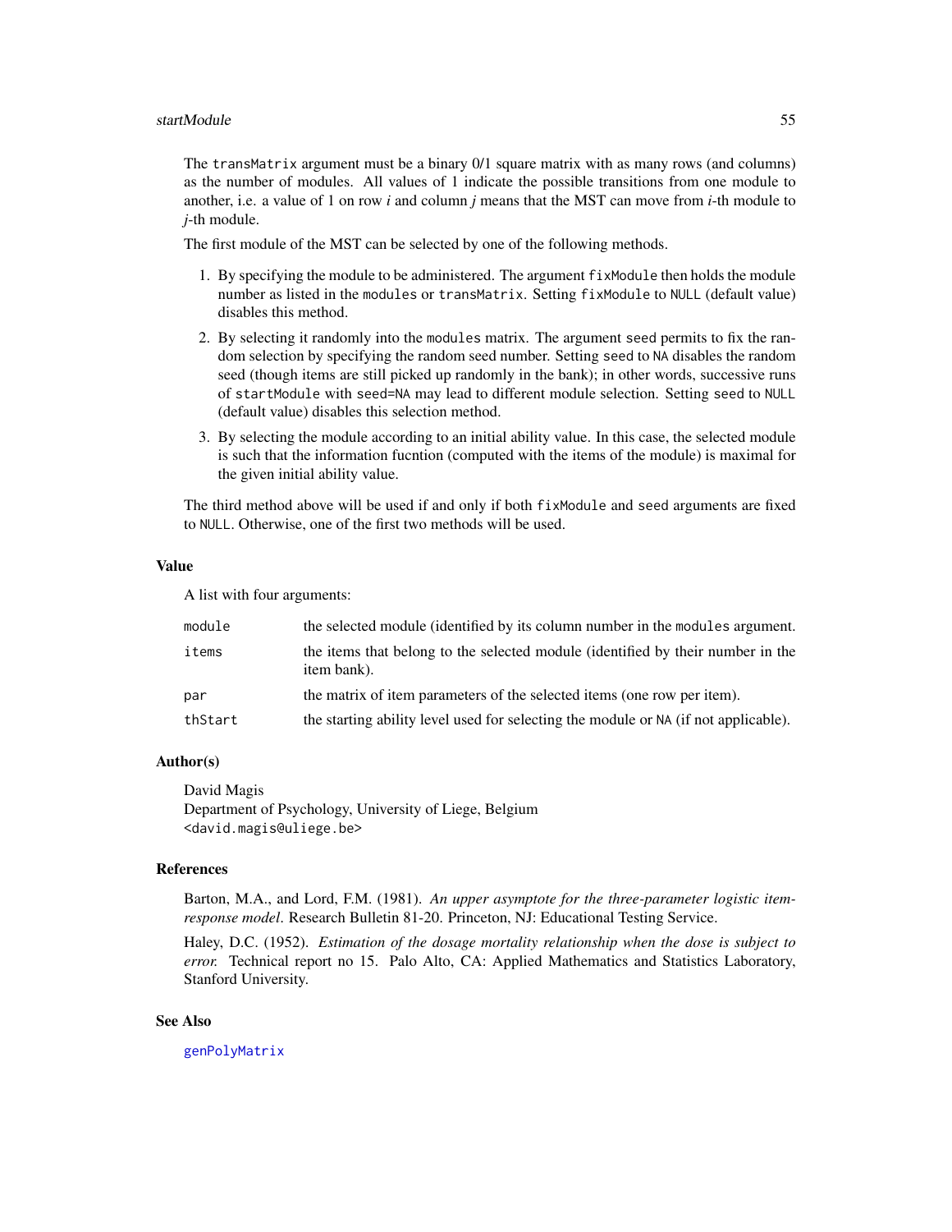The `transMatrix` argument must be a binary 0/1 square matrix with as many rows (and columns) as the number of modules. All values of 1 indicate the possible transitions from one module to another, i.e. a value of 1 on row $i$ and column $j$ means that the MST can move from $i$-th module to $j$-th module.

The first module of the MST can be selected by one of the following methods.

1. By specifying the module to be administered. The argument `fixModule` then holds the module number as listed in the `modules` or `transMatrix`. Setting `fixModule` to `NULL` (default value) disables this method.
2. By selecting it randomly into the `modules` matrix. The argument `seed` permits to fix the random selection by specifying the random seed number. Setting `seed` to `NA` disables the random seed (though items are still picked up randomly in the bank); in other words, successive runs of `startModule` with `seed=NA` may lead to different module selection. Setting `seed` to `NULL` (default value) disables this selection method.
3. By selecting the module according to an initial ability value. In this case, the selected module is such that the information fucntion (computed with the items of the module) is maximal for the given initial ability value.

The third method above will be used if and only if both `fixModule` and `seed` arguments are fixed to `NULL`. Otherwise, one of the first two methods will be used.

## Value

A list with four arguments:

| | |
|---|---|
| `module` | the selected module (identified by its column number in the `modules` argument. |
| `items` | the items that belong to the selected module (identified by their number in the item bank). |
| `par` | the matrix of item parameters of the selected items (one row per item). |
| `thStart` | the starting ability level used for selecting the module or `NA` (if not applicable). |

## Author(s)

David Magis
Department of Psychology, University of Liege, Belgium
`<david.magis@uliege.be>`

## References

Barton, M.A., and Lord, F.M. (1981). *An upper asymptote for the three-parameter logistic item-response model*. Research Bulletin 81-20. Princeton, NJ: Educational Testing Service.

Haley, D.C. (1952). *Estimation of the dosage mortality relationship when the dose is subject to error.* Technical report no 15. Palo Alto, CA: Applied Mathematics and Statistics Laboratory, Stanford University.

## See Also

`genPolyMatrix`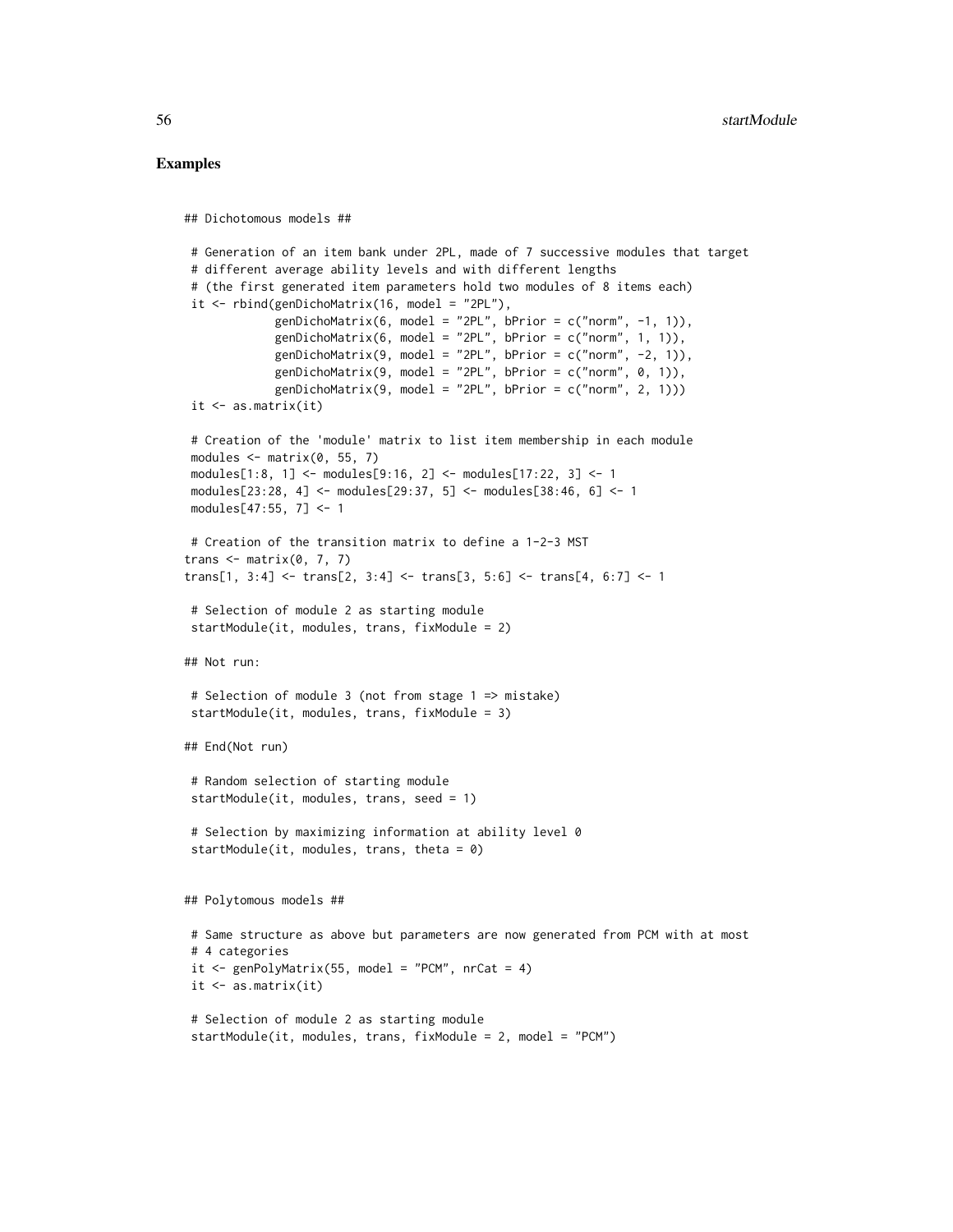## Examples

```
## Dichotomous models ##

 # Generation of an item bank under 2PL, made of 7 successive modules that target
 # different average ability levels and with different lengths
 # (the first generated item parameters hold two modules of 8 items each)
 it <- rbind(genDichoMatrix(16, model = "2PL"),
             genDichoMatrix(6, model = "2PL", bPrior = c("norm", -1, 1)),
             genDichoMatrix(6, model = "2PL", bPrior = c("norm", 1, 1)),
             genDichoMatrix(9, model = "2PL", bPrior = c("norm", -2, 1)),
             genDichoMatrix(9, model = "2PL", bPrior = c("norm", 0, 1)),
             genDichoMatrix(9, model = "2PL", bPrior = c("norm", 2, 1)))
 it <- as.matrix(it)

 # Creation of the 'module' matrix to list item membership in each module
 modules <- matrix(0, 55, 7)
 modules[1:8, 1] <- modules[9:16, 2] <- modules[17:22, 3] <- 1
 modules[23:28, 4] <- modules[29:37, 5] <- modules[38:46, 6] <- 1
 modules[47:55, 7] <- 1

 # Creation of the transition matrix to define a 1-2-3 MST
trans <- matrix(0, 7, 7)
trans[1, 3:4] <- trans[2, 3:4] <- trans[3, 5:6] <- trans[4, 6:7] <- 1

 # Selection of module 2 as starting module
 startModule(it, modules, trans, fixModule = 2)

## Not run:

 # Selection of module 3 (not from stage 1 => mistake)
 startModule(it, modules, trans, fixModule = 3)

## End(Not run)

 # Random selection of starting module
 startModule(it, modules, trans, seed = 1)

 # Selection by maximizing information at ability level 0
 startModule(it, modules, trans, theta = 0)


## Polytomous models ##

 # Same structure as above but parameters are now generated from PCM with at most
 # 4 categories
 it <- genPolyMatrix(55, model = "PCM", nrCat = 4)
 it <- as.matrix(it)

 # Selection of module 2 as starting module
 startModule(it, modules, trans, fixModule = 2, model = "PCM")
```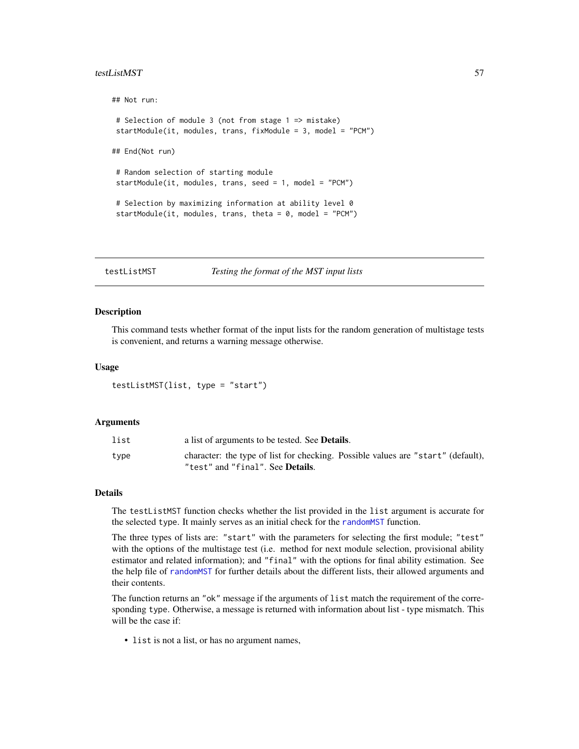```
## Not run:

 # Selection of module 3 (not from stage 1 => mistake)
 startModule(it, modules, trans, fixModule = 3, model = "PCM")

## End(Not run)

 # Random selection of starting module
 startModule(it, modules, trans, seed = 1, model = "PCM")

 # Selection by maximizing information at ability level 0
 startModule(it, modules, trans, theta = 0, model = "PCM")
```

## testListMST — *Testing the format of the MST input lists*

### Description

This command tests whether format of the input lists for the random generation of multistage tests is convenient, and returns a warning message otherwise.

### Usage

```
testListMST(list, type = "start")
```

### Arguments

| | |
|---|---|
| `list` | a list of arguments to be tested. See **Details**. |
| `type` | character: the type of list for checking. Possible values are `"start"` (default), `"test"` and `"final"`. See **Details**. |

### Details

The `testListMST` function checks whether the list provided in the `list` argument is accurate for the selected `type`. It mainly serves as an initial check for the `randomMST` function.

The three types of lists are: `"start"` with the parameters for selecting the first module; `"test"` with the options of the multistage test (i.e. method for next module selection, provisional ability estimator and related information); and `"final"` with the options for final ability estimation. See the help file of `randomMST` for further details about the different lists, their allowed arguments and their contents.

The function returns an `"ok"` message if the arguments of `list` match the requirement of the corresponding `type`. Otherwise, a message is returned with information about list - type mismatch. This will be the case if:

- `list` is not a list, or has no argument names,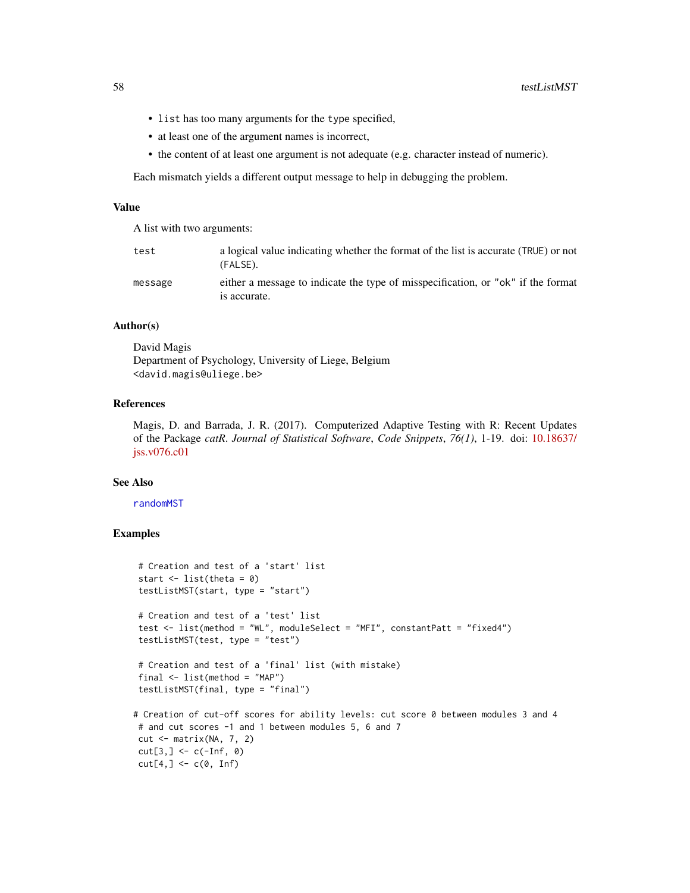- `list` has too many arguments for the `type` specified,
- at least one of the argument names is incorrect,
- the content of at least one argument is not adequate (e.g. character instead of numeric).

Each mismatch yields a different output message to help in debugging the problem.

## Value

A list with two arguments:

| | |
|---|---|
| `test` | a logical value indicating whether the format of the list is accurate (`TRUE`) or not (`FALSE`). |
| `message` | either a message to indicate the type of misspecification, or `"ok"` if the format is accurate. |

## Author(s)

David Magis
Department of Psychology, University of Liege, Belgium
`<david.magis@uliege.be>`

## References

Magis, D. and Barrada, J. R. (2017). Computerized Adaptive Testing with R: Recent Updates of the Package *catR*. *Journal of Statistical Software*, *Code Snippets*, *76(1)*, 1-19. doi: 10.18637/jss.v076.c01

## See Also

`randomMST`

## Examples

```
 # Creation and test of a 'start' list
 start <- list(theta = 0)
 testListMST(start, type = "start")

 # Creation and test of a 'test' list
 test <- list(method = "WL", moduleSelect = "MFI", constantPatt = "fixed4")
 testListMST(test, type = "test")

 # Creation and test of a 'final' list (with mistake)
 final <- list(method = "MAP")
 testListMST(final, type = "final")

# Creation of cut-off scores for ability levels: cut score 0 between modules 3 and 4
 # and cut scores -1 and 1 between modules 5, 6 and 7
 cut <- matrix(NA, 7, 2)
 cut[3,] <- c(-Inf, 0)
 cut[4,] <- c(0, Inf)
```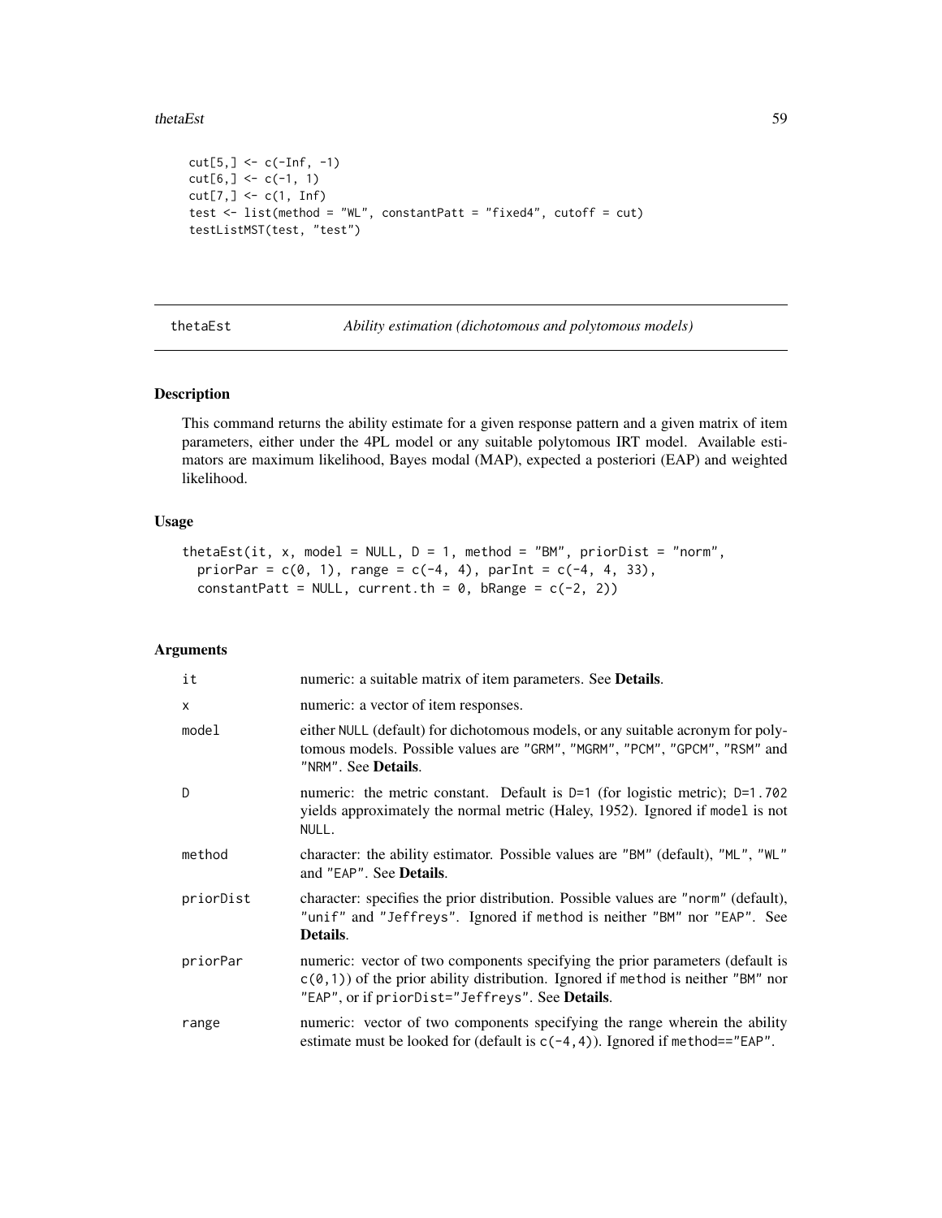```
cut[5,] <- c(-Inf, -1)
cut[6,] <- c(-1, 1)
cut[7,] <- c(1, Inf)
test <- list(method = "WL", constantPatt = "fixed4", cutoff = cut)
testListMST(test, "test")
```

## thetaEst — *Ability estimation (dichotomous and polytomous models)*

### Description

This command returns the ability estimate for a given response pattern and a given matrix of item parameters, either under the 4PL model or any suitable polytomous IRT model. Available estimators are maximum likelihood, Bayes modal (MAP), expected a posteriori (EAP) and weighted likelihood.

### Usage

```
thetaEst(it, x, model = NULL, D = 1, method = "BM", priorDist = "norm",
  priorPar = c(0, 1), range = c(-4, 4), parInt = c(-4, 4, 33),
  constantPatt = NULL, current.th = 0, bRange = c(-2, 2))
```

### Arguments

| Argument | Description |
|---|---|
| it | numeric: a suitable matrix of item parameters. See **Details**. |
| x | numeric: a vector of item responses. |
| model | either `NULL` (default) for dichotomous models, or any suitable acronym for polytomous models. Possible values are `"GRM"`, `"MGRM"`, `"PCM"`, `"GPCM"`, `"RSM"` and `"NRM"`. See **Details**. |
| D | numeric: the metric constant. Default is `D=1` (for logistic metric); `D=1.702` yields approximately the normal metric (Haley, 1952). Ignored if `model` is not `NULL`. |
| method | character: the ability estimator. Possible values are `"BM"` (default), `"ML"`, `"WL"` and `"EAP"`. See **Details**. |
| priorDist | character: specifies the prior distribution. Possible values are `"norm"` (default), `"unif"` and `"Jeffreys"`. Ignored if `method` is neither `"BM"` nor `"EAP"`. See **Details**. |
| priorPar | numeric: vector of two components specifying the prior parameters (default is `c(0,1)`) of the prior ability distribution. Ignored if `method` is neither `"BM"` nor `"EAP"`, or if `priorDist="Jeffreys"`. See **Details**. |
| range | numeric: vector of two components specifying the range wherein the ability estimate must be looked for (default is `c(-4,4)`). Ignored if `method=="EAP"`. |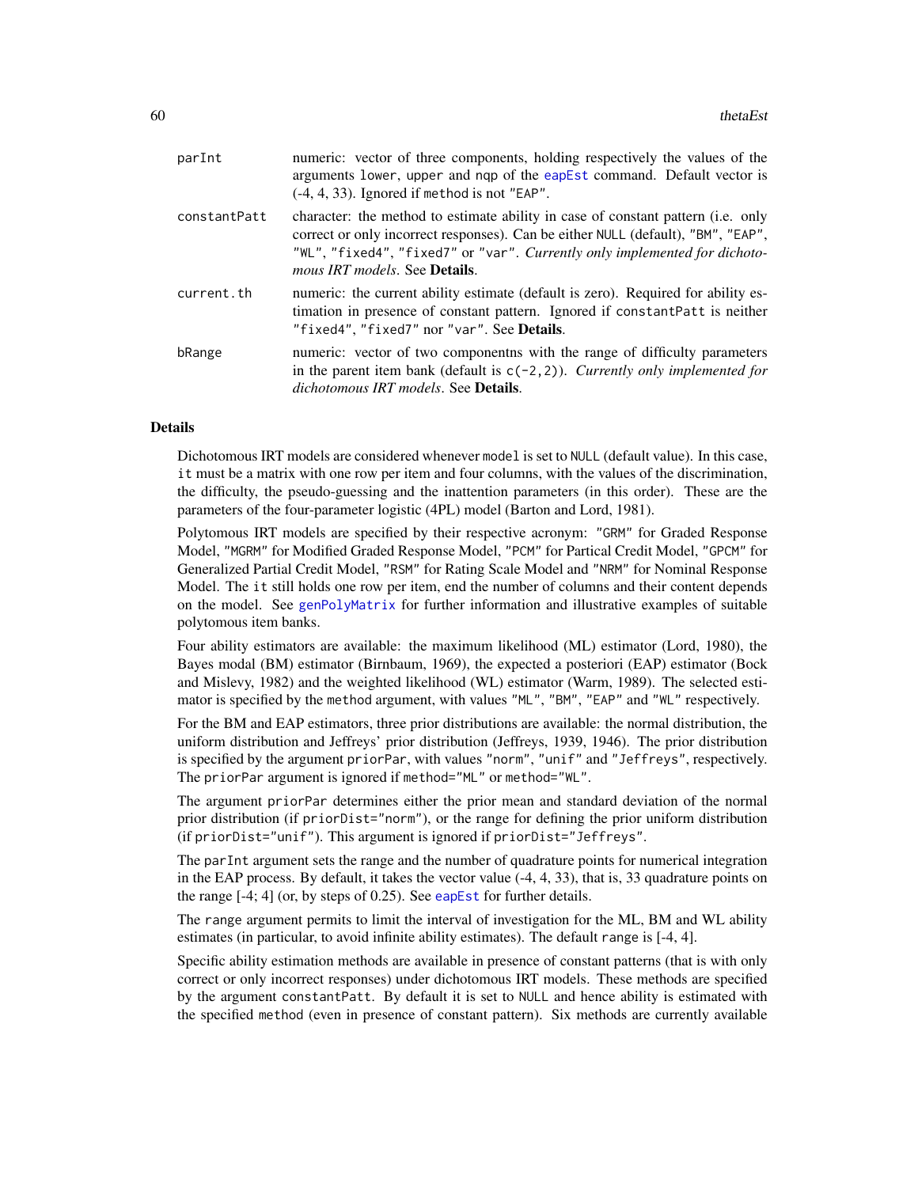| | |
|---|---|
| `parInt` | numeric: vector of three components, holding respectively the values of the arguments `lower`, `upper` and `nqp` of the `eapEst` command. Default vector is (-4, 4, 33). Ignored if `method` is not `"EAP"`. |
| `constantPatt` | character: the method to estimate ability in case of constant pattern (i.e. only correct or only incorrect responses). Can be either `NULL` (default), `"BM"`, `"EAP"`, `"WL"`, `"fixed4"`, `"fixed7"` or `"var"`. *Currently only implemented for dichotomous IRT models*. See **Details**. |
| `current.th` | numeric: the current ability estimate (default is zero). Required for ability estimation in presence of constant pattern. Ignored if `constantPatt` is neither `"fixed4"`, `"fixed7"` nor `"var"`. See **Details**. |
| `bRange` | numeric: vector of two componentns with the range of difficulty parameters in the parent item bank (default is `c(-2,2)`). *Currently only implemented for dichotomous IRT models*. See **Details**. |

## Details

Dichotomous IRT models are considered whenever `model` is set to `NULL` (default value). In this case, `it` must be a matrix with one row per item and four columns, with the values of the discrimination, the difficulty, the pseudo-guessing and the inattention parameters (in this order). These are the parameters of the four-parameter logistic (4PL) model (Barton and Lord, 1981).

Polytomous IRT models are specified by their respective acronym: `"GRM"` for Graded Response Model, `"MGRM"` for Modified Graded Response Model, `"PCM"` for Partical Credit Model, `"GPCM"` for Generalized Partial Credit Model, `"RSM"` for Rating Scale Model and `"NRM"` for Nominal Response Model. The `it` still holds one row per item, end the number of columns and their content depends on the model. See `genPolyMatrix` for further information and illustrative examples of suitable polytomous item banks.

Four ability estimators are available: the maximum likelihood (ML) estimator (Lord, 1980), the Bayes modal (BM) estimator (Birnbaum, 1969), the expected a posteriori (EAP) estimator (Bock and Mislevy, 1982) and the weighted likelihood (WL) estimator (Warm, 1989). The selected estimator is specified by the `method` argument, with values `"ML"`, `"BM"`, `"EAP"` and `"WL"` respectively.

For the BM and EAP estimators, three prior distributions are available: the normal distribution, the uniform distribution and Jeffreys' prior distribution (Jeffreys, 1939, 1946). The prior distribution is specified by the argument `priorPar`, with values `"norm"`, `"unif"` and `"Jeffreys"`, respectively. The `priorPar` argument is ignored if `method="ML"` or `method="WL"`.

The argument `priorPar` determines either the prior mean and standard deviation of the normal prior distribution (if `priorDist="norm"`), or the range for defining the prior uniform distribution (if `priorDist="unif"`). This argument is ignored if `priorDist="Jeffreys"`.

The `parInt` argument sets the range and the number of quadrature points for numerical integration in the EAP process. By default, it takes the vector value (-4, 4, 33), that is, 33 quadrature points on the range [-4; 4] (or, by steps of 0.25). See `eapEst` for further details.

The `range` argument permits to limit the interval of investigation for the ML, BM and WL ability estimates (in particular, to avoid infinite ability estimates). The default `range` is [-4, 4].

Specific ability estimation methods are available in presence of constant patterns (that is with only correct or only incorrect responses) under dichotomous IRT models. These methods are specified by the argument `constantPatt`. By default it is set to `NULL` and hence ability is estimated with the specified `method` (even in presence of constant pattern). Six methods are currently available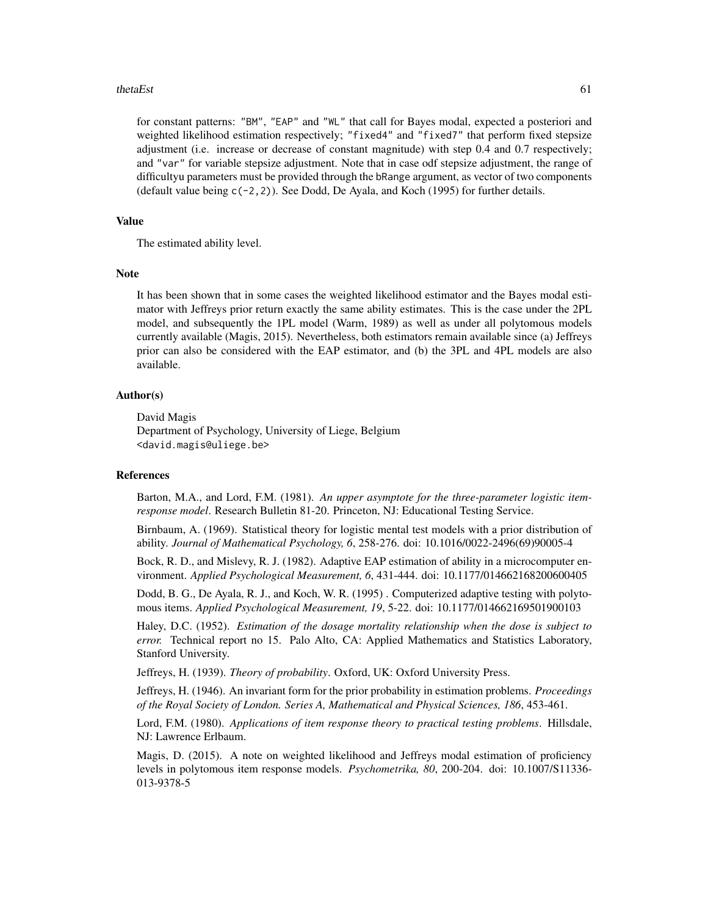for constant patterns: "BM", "EAP" and "WL" that call for Bayes modal, expected a posteriori and weighted likelihood estimation respectively; "fixed4" and "fixed7" that perform fixed stepsize adjustment (i.e. increase or decrease of constant magnitude) with step 0.4 and 0.7 respectively; and "var" for variable stepsize adjustment. Note that in case odf stepsize adjustment, the range of difficultyu parameters must be provided through the bRange argument, as vector of two components (default value being c(-2,2)). See Dodd, De Ayala, and Koch (1995) for further details.

### Value

The estimated ability level.

### Note

It has been shown that in some cases the weighted likelihood estimator and the Bayes modal estimator with Jeffreys prior return exactly the same ability estimates. This is the case under the 2PL model, and subsequently the 1PL model (Warm, 1989) as well as under all polytomous models currently available (Magis, 2015). Nevertheless, both estimators remain available since (a) Jeffreys prior can also be considered with the EAP estimator, and (b) the 3PL and 4PL models are also available.

### Author(s)

David Magis
Department of Psychology, University of Liege, Belgium
<david.magis@uliege.be>

### References

Barton, M.A., and Lord, F.M. (1981). *An upper asymptote for the three-parameter logistic item-response model*. Research Bulletin 81-20. Princeton, NJ: Educational Testing Service.

Birnbaum, A. (1969). Statistical theory for logistic mental test models with a prior distribution of ability. *Journal of Mathematical Psychology, 6*, 258-276. doi: 10.1016/0022-2496(69)90005-4

Bock, R. D., and Mislevy, R. J. (1982). Adaptive EAP estimation of ability in a microcomputer environment. *Applied Psychological Measurement, 6*, 431-444. doi: 10.1177/014662168200600405

Dodd, B. G., De Ayala, R. J., and Koch, W. R. (1995) . Computerized adaptive testing with polytomous items. *Applied Psychological Measurement, 19*, 5-22. doi: 10.1177/014662169501900103

Haley, D.C. (1952). *Estimation of the dosage mortality relationship when the dose is subject to error.* Technical report no 15. Palo Alto, CA: Applied Mathematics and Statistics Laboratory, Stanford University.

Jeffreys, H. (1939). *Theory of probability*. Oxford, UK: Oxford University Press.

Jeffreys, H. (1946). An invariant form for the prior probability in estimation problems. *Proceedings of the Royal Society of London. Series A, Mathematical and Physical Sciences, 186*, 453-461.

Lord, F.M. (1980). *Applications of item response theory to practical testing problems*. Hillsdale, NJ: Lawrence Erlbaum.

Magis, D. (2015). A note on weighted likelihood and Jeffreys modal estimation of proficiency levels in polytomous item response models. *Psychometrika, 80*, 200-204. doi: 10.1007/S11336-013-9378-5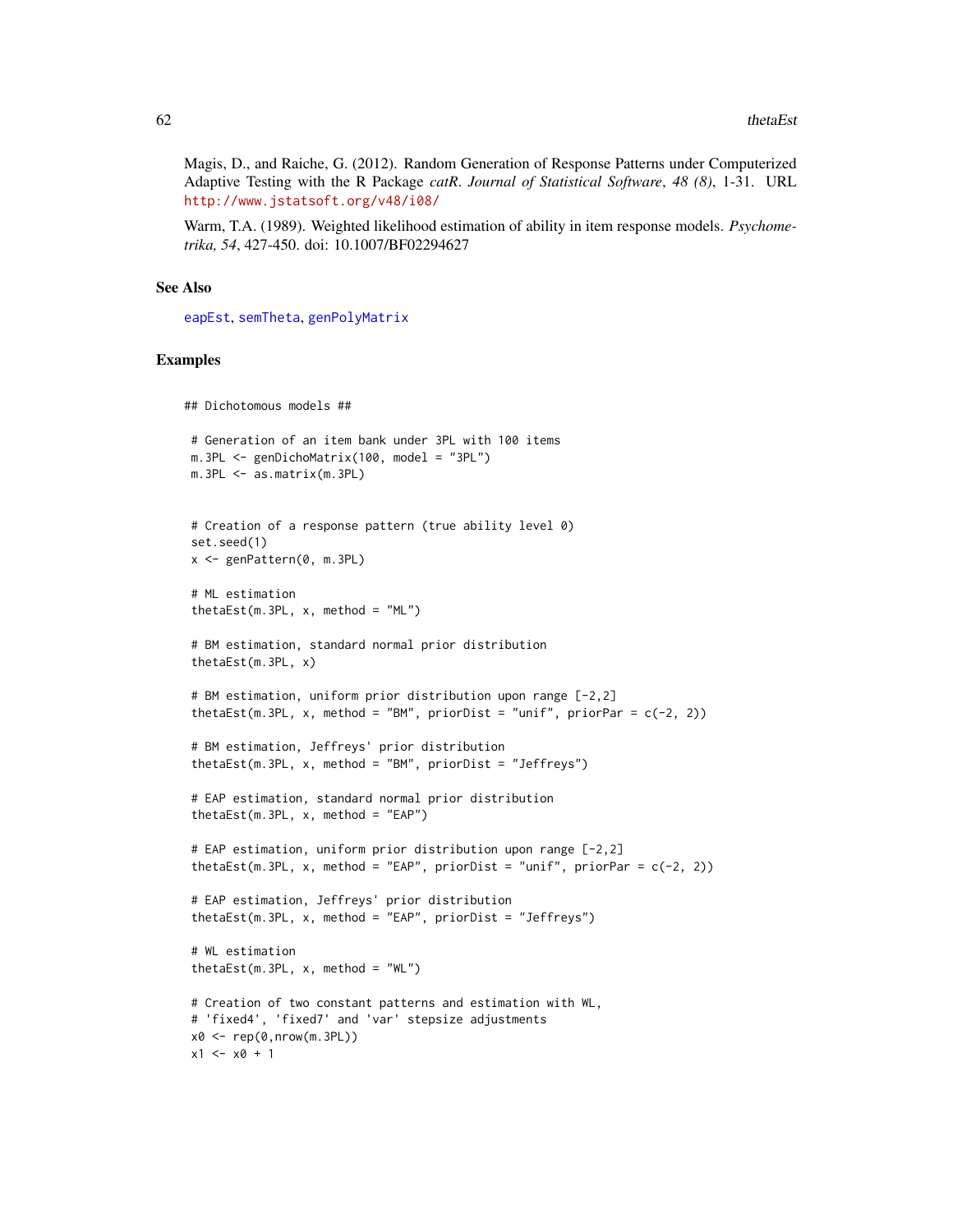Magis, D., and Raiche, G. (2012). Random Generation of Response Patterns under Computerized Adaptive Testing with the R Package *catR*. *Journal of Statistical Software*, *48 (8)*, 1-31. URL http://www.jstatsoft.org/v48/i08/

Warm, T.A. (1989). Weighted likelihood estimation of ability in item response models. *Psychometrika, 54*, 427-450. doi: 10.1007/BF02294627

## See Also

eapEst, semTheta, genPolyMatrix

## Examples

```
## Dichotomous models ##

 # Generation of an item bank under 3PL with 100 items
 m.3PL <- genDichoMatrix(100, model = "3PL")
 m.3PL <- as.matrix(m.3PL)


 # Creation of a response pattern (true ability level 0)
 set.seed(1)
 x <- genPattern(0, m.3PL)

 # ML estimation
 thetaEst(m.3PL, x, method = "ML")

 # BM estimation, standard normal prior distribution
 thetaEst(m.3PL, x)

 # BM estimation, uniform prior distribution upon range [-2,2]
 thetaEst(m.3PL, x, method = "BM", priorDist = "unif", priorPar = c(-2, 2))

 # BM estimation, Jeffreys' prior distribution
 thetaEst(m.3PL, x, method = "BM", priorDist = "Jeffreys")

 # EAP estimation, standard normal prior distribution
 thetaEst(m.3PL, x, method = "EAP")

 # EAP estimation, uniform prior distribution upon range [-2,2]
 thetaEst(m.3PL, x, method = "EAP", priorDist = "unif", priorPar = c(-2, 2))

 # EAP estimation, Jeffreys' prior distribution
 thetaEst(m.3PL, x, method = "EAP", priorDist = "Jeffreys")

 # WL estimation
 thetaEst(m.3PL, x, method = "WL")

 # Creation of two constant patterns and estimation with WL,
 # 'fixed4', 'fixed7' and 'var' stepsize adjustments
 x0 <- rep(0,nrow(m.3PL))
 x1 <- x0 + 1
```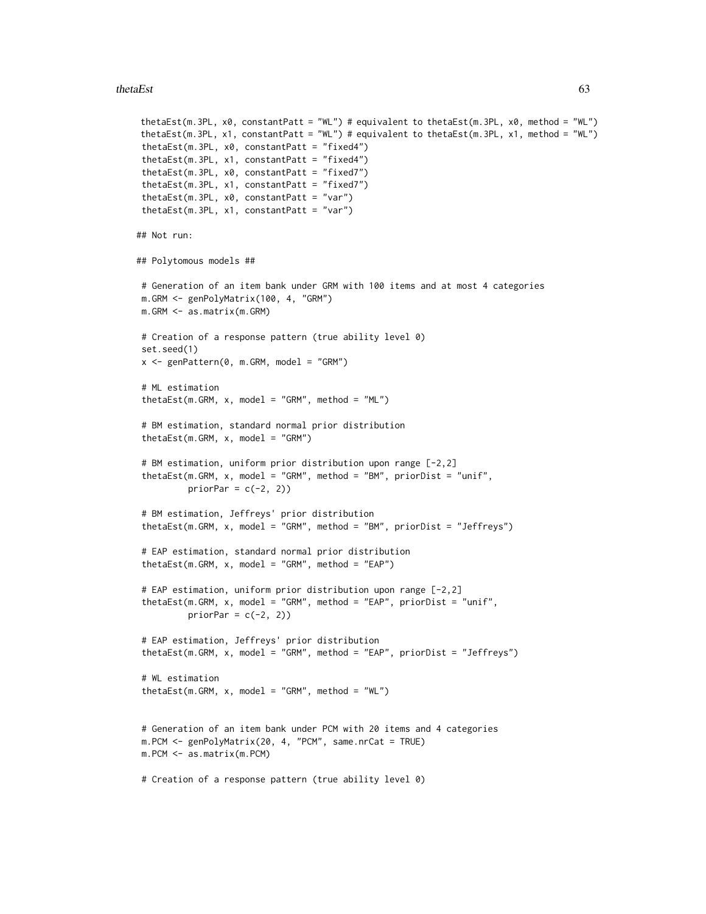```
 thetaEst(m.3PL, x0, constantPatt = "WL") # equivalent to thetaEst(m.3PL, x0, method = "WL")
 thetaEst(m.3PL, x1, constantPatt = "WL") # equivalent to thetaEst(m.3PL, x1, method = "WL")
 thetaEst(m.3PL, x0, constantPatt = "fixed4")
 thetaEst(m.3PL, x1, constantPatt = "fixed4")
 thetaEst(m.3PL, x0, constantPatt = "fixed7")
 thetaEst(m.3PL, x1, constantPatt = "fixed7")
 thetaEst(m.3PL, x0, constantPatt = "var")
 thetaEst(m.3PL, x1, constantPatt = "var")

## Not run:

## Polytomous models ##

 # Generation of an item bank under GRM with 100 items and at most 4 categories
 m.GRM <- genPolyMatrix(100, 4, "GRM")
 m.GRM <- as.matrix(m.GRM)

 # Creation of a response pattern (true ability level 0)
 set.seed(1)
 x <- genPattern(0, m.GRM, model = "GRM")

 # ML estimation
 thetaEst(m.GRM, x, model = "GRM", method = "ML")

 # BM estimation, standard normal prior distribution
 thetaEst(m.GRM, x, model = "GRM")

 # BM estimation, uniform prior distribution upon range [-2,2]
 thetaEst(m.GRM, x, model = "GRM", method = "BM", priorDist = "unif",
          priorPar = c(-2, 2))

 # BM estimation, Jeffreys' prior distribution
 thetaEst(m.GRM, x, model = "GRM", method = "BM", priorDist = "Jeffreys")

 # EAP estimation, standard normal prior distribution
 thetaEst(m.GRM, x, model = "GRM", method = "EAP")

 # EAP estimation, uniform prior distribution upon range [-2,2]
 thetaEst(m.GRM, x, model = "GRM", method = "EAP", priorDist = "unif",
          priorPar = c(-2, 2))

 # EAP estimation, Jeffreys' prior distribution
 thetaEst(m.GRM, x, model = "GRM", method = "EAP", priorDist = "Jeffreys")

 # WL estimation
 thetaEst(m.GRM, x, model = "GRM", method = "WL")


 # Generation of an item bank under PCM with 20 items and 4 categories
 m.PCM <- genPolyMatrix(20, 4, "PCM", same.nrCat = TRUE)
 m.PCM <- as.matrix(m.PCM)

 # Creation of a response pattern (true ability level 0)
```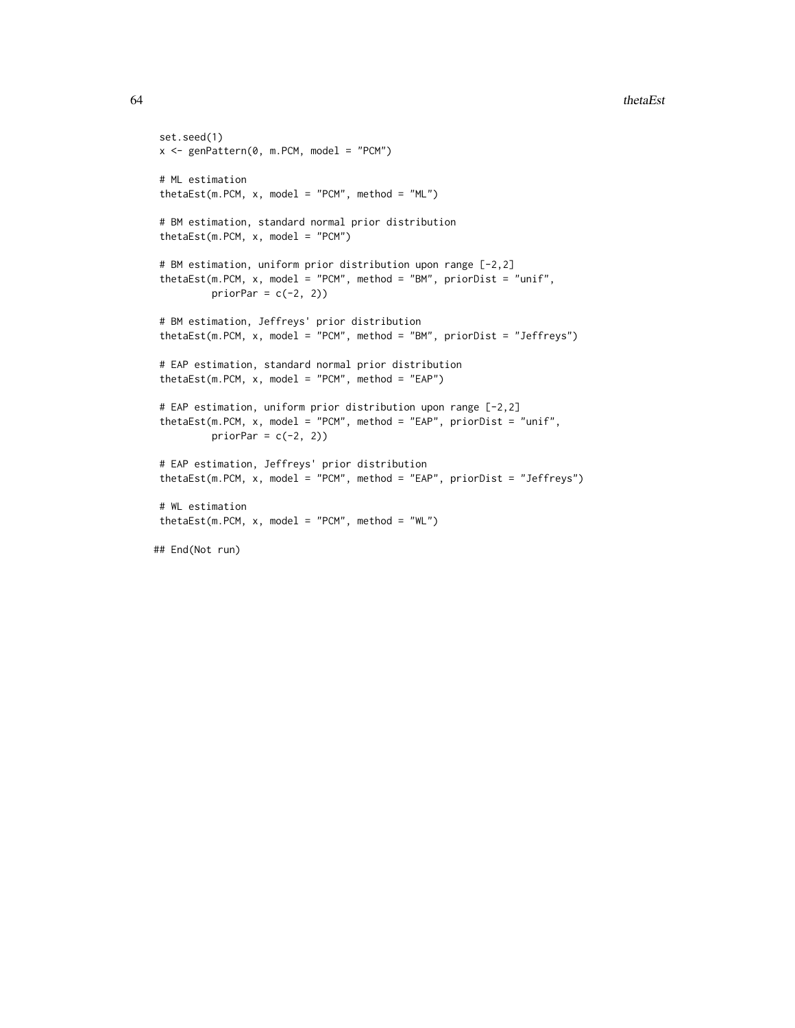```
 set.seed(1)
 x <- genPattern(0, m.PCM, model = "PCM")

 # ML estimation
 thetaEst(m.PCM, x, model = "PCM", method = "ML")

 # BM estimation, standard normal prior distribution
 thetaEst(m.PCM, x, model = "PCM")

 # BM estimation, uniform prior distribution upon range [-2,2]
 thetaEst(m.PCM, x, model = "PCM", method = "BM", priorDist = "unif",
          priorPar = c(-2, 2))

 # BM estimation, Jeffreys' prior distribution
 thetaEst(m.PCM, x, model = "PCM", method = "BM", priorDist = "Jeffreys")

 # EAP estimation, standard normal prior distribution
 thetaEst(m.PCM, x, model = "PCM", method = "EAP")

 # EAP estimation, uniform prior distribution upon range [-2,2]
 thetaEst(m.PCM, x, model = "PCM", method = "EAP", priorDist = "unif",
          priorPar = c(-2, 2))

 # EAP estimation, Jeffreys' prior distribution
 thetaEst(m.PCM, x, model = "PCM", method = "EAP", priorDist = "Jeffreys")

 # WL estimation
 thetaEst(m.PCM, x, model = "PCM", method = "WL")

## End(Not run)
```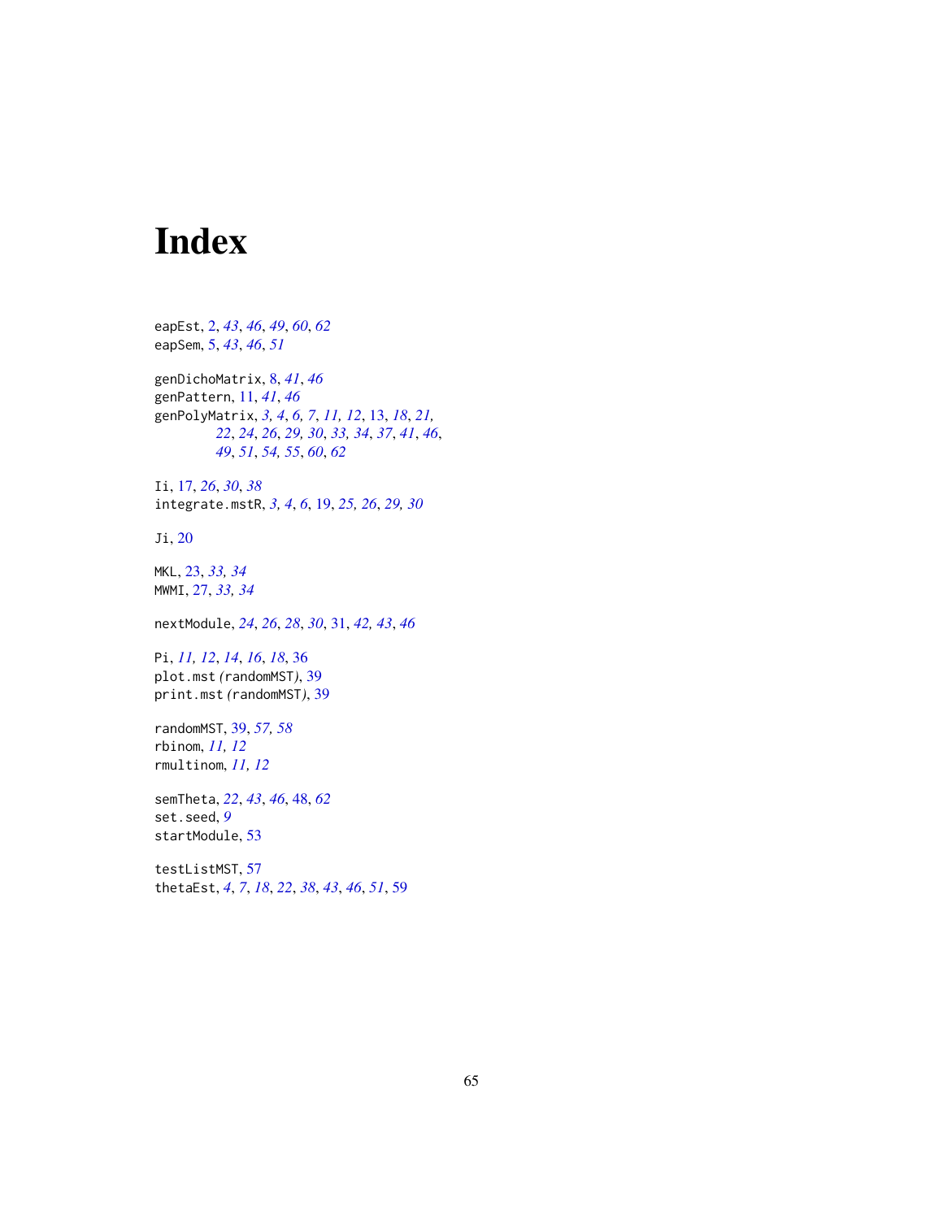# Index

eapEst, 2, *43*, *46*, *49*, *60*, *62*
eapSem, 5, *43*, *46*, *51*

genDichoMatrix, 8, *41*, *46*
genPattern, 11, *41*, *46*
genPolyMatrix, *3, 4*, *6, 7*, *11, 12*, 13, *18*, *21, 22*, *24*, *26*, *29, 30*, *33, 34*, *37*, *41*, *46*, *49*, *51*, *54, 55*, *60*, *62*

Ii, 17, *26*, *30*, *38*
integrate.mstR, *3, 4*, *6*, 19, *25, 26*, *29, 30*

Ji, 20

MKL, 23, *33, 34*
MWMI, 27, *33, 34*

nextModule, *24*, *26*, *28*, *30*, 31, *42, 43*, *46*

Pi, *11, 12*, *14*, *16*, *18*, 36
plot.mst *(*randomMST*)*, 39
print.mst *(*randomMST*)*, 39

randomMST, 39, *57, 58*
rbinom, *11, 12*
rmultinom, *11, 12*

semTheta, *22*, *43*, *46*, 48, *62*
set.seed, *9*
startModule, 53

testListMST, 57
thetaEst, *4*, *7*, *18*, *22*, *38*, *43*, *46*, *51*, 59